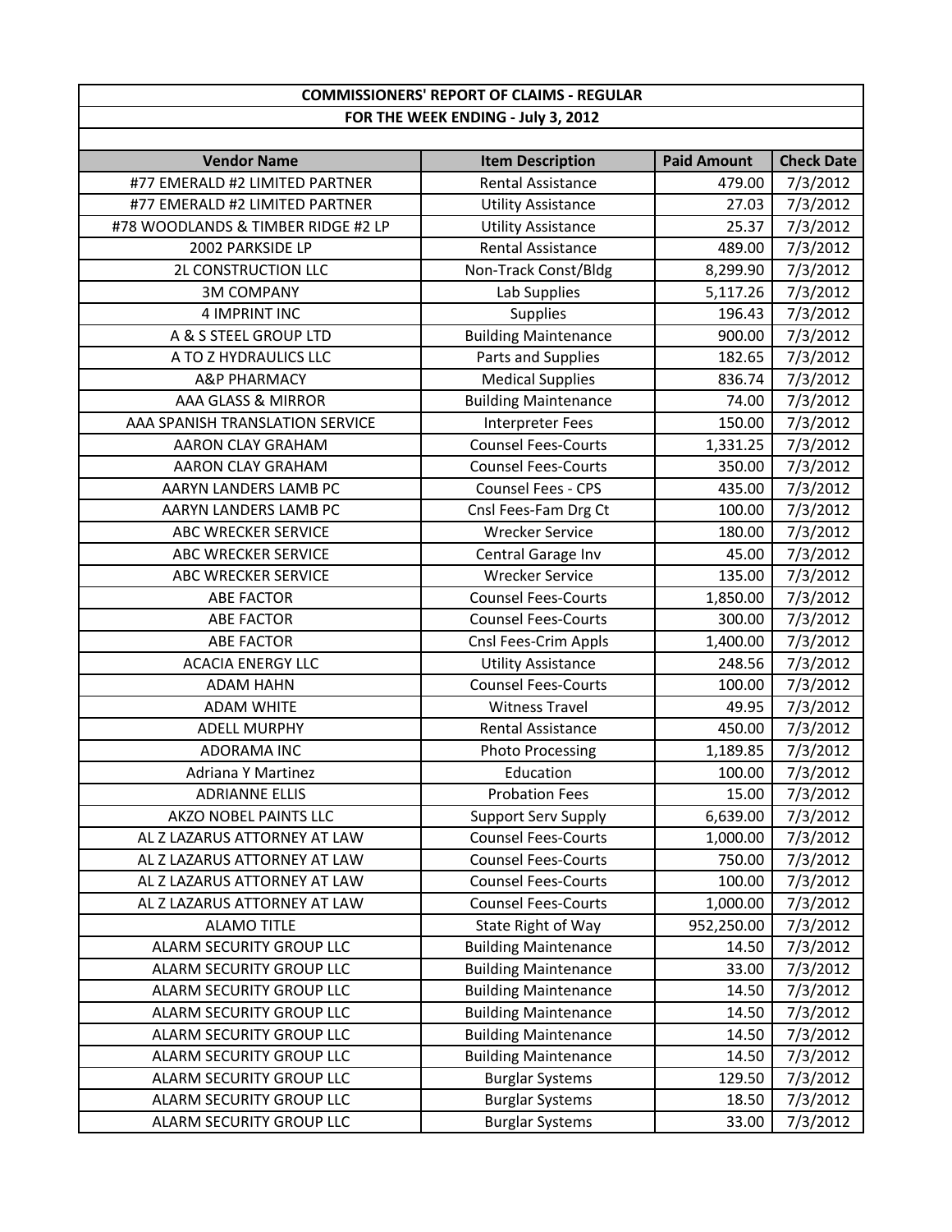## COMMISSIONERS' REPORT OF CLAIMS - REGULAR

## FOR THE WEEK ENDING - July 3, 2012

| Vendor Name | Item Description | Paid Amount | Check Date |
|---|---|---|---|
| #77 EMERALD #2 LIMITED PARTNER | Rental Assistance | 479.00 | 7/3/2012 |
| #77 EMERALD #2 LIMITED PARTNER | Utility Assistance | 27.03 | 7/3/2012 |
| #78 WOODLANDS & TIMBER RIDGE #2 LP | Utility Assistance | 25.37 | 7/3/2012 |
| 2002 PARKSIDE LP | Rental Assistance | 489.00 | 7/3/2012 |
| 2L CONSTRUCTION LLC | Non-Track Const/Bldg | 8,299.90 | 7/3/2012 |
| 3M COMPANY | Lab Supplies | 5,117.26 | 7/3/2012 |
| 4 IMPRINT INC | Supplies | 196.43 | 7/3/2012 |
| A & S STEEL GROUP LTD | Building Maintenance | 900.00 | 7/3/2012 |
| A TO Z HYDRAULICS LLC | Parts and Supplies | 182.65 | 7/3/2012 |
| A&P PHARMACY | Medical Supplies | 836.74 | 7/3/2012 |
| AAA GLASS & MIRROR | Building Maintenance | 74.00 | 7/3/2012 |
| AAA SPANISH TRANSLATION SERVICE | Interpreter Fees | 150.00 | 7/3/2012 |
| AARON CLAY GRAHAM | Counsel Fees-Courts | 1,331.25 | 7/3/2012 |
| AARON CLAY GRAHAM | Counsel Fees-Courts | 350.00 | 7/3/2012 |
| AARYN LANDERS LAMB PC | Counsel Fees - CPS | 435.00 | 7/3/2012 |
| AARYN LANDERS LAMB PC | Cnsl Fees-Fam Drg Ct | 100.00 | 7/3/2012 |
| ABC WRECKER SERVICE | Wrecker Service | 180.00 | 7/3/2012 |
| ABC WRECKER SERVICE | Central Garage Inv | 45.00 | 7/3/2012 |
| ABC WRECKER SERVICE | Wrecker Service | 135.00 | 7/3/2012 |
| ABE FACTOR | Counsel Fees-Courts | 1,850.00 | 7/3/2012 |
| ABE FACTOR | Counsel Fees-Courts | 300.00 | 7/3/2012 |
| ABE FACTOR | Cnsl Fees-Crim Appls | 1,400.00 | 7/3/2012 |
| ACACIA ENERGY LLC | Utility Assistance | 248.56 | 7/3/2012 |
| ADAM HAHN | Counsel Fees-Courts | 100.00 | 7/3/2012 |
| ADAM WHITE | Witness Travel | 49.95 | 7/3/2012 |
| ADELL MURPHY | Rental Assistance | 450.00 | 7/3/2012 |
| ADORAMA INC | Photo Processing | 1,189.85 | 7/3/2012 |
| Adriana Y Martinez | Education | 100.00 | 7/3/2012 |
| ADRIANNE ELLIS | Probation Fees | 15.00 | 7/3/2012 |
| AKZO NOBEL PAINTS LLC | Support Serv Supply | 6,639.00 | 7/3/2012 |
| AL Z LAZARUS ATTORNEY AT LAW | Counsel Fees-Courts | 1,000.00 | 7/3/2012 |
| AL Z LAZARUS ATTORNEY AT LAW | Counsel Fees-Courts | 750.00 | 7/3/2012 |
| AL Z LAZARUS ATTORNEY AT LAW | Counsel Fees-Courts | 100.00 | 7/3/2012 |
| AL Z LAZARUS ATTORNEY AT LAW | Counsel Fees-Courts | 1,000.00 | 7/3/2012 |
| ALAMO TITLE | State Right of Way | 952,250.00 | 7/3/2012 |
| ALARM SECURITY GROUP LLC | Building Maintenance | 14.50 | 7/3/2012 |
| ALARM SECURITY GROUP LLC | Building Maintenance | 33.00 | 7/3/2012 |
| ALARM SECURITY GROUP LLC | Building Maintenance | 14.50 | 7/3/2012 |
| ALARM SECURITY GROUP LLC | Building Maintenance | 14.50 | 7/3/2012 |
| ALARM SECURITY GROUP LLC | Building Maintenance | 14.50 | 7/3/2012 |
| ALARM SECURITY GROUP LLC | Building Maintenance | 14.50 | 7/3/2012 |
| ALARM SECURITY GROUP LLC | Burglar Systems | 129.50 | 7/3/2012 |
| ALARM SECURITY GROUP LLC | Burglar Systems | 18.50 | 7/3/2012 |
| ALARM SECURITY GROUP LLC | Burglar Systems | 33.00 | 7/3/2012 |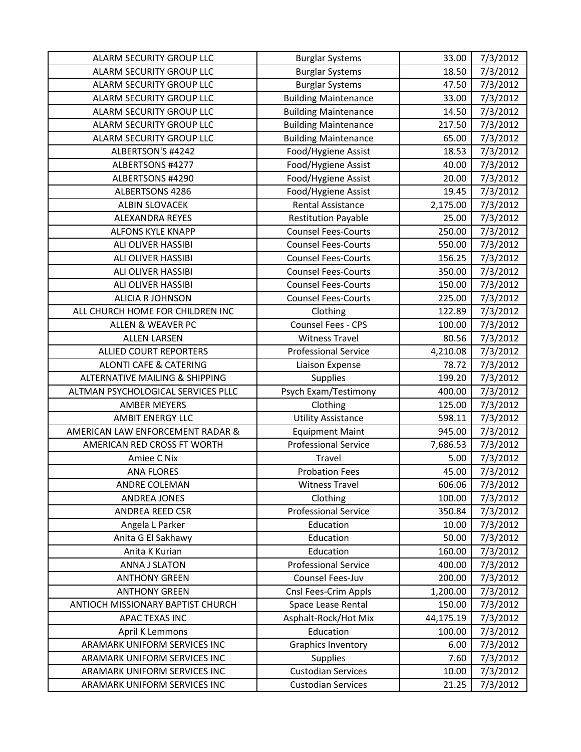| | | | |
|---|---|---|---|
| ALARM SECURITY GROUP LLC | Burglar Systems | 33.00 | 7/3/2012 |
| ALARM SECURITY GROUP LLC | Burglar Systems | 18.50 | 7/3/2012 |
| ALARM SECURITY GROUP LLC | Burglar Systems | 47.50 | 7/3/2012 |
| ALARM SECURITY GROUP LLC | Building Maintenance | 33.00 | 7/3/2012 |
| ALARM SECURITY GROUP LLC | Building Maintenance | 14.50 | 7/3/2012 |
| ALARM SECURITY GROUP LLC | Building Maintenance | 217.50 | 7/3/2012 |
| ALARM SECURITY GROUP LLC | Building Maintenance | 65.00 | 7/3/2012 |
| ALBERTSON'S #4242 | Food/Hygiene Assist | 18.53 | 7/3/2012 |
| ALBERTSONS #4277 | Food/Hygiene Assist | 40.00 | 7/3/2012 |
| ALBERTSONS #4290 | Food/Hygiene Assist | 20.00 | 7/3/2012 |
| ALBERTSONS 4286 | Food/Hygiene Assist | 19.45 | 7/3/2012 |
| ALBIN SLOVACEK | Rental Assistance | 2,175.00 | 7/3/2012 |
| ALEXANDRA REYES | Restitution Payable | 25.00 | 7/3/2012 |
| ALFONS KYLE KNAPP | Counsel Fees-Courts | 250.00 | 7/3/2012 |
| ALI OLIVER HASSIBI | Counsel Fees-Courts | 550.00 | 7/3/2012 |
| ALI OLIVER HASSIBI | Counsel Fees-Courts | 156.25 | 7/3/2012 |
| ALI OLIVER HASSIBI | Counsel Fees-Courts | 350.00 | 7/3/2012 |
| ALI OLIVER HASSIBI | Counsel Fees-Courts | 150.00 | 7/3/2012 |
| ALICIA R JOHNSON | Counsel Fees-Courts | 225.00 | 7/3/2012 |
| ALL CHURCH HOME FOR CHILDREN INC | Clothing | 122.89 | 7/3/2012 |
| ALLEN & WEAVER PC | Counsel Fees - CPS | 100.00 | 7/3/2012 |
| ALLEN LARSEN | Witness Travel | 80.56 | 7/3/2012 |
| ALLIED COURT REPORTERS | Professional Service | 4,210.08 | 7/3/2012 |
| ALONTI CAFE & CATERING | Liaison Expense | 78.72 | 7/3/2012 |
| ALTERNATIVE MAILING & SHIPPING | Supplies | 199.20 | 7/3/2012 |
| ALTMAN PSYCHOLOGICAL SERVICES PLLC | Psych Exam/Testimony | 400.00 | 7/3/2012 |
| AMBER MEYERS | Clothing | 125.00 | 7/3/2012 |
| AMBIT ENERGY LLC | Utility Assistance | 598.11 | 7/3/2012 |
| AMERICAN LAW ENFORCEMENT RADAR & | Equipment Maint | 945.00 | 7/3/2012 |
| AMERICAN RED CROSS FT WORTH | Professional Service | 7,686.53 | 7/3/2012 |
| Amiee C Nix | Travel | 5.00 | 7/3/2012 |
| ANA FLORES | Probation Fees | 45.00 | 7/3/2012 |
| ANDRE COLEMAN | Witness Travel | 606.06 | 7/3/2012 |
| ANDREA JONES | Clothing | 100.00 | 7/3/2012 |
| ANDREA REED CSR | Professional Service | 350.84 | 7/3/2012 |
| Angela L Parker | Education | 10.00 | 7/3/2012 |
| Anita G El Sakhawy | Education | 50.00 | 7/3/2012 |
| Anita K Kurian | Education | 160.00 | 7/3/2012 |
| ANNA J SLATON | Professional Service | 400.00 | 7/3/2012 |
| ANTHONY GREEN | Counsel Fees-Juv | 200.00 | 7/3/2012 |
| ANTHONY GREEN | Cnsl Fees-Crim Appls | 1,200.00 | 7/3/2012 |
| ANTIOCH MISSIONARY BAPTIST CHURCH | Space Lease Rental | 150.00 | 7/3/2012 |
| APAC TEXAS INC | Asphalt-Rock/Hot Mix | 44,175.19 | 7/3/2012 |
| April K Lemmons | Education | 100.00 | 7/3/2012 |
| ARAMARK UNIFORM SERVICES INC | Graphics Inventory | 6.00 | 7/3/2012 |
| ARAMARK UNIFORM SERVICES INC | Supplies | 7.60 | 7/3/2012 |
| ARAMARK UNIFORM SERVICES INC | Custodian Services | 10.00 | 7/3/2012 |
| ARAMARK UNIFORM SERVICES INC | Custodian Services | 21.25 | 7/3/2012 |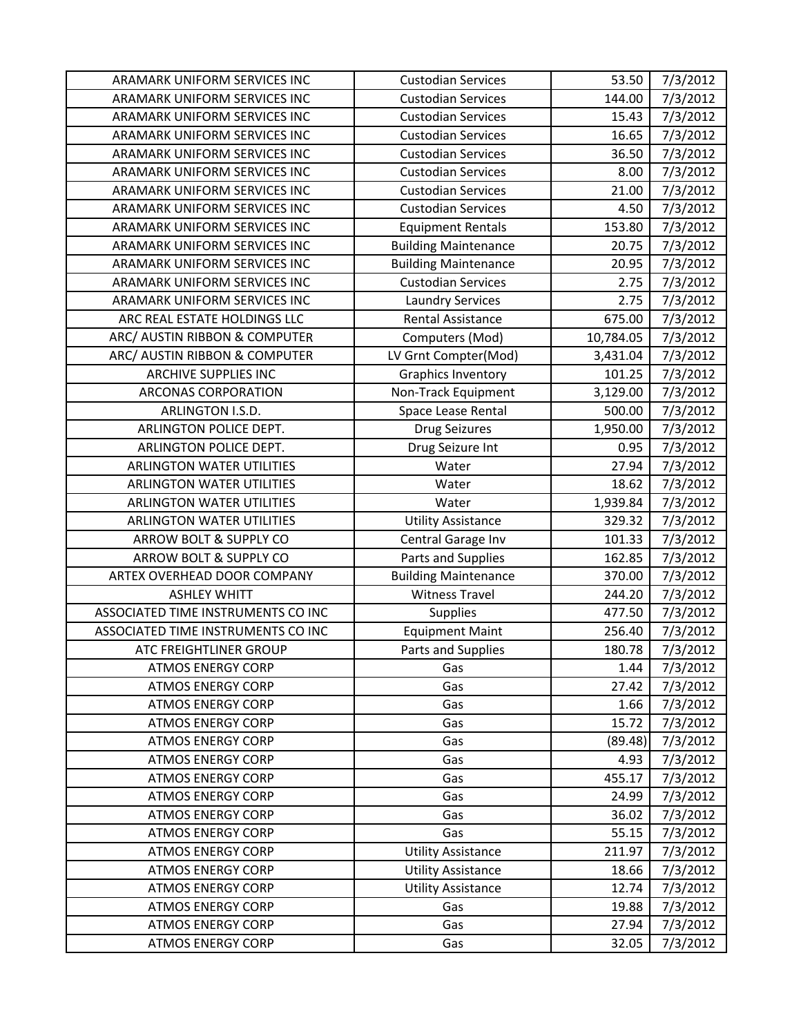| ARAMARK UNIFORM SERVICES INC | Custodian Services | 53.50 | 7/3/2012 |
|---|---|---|---|
| ARAMARK UNIFORM SERVICES INC | Custodian Services | 144.00 | 7/3/2012 |
| ARAMARK UNIFORM SERVICES INC | Custodian Services | 15.43 | 7/3/2012 |
| ARAMARK UNIFORM SERVICES INC | Custodian Services | 16.65 | 7/3/2012 |
| ARAMARK UNIFORM SERVICES INC | Custodian Services | 36.50 | 7/3/2012 |
| ARAMARK UNIFORM SERVICES INC | Custodian Services | 8.00 | 7/3/2012 |
| ARAMARK UNIFORM SERVICES INC | Custodian Services | 21.00 | 7/3/2012 |
| ARAMARK UNIFORM SERVICES INC | Custodian Services | 4.50 | 7/3/2012 |
| ARAMARK UNIFORM SERVICES INC | Equipment Rentals | 153.80 | 7/3/2012 |
| ARAMARK UNIFORM SERVICES INC | Building Maintenance | 20.75 | 7/3/2012 |
| ARAMARK UNIFORM SERVICES INC | Building Maintenance | 20.95 | 7/3/2012 |
| ARAMARK UNIFORM SERVICES INC | Custodian Services | 2.75 | 7/3/2012 |
| ARAMARK UNIFORM SERVICES INC | Laundry Services | 2.75 | 7/3/2012 |
| ARC REAL ESTATE HOLDINGS LLC | Rental Assistance | 675.00 | 7/3/2012 |
| ARC/ AUSTIN RIBBON & COMPUTER | Computers (Mod) | 10,784.05 | 7/3/2012 |
| ARC/ AUSTIN RIBBON & COMPUTER | LV Grnt Compter(Mod) | 3,431.04 | 7/3/2012 |
| ARCHIVE SUPPLIES INC | Graphics Inventory | 101.25 | 7/3/2012 |
| ARCONAS CORPORATION | Non-Track Equipment | 3,129.00 | 7/3/2012 |
| ARLINGTON I.S.D. | Space Lease Rental | 500.00 | 7/3/2012 |
| ARLINGTON POLICE DEPT. | Drug Seizures | 1,950.00 | 7/3/2012 |
| ARLINGTON POLICE DEPT. | Drug Seizure Int | 0.95 | 7/3/2012 |
| ARLINGTON WATER UTILITIES | Water | 27.94 | 7/3/2012 |
| ARLINGTON WATER UTILITIES | Water | 18.62 | 7/3/2012 |
| ARLINGTON WATER UTILITIES | Water | 1,939.84 | 7/3/2012 |
| ARLINGTON WATER UTILITIES | Utility Assistance | 329.32 | 7/3/2012 |
| ARROW BOLT & SUPPLY CO | Central Garage Inv | 101.33 | 7/3/2012 |
| ARROW BOLT & SUPPLY CO | Parts and Supplies | 162.85 | 7/3/2012 |
| ARTEX OVERHEAD DOOR COMPANY | Building Maintenance | 370.00 | 7/3/2012 |
| ASHLEY WHITT | Witness Travel | 244.20 | 7/3/2012 |
| ASSOCIATED TIME INSTRUMENTS CO INC | Supplies | 477.50 | 7/3/2012 |
| ASSOCIATED TIME INSTRUMENTS CO INC | Equipment Maint | 256.40 | 7/3/2012 |
| ATC FREIGHTLINER GROUP | Parts and Supplies | 180.78 | 7/3/2012 |
| ATMOS ENERGY CORP | Gas | 1.44 | 7/3/2012 |
| ATMOS ENERGY CORP | Gas | 27.42 | 7/3/2012 |
| ATMOS ENERGY CORP | Gas | 1.66 | 7/3/2012 |
| ATMOS ENERGY CORP | Gas | 15.72 | 7/3/2012 |
| ATMOS ENERGY CORP | Gas | (89.48) | 7/3/2012 |
| ATMOS ENERGY CORP | Gas | 4.93 | 7/3/2012 |
| ATMOS ENERGY CORP | Gas | 455.17 | 7/3/2012 |
| ATMOS ENERGY CORP | Gas | 24.99 | 7/3/2012 |
| ATMOS ENERGY CORP | Gas | 36.02 | 7/3/2012 |
| ATMOS ENERGY CORP | Gas | 55.15 | 7/3/2012 |
| ATMOS ENERGY CORP | Utility Assistance | 211.97 | 7/3/2012 |
| ATMOS ENERGY CORP | Utility Assistance | 18.66 | 7/3/2012 |
| ATMOS ENERGY CORP | Utility Assistance | 12.74 | 7/3/2012 |
| ATMOS ENERGY CORP | Gas | 19.88 | 7/3/2012 |
| ATMOS ENERGY CORP | Gas | 27.94 | 7/3/2012 |
| ATMOS ENERGY CORP | Gas | 32.05 | 7/3/2012 |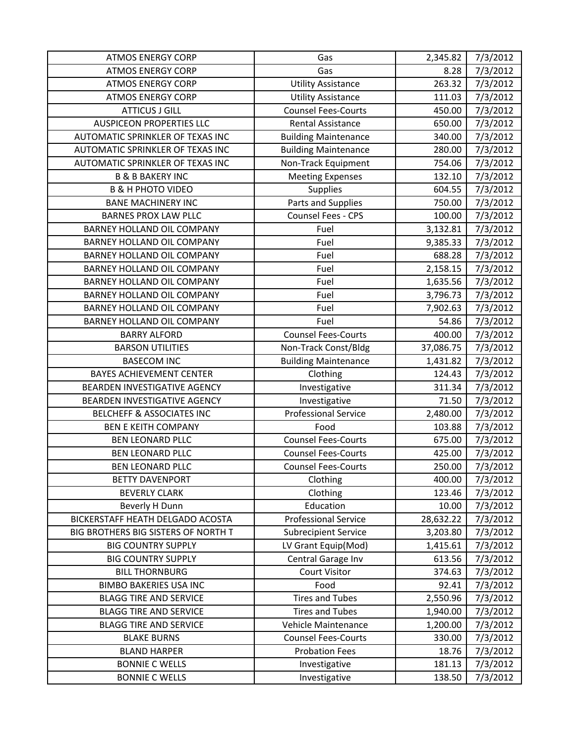| ATMOS ENERGY CORP | Gas | 2,345.82 | 7/3/2012 |
|---|---|---|---|
| ATMOS ENERGY CORP | Gas | 8.28 | 7/3/2012 |
| ATMOS ENERGY CORP | Utility Assistance | 263.32 | 7/3/2012 |
| ATMOS ENERGY CORP | Utility Assistance | 111.03 | 7/3/2012 |
| ATTICUS J GILL | Counsel Fees-Courts | 450.00 | 7/3/2012 |
| AUSPICEON PROPERTIES LLC | Rental Assistance | 650.00 | 7/3/2012 |
| AUTOMATIC SPRINKLER OF TEXAS INC | Building Maintenance | 340.00 | 7/3/2012 |
| AUTOMATIC SPRINKLER OF TEXAS INC | Building Maintenance | 280.00 | 7/3/2012 |
| AUTOMATIC SPRINKLER OF TEXAS INC | Non-Track Equipment | 754.06 | 7/3/2012 |
| B & B BAKERY INC | Meeting Expenses | 132.10 | 7/3/2012 |
| B & H PHOTO VIDEO | Supplies | 604.55 | 7/3/2012 |
| BANE MACHINERY INC | Parts and Supplies | 750.00 | 7/3/2012 |
| BARNES PROX LAW PLLC | Counsel Fees - CPS | 100.00 | 7/3/2012 |
| BARNEY HOLLAND OIL COMPANY | Fuel | 3,132.81 | 7/3/2012 |
| BARNEY HOLLAND OIL COMPANY | Fuel | 9,385.33 | 7/3/2012 |
| BARNEY HOLLAND OIL COMPANY | Fuel | 688.28 | 7/3/2012 |
| BARNEY HOLLAND OIL COMPANY | Fuel | 2,158.15 | 7/3/2012 |
| BARNEY HOLLAND OIL COMPANY | Fuel | 1,635.56 | 7/3/2012 |
| BARNEY HOLLAND OIL COMPANY | Fuel | 3,796.73 | 7/3/2012 |
| BARNEY HOLLAND OIL COMPANY | Fuel | 7,902.63 | 7/3/2012 |
| BARNEY HOLLAND OIL COMPANY | Fuel | 54.86 | 7/3/2012 |
| BARRY ALFORD | Counsel Fees-Courts | 400.00 | 7/3/2012 |
| BARSON UTILITIES | Non-Track Const/Bldg | 37,086.75 | 7/3/2012 |
| BASECOM INC | Building Maintenance | 1,431.82 | 7/3/2012 |
| BAYES ACHIEVEMENT CENTER | Clothing | 124.43 | 7/3/2012 |
| BEARDEN INVESTIGATIVE AGENCY | Investigative | 311.34 | 7/3/2012 |
| BEARDEN INVESTIGATIVE AGENCY | Investigative | 71.50 | 7/3/2012 |
| BELCHEFF & ASSOCIATES INC | Professional Service | 2,480.00 | 7/3/2012 |
| BEN E KEITH COMPANY | Food | 103.88 | 7/3/2012 |
| BEN LEONARD PLLC | Counsel Fees-Courts | 675.00 | 7/3/2012 |
| BEN LEONARD PLLC | Counsel Fees-Courts | 425.00 | 7/3/2012 |
| BEN LEONARD PLLC | Counsel Fees-Courts | 250.00 | 7/3/2012 |
| BETTY DAVENPORT | Clothing | 400.00 | 7/3/2012 |
| BEVERLY CLARK | Clothing | 123.46 | 7/3/2012 |
| Beverly H Dunn | Education | 10.00 | 7/3/2012 |
| BICKERSTAFF HEATH DELGADO ACOSTA | Professional Service | 28,632.22 | 7/3/2012 |
| BIG BROTHERS BIG SISTERS OF NORTH T | Subrecipient Service | 3,203.80 | 7/3/2012 |
| BIG COUNTRY SUPPLY | LV Grant Equip(Mod) | 1,415.61 | 7/3/2012 |
| BIG COUNTRY SUPPLY | Central Garage Inv | 613.56 | 7/3/2012 |
| BILL THORNBURG | Court Visitor | 374.63 | 7/3/2012 |
| BIMBO BAKERIES USA INC | Food | 92.41 | 7/3/2012 |
| BLAGG TIRE AND SERVICE | Tires and Tubes | 2,550.96 | 7/3/2012 |
| BLAGG TIRE AND SERVICE | Tires and Tubes | 1,940.00 | 7/3/2012 |
| BLAGG TIRE AND SERVICE | Vehicle Maintenance | 1,200.00 | 7/3/2012 |
| BLAKE BURNS | Counsel Fees-Courts | 330.00 | 7/3/2012 |
| BLAND HARPER | Probation Fees | 18.76 | 7/3/2012 |
| BONNIE C WELLS | Investigative | 181.13 | 7/3/2012 |
| BONNIE C WELLS | Investigative | 138.50 | 7/3/2012 |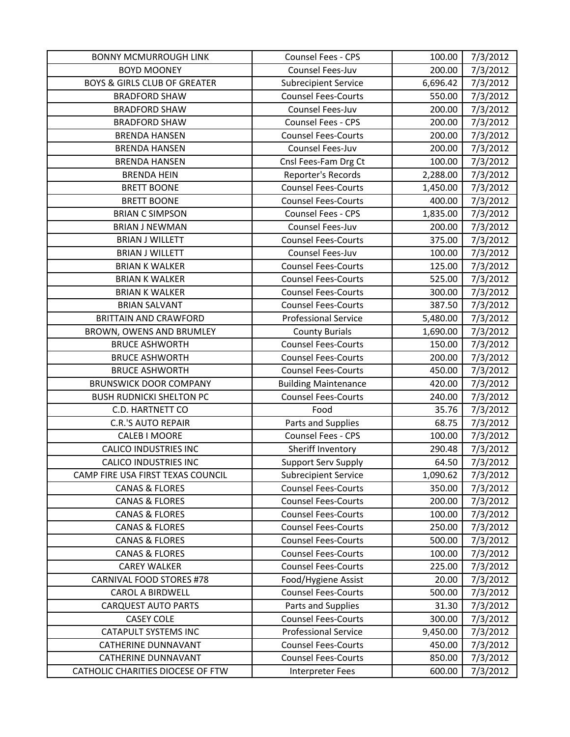| BONNY MCMURROUGH LINK | Counsel Fees - CPS | 100.00 | 7/3/2012 |
|---|---|---|---|
| BOYD MOONEY | Counsel Fees-Juv | 200.00 | 7/3/2012 |
| BOYS & GIRLS CLUB OF GREATER | Subrecipient Service | 6,696.42 | 7/3/2012 |
| BRADFORD SHAW | Counsel Fees-Courts | 550.00 | 7/3/2012 |
| BRADFORD SHAW | Counsel Fees-Juv | 200.00 | 7/3/2012 |
| BRADFORD SHAW | Counsel Fees - CPS | 200.00 | 7/3/2012 |
| BRENDA HANSEN | Counsel Fees-Courts | 200.00 | 7/3/2012 |
| BRENDA HANSEN | Counsel Fees-Juv | 200.00 | 7/3/2012 |
| BRENDA HANSEN | Cnsl Fees-Fam Drg Ct | 100.00 | 7/3/2012 |
| BRENDA HEIN | Reporter's Records | 2,288.00 | 7/3/2012 |
| BRETT BOONE | Counsel Fees-Courts | 1,450.00 | 7/3/2012 |
| BRETT BOONE | Counsel Fees-Courts | 400.00 | 7/3/2012 |
| BRIAN C SIMPSON | Counsel Fees - CPS | 1,835.00 | 7/3/2012 |
| BRIAN J NEWMAN | Counsel Fees-Juv | 200.00 | 7/3/2012 |
| BRIAN J WILLETT | Counsel Fees-Courts | 375.00 | 7/3/2012 |
| BRIAN J WILLETT | Counsel Fees-Juv | 100.00 | 7/3/2012 |
| BRIAN K WALKER | Counsel Fees-Courts | 125.00 | 7/3/2012 |
| BRIAN K WALKER | Counsel Fees-Courts | 525.00 | 7/3/2012 |
| BRIAN K WALKER | Counsel Fees-Courts | 300.00 | 7/3/2012 |
| BRIAN SALVANT | Counsel Fees-Courts | 387.50 | 7/3/2012 |
| BRITTAIN AND CRAWFORD | Professional Service | 5,480.00 | 7/3/2012 |
| BROWN, OWENS AND BRUMLEY | County Burials | 1,690.00 | 7/3/2012 |
| BRUCE ASHWORTH | Counsel Fees-Courts | 150.00 | 7/3/2012 |
| BRUCE ASHWORTH | Counsel Fees-Courts | 200.00 | 7/3/2012 |
| BRUCE ASHWORTH | Counsel Fees-Courts | 450.00 | 7/3/2012 |
| BRUNSWICK DOOR COMPANY | Building Maintenance | 420.00 | 7/3/2012 |
| BUSH RUDNICKI SHELTON PC | Counsel Fees-Courts | 240.00 | 7/3/2012 |
| C.D. HARTNETT CO | Food | 35.76 | 7/3/2012 |
| C.R.'S AUTO REPAIR | Parts and Supplies | 68.75 | 7/3/2012 |
| CALEB I MOORE | Counsel Fees - CPS | 100.00 | 7/3/2012 |
| CALICO INDUSTRIES INC | Sheriff Inventory | 290.48 | 7/3/2012 |
| CALICO INDUSTRIES INC | Support Serv Supply | 64.50 | 7/3/2012 |
| CAMP FIRE USA FIRST TEXAS COUNCIL | Subrecipient Service | 1,090.62 | 7/3/2012 |
| CANAS & FLORES | Counsel Fees-Courts | 350.00 | 7/3/2012 |
| CANAS & FLORES | Counsel Fees-Courts | 200.00 | 7/3/2012 |
| CANAS & FLORES | Counsel Fees-Courts | 100.00 | 7/3/2012 |
| CANAS & FLORES | Counsel Fees-Courts | 250.00 | 7/3/2012 |
| CANAS & FLORES | Counsel Fees-Courts | 500.00 | 7/3/2012 |
| CANAS & FLORES | Counsel Fees-Courts | 100.00 | 7/3/2012 |
| CAREY WALKER | Counsel Fees-Courts | 225.00 | 7/3/2012 |
| CARNIVAL FOOD STORES #78 | Food/Hygiene Assist | 20.00 | 7/3/2012 |
| CAROL A BIRDWELL | Counsel Fees-Courts | 500.00 | 7/3/2012 |
| CARQUEST AUTO PARTS | Parts and Supplies | 31.30 | 7/3/2012 |
| CASEY COLE | Counsel Fees-Courts | 300.00 | 7/3/2012 |
| CATAPULT SYSTEMS INC | Professional Service | 9,450.00 | 7/3/2012 |
| CATHERINE DUNNAVANT | Counsel Fees-Courts | 450.00 | 7/3/2012 |
| CATHERINE DUNNAVANT | Counsel Fees-Courts | 850.00 | 7/3/2012 |
| CATHOLIC CHARITIES DIOCESE OF FTW | Interpreter Fees | 600.00 | 7/3/2012 |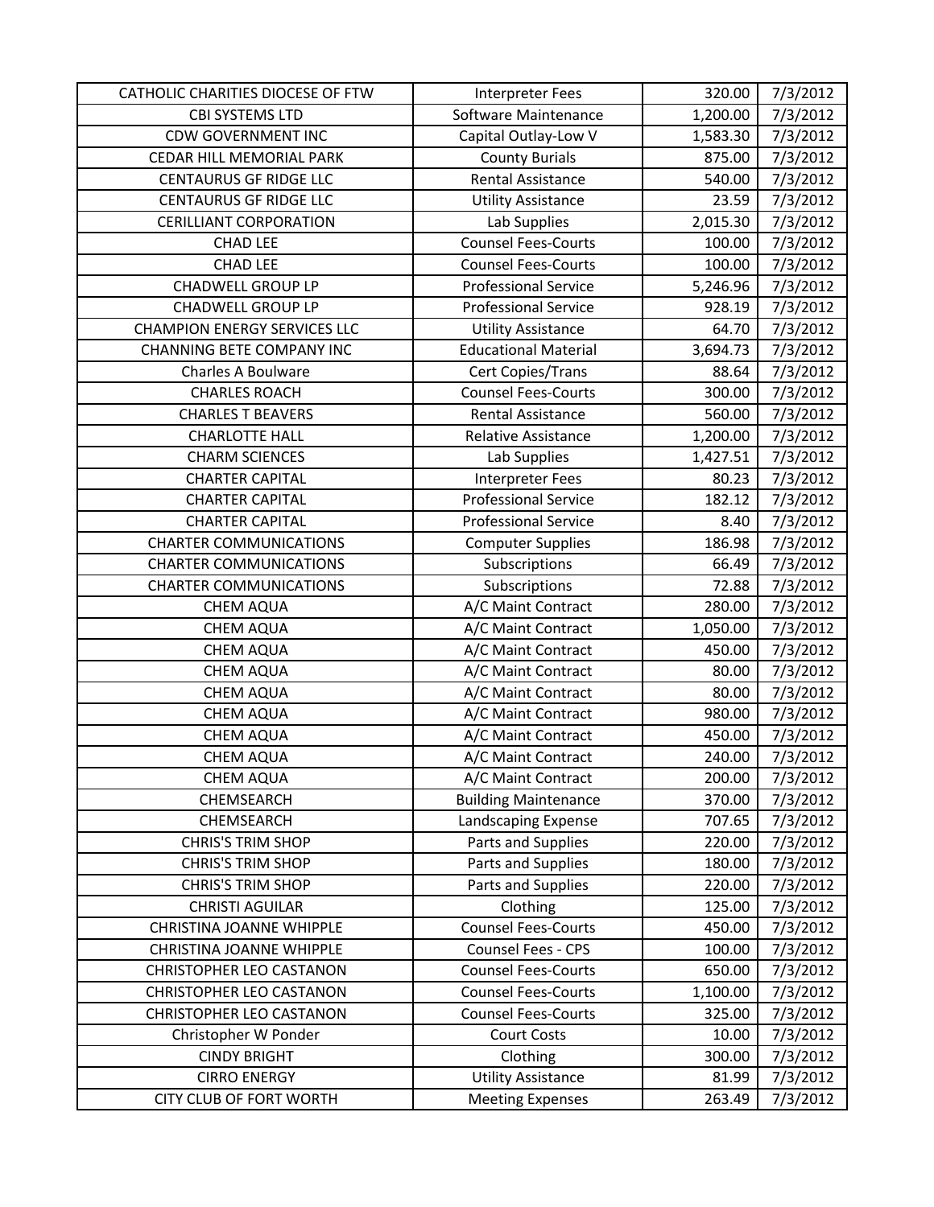| CATHOLIC CHARITIES DIOCESE OF FTW | Interpreter Fees | 320.00 | 7/3/2012 |
|---|---|---|---|
| CBI SYSTEMS LTD | Software Maintenance | 1,200.00 | 7/3/2012 |
| CDW GOVERNMENT INC | Capital Outlay-Low V | 1,583.30 | 7/3/2012 |
| CEDAR HILL MEMORIAL PARK | County Burials | 875.00 | 7/3/2012 |
| CENTAURUS GF RIDGE LLC | Rental Assistance | 540.00 | 7/3/2012 |
| CENTAURUS GF RIDGE LLC | Utility Assistance | 23.59 | 7/3/2012 |
| CERILLIANT CORPORATION | Lab Supplies | 2,015.30 | 7/3/2012 |
| CHAD LEE | Counsel Fees-Courts | 100.00 | 7/3/2012 |
| CHAD LEE | Counsel Fees-Courts | 100.00 | 7/3/2012 |
| CHADWELL GROUP LP | Professional Service | 5,246.96 | 7/3/2012 |
| CHADWELL GROUP LP | Professional Service | 928.19 | 7/3/2012 |
| CHAMPION ENERGY SERVICES LLC | Utility Assistance | 64.70 | 7/3/2012 |
| CHANNING BETE COMPANY INC | Educational Material | 3,694.73 | 7/3/2012 |
| Charles A Boulware | Cert Copies/Trans | 88.64 | 7/3/2012 |
| CHARLES ROACH | Counsel Fees-Courts | 300.00 | 7/3/2012 |
| CHARLES T BEAVERS | Rental Assistance | 560.00 | 7/3/2012 |
| CHARLOTTE HALL | Relative Assistance | 1,200.00 | 7/3/2012 |
| CHARM SCIENCES | Lab Supplies | 1,427.51 | 7/3/2012 |
| CHARTER CAPITAL | Interpreter Fees | 80.23 | 7/3/2012 |
| CHARTER CAPITAL | Professional Service | 182.12 | 7/3/2012 |
| CHARTER CAPITAL | Professional Service | 8.40 | 7/3/2012 |
| CHARTER COMMUNICATIONS | Computer Supplies | 186.98 | 7/3/2012 |
| CHARTER COMMUNICATIONS | Subscriptions | 66.49 | 7/3/2012 |
| CHARTER COMMUNICATIONS | Subscriptions | 72.88 | 7/3/2012 |
| CHEM AQUA | A/C Maint Contract | 280.00 | 7/3/2012 |
| CHEM AQUA | A/C Maint Contract | 1,050.00 | 7/3/2012 |
| CHEM AQUA | A/C Maint Contract | 450.00 | 7/3/2012 |
| CHEM AQUA | A/C Maint Contract | 80.00 | 7/3/2012 |
| CHEM AQUA | A/C Maint Contract | 80.00 | 7/3/2012 |
| CHEM AQUA | A/C Maint Contract | 980.00 | 7/3/2012 |
| CHEM AQUA | A/C Maint Contract | 450.00 | 7/3/2012 |
| CHEM AQUA | A/C Maint Contract | 240.00 | 7/3/2012 |
| CHEM AQUA | A/C Maint Contract | 200.00 | 7/3/2012 |
| CHEMSEARCH | Building Maintenance | 370.00 | 7/3/2012 |
| CHEMSEARCH | Landscaping Expense | 707.65 | 7/3/2012 |
| CHRIS'S TRIM SHOP | Parts and Supplies | 220.00 | 7/3/2012 |
| CHRIS'S TRIM SHOP | Parts and Supplies | 180.00 | 7/3/2012 |
| CHRIS'S TRIM SHOP | Parts and Supplies | 220.00 | 7/3/2012 |
| CHRISTI AGUILAR | Clothing | 125.00 | 7/3/2012 |
| CHRISTINA JOANNE WHIPPLE | Counsel Fees-Courts | 450.00 | 7/3/2012 |
| CHRISTINA JOANNE WHIPPLE | Counsel Fees - CPS | 100.00 | 7/3/2012 |
| CHRISTOPHER LEO CASTANON | Counsel Fees-Courts | 650.00 | 7/3/2012 |
| CHRISTOPHER LEO CASTANON | Counsel Fees-Courts | 1,100.00 | 7/3/2012 |
| CHRISTOPHER LEO CASTANON | Counsel Fees-Courts | 325.00 | 7/3/2012 |
| Christopher W Ponder | Court Costs | 10.00 | 7/3/2012 |
| CINDY BRIGHT | Clothing | 300.00 | 7/3/2012 |
| CIRRO ENERGY | Utility Assistance | 81.99 | 7/3/2012 |
| CITY CLUB OF FORT WORTH | Meeting Expenses | 263.49 | 7/3/2012 |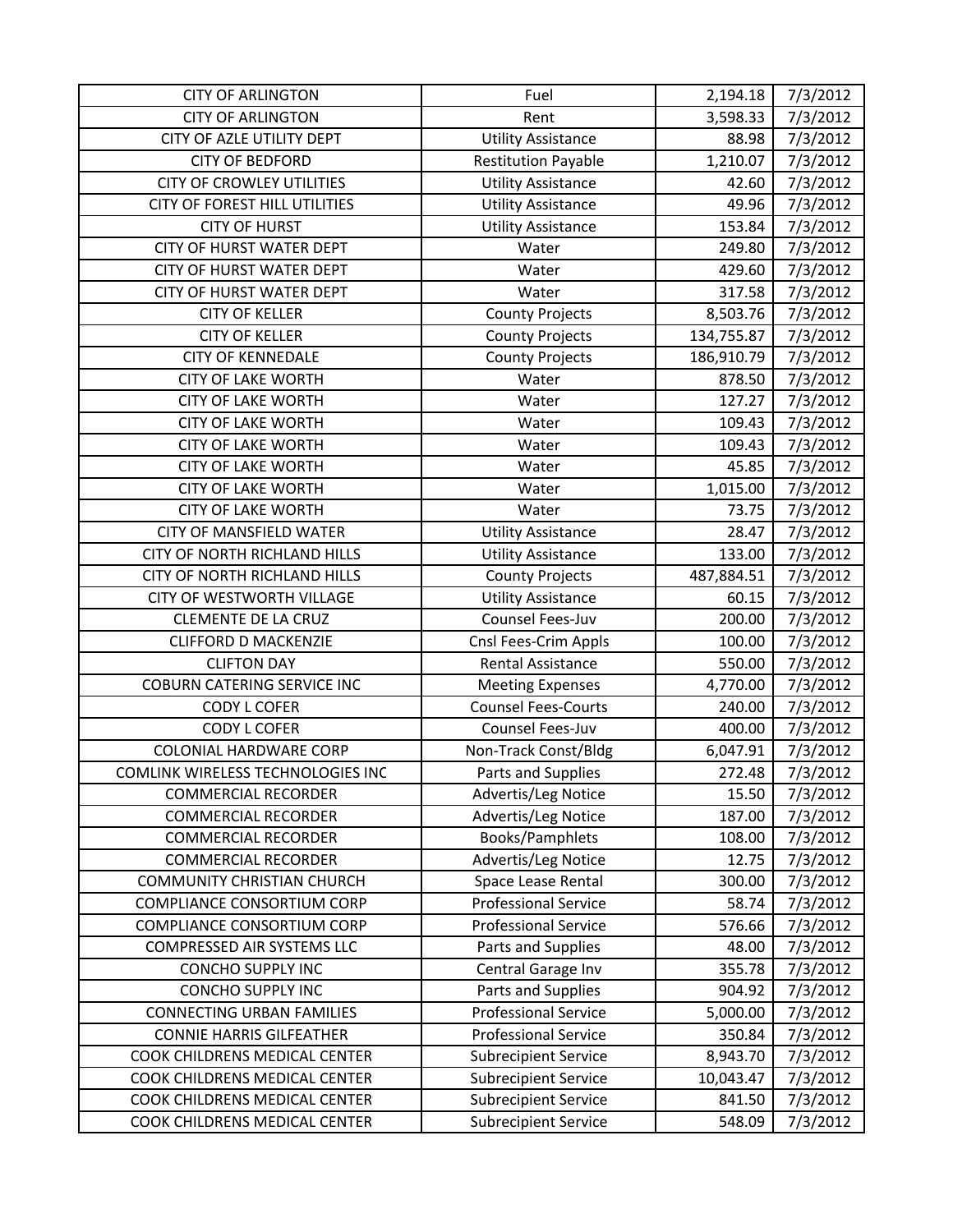| | | | |
|---|---|---|---|
| CITY OF ARLINGTON | Fuel | 2,194.18 | 7/3/2012 |
| CITY OF ARLINGTON | Rent | 3,598.33 | 7/3/2012 |
| CITY OF AZLE UTILITY DEPT | Utility Assistance | 88.98 | 7/3/2012 |
| CITY OF BEDFORD | Restitution Payable | 1,210.07 | 7/3/2012 |
| CITY OF CROWLEY UTILITIES | Utility Assistance | 42.60 | 7/3/2012 |
| CITY OF FOREST HILL UTILITIES | Utility Assistance | 49.96 | 7/3/2012 |
| CITY OF HURST | Utility Assistance | 153.84 | 7/3/2012 |
| CITY OF HURST WATER DEPT | Water | 249.80 | 7/3/2012 |
| CITY OF HURST WATER DEPT | Water | 429.60 | 7/3/2012 |
| CITY OF HURST WATER DEPT | Water | 317.58 | 7/3/2012 |
| CITY OF KELLER | County Projects | 8,503.76 | 7/3/2012 |
| CITY OF KELLER | County Projects | 134,755.87 | 7/3/2012 |
| CITY OF KENNEDALE | County Projects | 186,910.79 | 7/3/2012 |
| CITY OF LAKE WORTH | Water | 878.50 | 7/3/2012 |
| CITY OF LAKE WORTH | Water | 127.27 | 7/3/2012 |
| CITY OF LAKE WORTH | Water | 109.43 | 7/3/2012 |
| CITY OF LAKE WORTH | Water | 109.43 | 7/3/2012 |
| CITY OF LAKE WORTH | Water | 45.85 | 7/3/2012 |
| CITY OF LAKE WORTH | Water | 1,015.00 | 7/3/2012 |
| CITY OF LAKE WORTH | Water | 73.75 | 7/3/2012 |
| CITY OF MANSFIELD WATER | Utility Assistance | 28.47 | 7/3/2012 |
| CITY OF NORTH RICHLAND HILLS | Utility Assistance | 133.00 | 7/3/2012 |
| CITY OF NORTH RICHLAND HILLS | County Projects | 487,884.51 | 7/3/2012 |
| CITY OF WESTWORTH VILLAGE | Utility Assistance | 60.15 | 7/3/2012 |
| CLEMENTE DE LA CRUZ | Counsel Fees-Juv | 200.00 | 7/3/2012 |
| CLIFFORD D MACKENZIE | Cnsl Fees-Crim Appls | 100.00 | 7/3/2012 |
| CLIFTON DAY | Rental Assistance | 550.00 | 7/3/2012 |
| COBURN CATERING SERVICE INC | Meeting Expenses | 4,770.00 | 7/3/2012 |
| CODY L COFER | Counsel Fees-Courts | 240.00 | 7/3/2012 |
| CODY L COFER | Counsel Fees-Juv | 400.00 | 7/3/2012 |
| COLONIAL HARDWARE CORP | Non-Track Const/Bldg | 6,047.91 | 7/3/2012 |
| COMLINK WIRELESS TECHNOLOGIES INC | Parts and Supplies | 272.48 | 7/3/2012 |
| COMMERCIAL RECORDER | Advertis/Leg Notice | 15.50 | 7/3/2012 |
| COMMERCIAL RECORDER | Advertis/Leg Notice | 187.00 | 7/3/2012 |
| COMMERCIAL RECORDER | Books/Pamphlets | 108.00 | 7/3/2012 |
| COMMERCIAL RECORDER | Advertis/Leg Notice | 12.75 | 7/3/2012 |
| COMMUNITY CHRISTIAN CHURCH | Space Lease Rental | 300.00 | 7/3/2012 |
| COMPLIANCE CONSORTIUM CORP | Professional Service | 58.74 | 7/3/2012 |
| COMPLIANCE CONSORTIUM CORP | Professional Service | 576.66 | 7/3/2012 |
| COMPRESSED AIR SYSTEMS LLC | Parts and Supplies | 48.00 | 7/3/2012 |
| CONCHO SUPPLY INC | Central Garage Inv | 355.78 | 7/3/2012 |
| CONCHO SUPPLY INC | Parts and Supplies | 904.92 | 7/3/2012 |
| CONNECTING URBAN FAMILIES | Professional Service | 5,000.00 | 7/3/2012 |
| CONNIE HARRIS GILFEATHER | Professional Service | 350.84 | 7/3/2012 |
| COOK CHILDRENS MEDICAL CENTER | Subrecipient Service | 8,943.70 | 7/3/2012 |
| COOK CHILDRENS MEDICAL CENTER | Subrecipient Service | 10,043.47 | 7/3/2012 |
| COOK CHILDRENS MEDICAL CENTER | Subrecipient Service | 841.50 | 7/3/2012 |
| COOK CHILDRENS MEDICAL CENTER | Subrecipient Service | 548.09 | 7/3/2012 |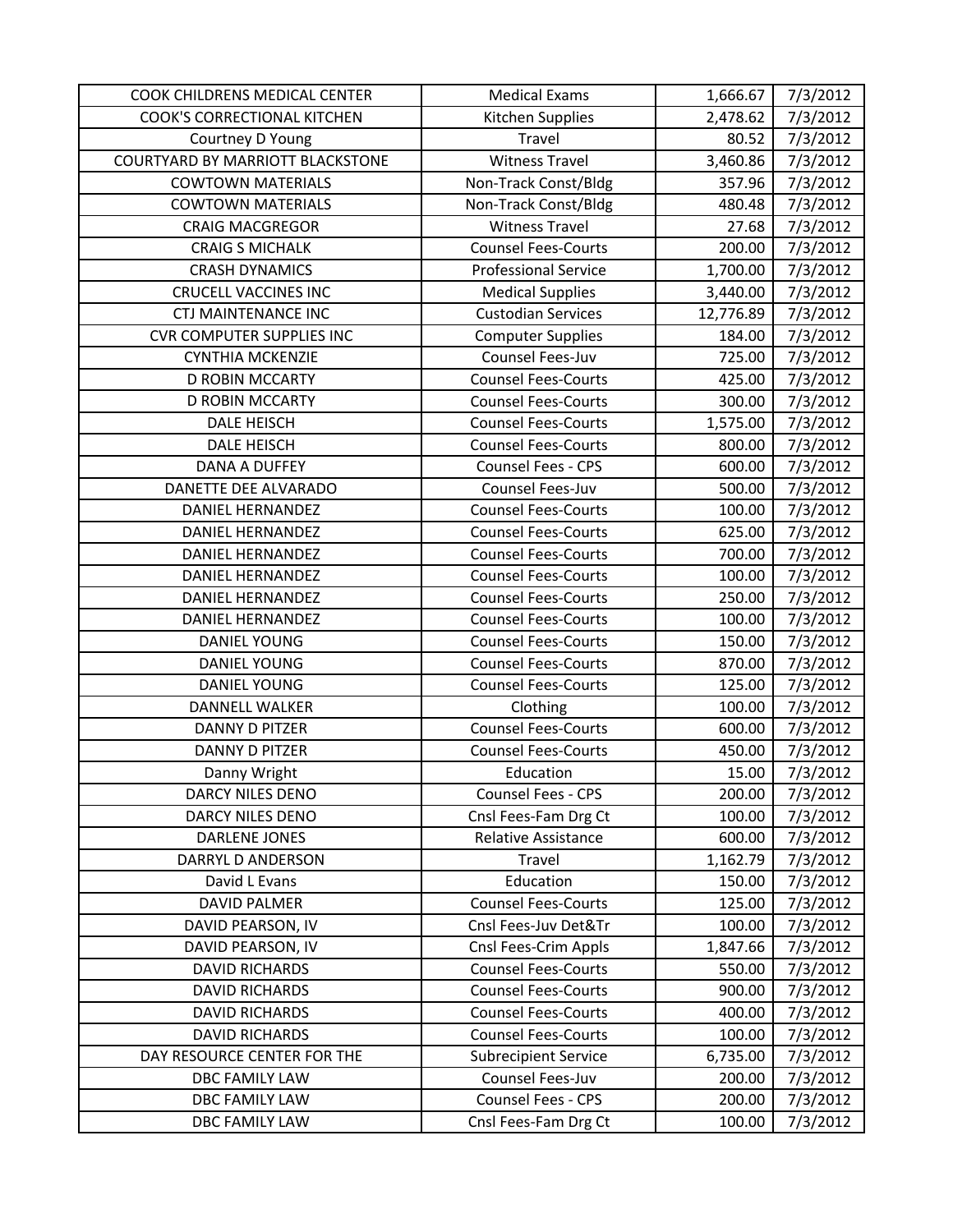| COOK CHILDRENS MEDICAL CENTER | Medical Exams | 1,666.67 | 7/3/2012 |
|---|---|---|---|
| COOK'S CORRECTIONAL KITCHEN | Kitchen Supplies | 2,478.62 | 7/3/2012 |
| Courtney D Young | Travel | 80.52 | 7/3/2012 |
| COURTYARD BY MARRIOTT BLACKSTONE | Witness Travel | 3,460.86 | 7/3/2012 |
| COWTOWN MATERIALS | Non-Track Const/Bldg | 357.96 | 7/3/2012 |
| COWTOWN MATERIALS | Non-Track Const/Bldg | 480.48 | 7/3/2012 |
| CRAIG MACGREGOR | Witness Travel | 27.68 | 7/3/2012 |
| CRAIG S MICHALK | Counsel Fees-Courts | 200.00 | 7/3/2012 |
| CRASH DYNAMICS | Professional Service | 1,700.00 | 7/3/2012 |
| CRUCELL VACCINES INC | Medical Supplies | 3,440.00 | 7/3/2012 |
| CTJ MAINTENANCE INC | Custodian Services | 12,776.89 | 7/3/2012 |
| CVR COMPUTER SUPPLIES INC | Computer Supplies | 184.00 | 7/3/2012 |
| CYNTHIA MCKENZIE | Counsel Fees-Juv | 725.00 | 7/3/2012 |
| D ROBIN MCCARTY | Counsel Fees-Courts | 425.00 | 7/3/2012 |
| D ROBIN MCCARTY | Counsel Fees-Courts | 300.00 | 7/3/2012 |
| DALE HEISCH | Counsel Fees-Courts | 1,575.00 | 7/3/2012 |
| DALE HEISCH | Counsel Fees-Courts | 800.00 | 7/3/2012 |
| DANA A DUFFEY | Counsel Fees - CPS | 600.00 | 7/3/2012 |
| DANETTE DEE ALVARADO | Counsel Fees-Juv | 500.00 | 7/3/2012 |
| DANIEL HERNANDEZ | Counsel Fees-Courts | 100.00 | 7/3/2012 |
| DANIEL HERNANDEZ | Counsel Fees-Courts | 625.00 | 7/3/2012 |
| DANIEL HERNANDEZ | Counsel Fees-Courts | 700.00 | 7/3/2012 |
| DANIEL HERNANDEZ | Counsel Fees-Courts | 100.00 | 7/3/2012 |
| DANIEL HERNANDEZ | Counsel Fees-Courts | 250.00 | 7/3/2012 |
| DANIEL HERNANDEZ | Counsel Fees-Courts | 100.00 | 7/3/2012 |
| DANIEL YOUNG | Counsel Fees-Courts | 150.00 | 7/3/2012 |
| DANIEL YOUNG | Counsel Fees-Courts | 870.00 | 7/3/2012 |
| DANIEL YOUNG | Counsel Fees-Courts | 125.00 | 7/3/2012 |
| DANNELL WALKER | Clothing | 100.00 | 7/3/2012 |
| DANNY D PITZER | Counsel Fees-Courts | 600.00 | 7/3/2012 |
| DANNY D PITZER | Counsel Fees-Courts | 450.00 | 7/3/2012 |
| Danny Wright | Education | 15.00 | 7/3/2012 |
| DARCY NILES DENO | Counsel Fees - CPS | 200.00 | 7/3/2012 |
| DARCY NILES DENO | Cnsl Fees-Fam Drg Ct | 100.00 | 7/3/2012 |
| DARLENE JONES | Relative Assistance | 600.00 | 7/3/2012 |
| DARRYL D ANDERSON | Travel | 1,162.79 | 7/3/2012 |
| David L Evans | Education | 150.00 | 7/3/2012 |
| DAVID PALMER | Counsel Fees-Courts | 125.00 | 7/3/2012 |
| DAVID PEARSON, IV | Cnsl Fees-Juv Det&Tr | 100.00 | 7/3/2012 |
| DAVID PEARSON, IV | Cnsl Fees-Crim Appls | 1,847.66 | 7/3/2012 |
| DAVID RICHARDS | Counsel Fees-Courts | 550.00 | 7/3/2012 |
| DAVID RICHARDS | Counsel Fees-Courts | 900.00 | 7/3/2012 |
| DAVID RICHARDS | Counsel Fees-Courts | 400.00 | 7/3/2012 |
| DAVID RICHARDS | Counsel Fees-Courts | 100.00 | 7/3/2012 |
| DAY RESOURCE CENTER FOR THE | Subrecipient Service | 6,735.00 | 7/3/2012 |
| DBC FAMILY LAW | Counsel Fees-Juv | 200.00 | 7/3/2012 |
| DBC FAMILY LAW | Counsel Fees - CPS | 200.00 | 7/3/2012 |
| DBC FAMILY LAW | Cnsl Fees-Fam Drg Ct | 100.00 | 7/3/2012 |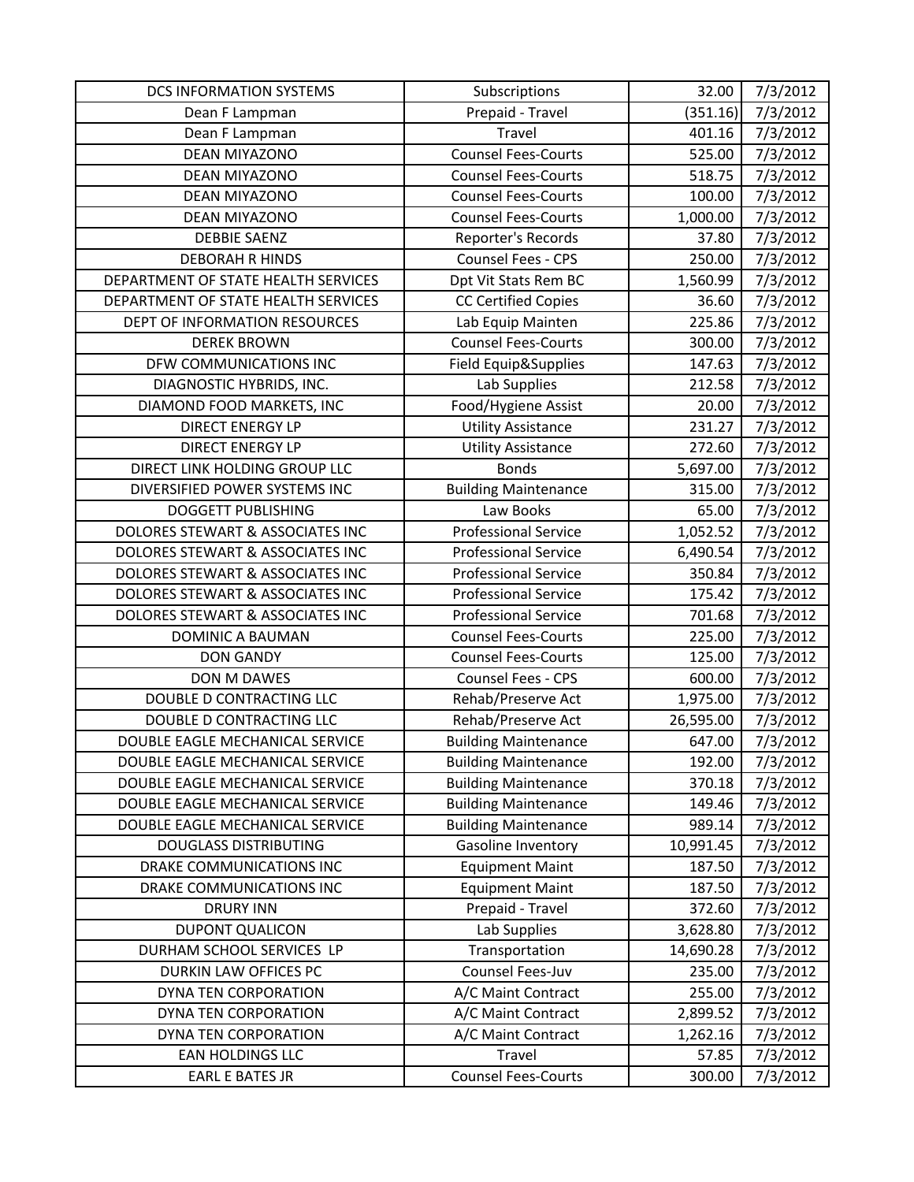| DCS INFORMATION SYSTEMS | Subscriptions | 32.00 | 7/3/2012 |
|---|---|---|---|
| Dean F Lampman | Prepaid - Travel | (351.16) | 7/3/2012 |
| Dean F Lampman | Travel | 401.16 | 7/3/2012 |
| DEAN MIYAZONO | Counsel Fees-Courts | 525.00 | 7/3/2012 |
| DEAN MIYAZONO | Counsel Fees-Courts | 518.75 | 7/3/2012 |
| DEAN MIYAZONO | Counsel Fees-Courts | 100.00 | 7/3/2012 |
| DEAN MIYAZONO | Counsel Fees-Courts | 1,000.00 | 7/3/2012 |
| DEBBIE SAENZ | Reporter's Records | 37.80 | 7/3/2012 |
| DEBORAH R HINDS | Counsel Fees - CPS | 250.00 | 7/3/2012 |
| DEPARTMENT OF STATE HEALTH SERVICES | Dpt Vit Stats Rem BC | 1,560.99 | 7/3/2012 |
| DEPARTMENT OF STATE HEALTH SERVICES | CC Certified Copies | 36.60 | 7/3/2012 |
| DEPT OF INFORMATION RESOURCES | Lab Equip Mainten | 225.86 | 7/3/2012 |
| DEREK BROWN | Counsel Fees-Courts | 300.00 | 7/3/2012 |
| DFW COMMUNICATIONS INC | Field Equip&Supplies | 147.63 | 7/3/2012 |
| DIAGNOSTIC HYBRIDS, INC. | Lab Supplies | 212.58 | 7/3/2012 |
| DIAMOND FOOD MARKETS, INC | Food/Hygiene Assist | 20.00 | 7/3/2012 |
| DIRECT ENERGY LP | Utility Assistance | 231.27 | 7/3/2012 |
| DIRECT ENERGY LP | Utility Assistance | 272.60 | 7/3/2012 |
| DIRECT LINK HOLDING GROUP LLC | Bonds | 5,697.00 | 7/3/2012 |
| DIVERSIFIED POWER SYSTEMS INC | Building Maintenance | 315.00 | 7/3/2012 |
| DOGGETT PUBLISHING | Law Books | 65.00 | 7/3/2012 |
| DOLORES STEWART & ASSOCIATES INC | Professional Service | 1,052.52 | 7/3/2012 |
| DOLORES STEWART & ASSOCIATES INC | Professional Service | 6,490.54 | 7/3/2012 |
| DOLORES STEWART & ASSOCIATES INC | Professional Service | 350.84 | 7/3/2012 |
| DOLORES STEWART & ASSOCIATES INC | Professional Service | 175.42 | 7/3/2012 |
| DOLORES STEWART & ASSOCIATES INC | Professional Service | 701.68 | 7/3/2012 |
| DOMINIC A BAUMAN | Counsel Fees-Courts | 225.00 | 7/3/2012 |
| DON GANDY | Counsel Fees-Courts | 125.00 | 7/3/2012 |
| DON M DAWES | Counsel Fees - CPS | 600.00 | 7/3/2012 |
| DOUBLE D CONTRACTING LLC | Rehab/Preserve Act | 1,975.00 | 7/3/2012 |
| DOUBLE D CONTRACTING LLC | Rehab/Preserve Act | 26,595.00 | 7/3/2012 |
| DOUBLE EAGLE MECHANICAL SERVICE | Building Maintenance | 647.00 | 7/3/2012 |
| DOUBLE EAGLE MECHANICAL SERVICE | Building Maintenance | 192.00 | 7/3/2012 |
| DOUBLE EAGLE MECHANICAL SERVICE | Building Maintenance | 370.18 | 7/3/2012 |
| DOUBLE EAGLE MECHANICAL SERVICE | Building Maintenance | 149.46 | 7/3/2012 |
| DOUBLE EAGLE MECHANICAL SERVICE | Building Maintenance | 989.14 | 7/3/2012 |
| DOUGLASS DISTRIBUTING | Gasoline Inventory | 10,991.45 | 7/3/2012 |
| DRAKE COMMUNICATIONS INC | Equipment Maint | 187.50 | 7/3/2012 |
| DRAKE COMMUNICATIONS INC | Equipment Maint | 187.50 | 7/3/2012 |
| DRURY INN | Prepaid - Travel | 372.60 | 7/3/2012 |
| DUPONT QUALICON | Lab Supplies | 3,628.80 | 7/3/2012 |
| DURHAM SCHOOL SERVICES LP | Transportation | 14,690.28 | 7/3/2012 |
| DURKIN LAW OFFICES PC | Counsel Fees-Juv | 235.00 | 7/3/2012 |
| DYNA TEN CORPORATION | A/C Maint Contract | 255.00 | 7/3/2012 |
| DYNA TEN CORPORATION | A/C Maint Contract | 2,899.52 | 7/3/2012 |
| DYNA TEN CORPORATION | A/C Maint Contract | 1,262.16 | 7/3/2012 |
| EAN HOLDINGS LLC | Travel | 57.85 | 7/3/2012 |
| EARL E BATES JR | Counsel Fees-Courts | 300.00 | 7/3/2012 |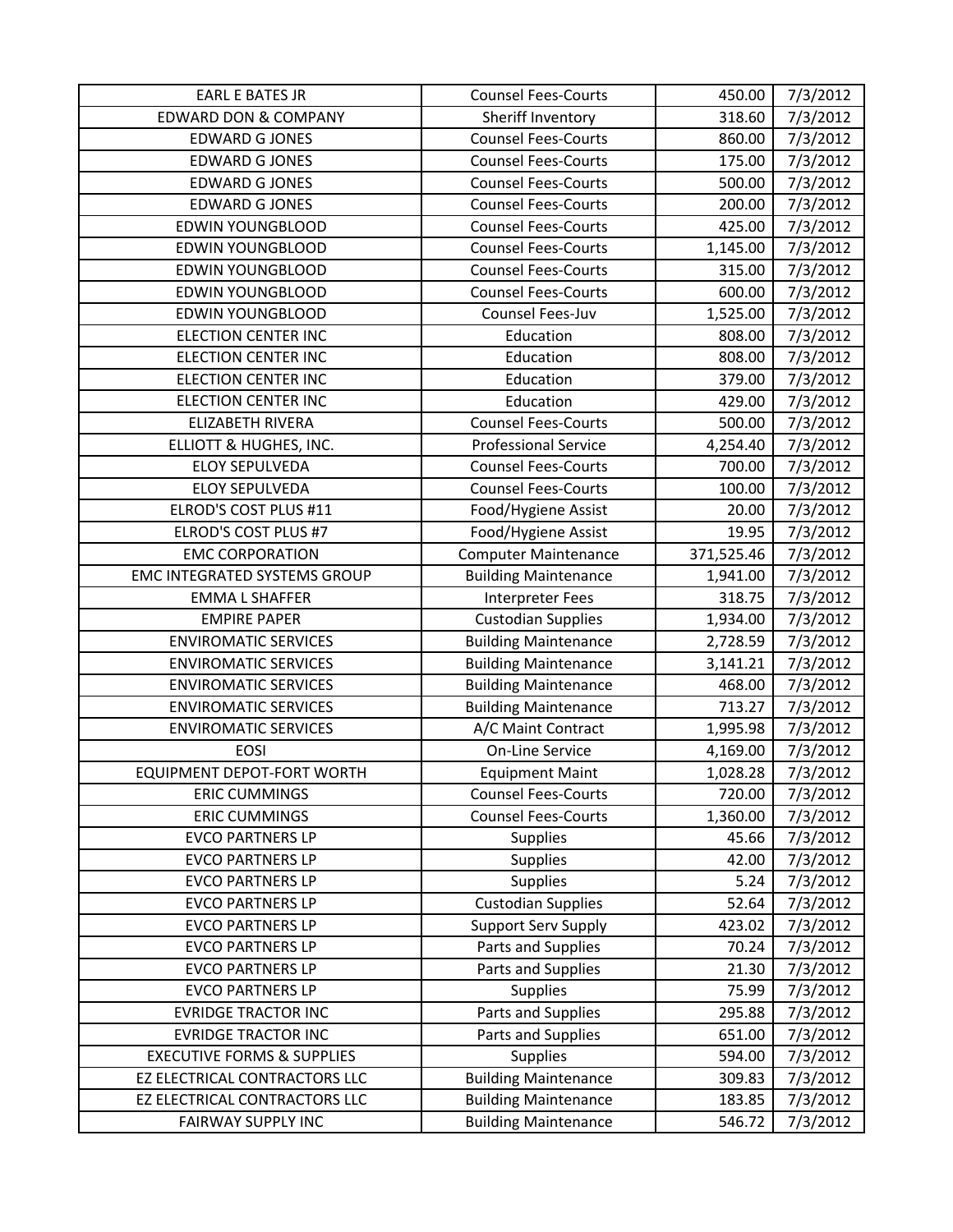| EARL E BATES JR | Counsel Fees-Courts | 450.00 | 7/3/2012 |
|---|---|---|---|
| EDWARD DON & COMPANY | Sheriff Inventory | 318.60 | 7/3/2012 |
| EDWARD G JONES | Counsel Fees-Courts | 860.00 | 7/3/2012 |
| EDWARD G JONES | Counsel Fees-Courts | 175.00 | 7/3/2012 |
| EDWARD G JONES | Counsel Fees-Courts | 500.00 | 7/3/2012 |
| EDWARD G JONES | Counsel Fees-Courts | 200.00 | 7/3/2012 |
| EDWIN YOUNGBLOOD | Counsel Fees-Courts | 425.00 | 7/3/2012 |
| EDWIN YOUNGBLOOD | Counsel Fees-Courts | 1,145.00 | 7/3/2012 |
| EDWIN YOUNGBLOOD | Counsel Fees-Courts | 315.00 | 7/3/2012 |
| EDWIN YOUNGBLOOD | Counsel Fees-Courts | 600.00 | 7/3/2012 |
| EDWIN YOUNGBLOOD | Counsel Fees-Juv | 1,525.00 | 7/3/2012 |
| ELECTION CENTER INC | Education | 808.00 | 7/3/2012 |
| ELECTION CENTER INC | Education | 808.00 | 7/3/2012 |
| ELECTION CENTER INC | Education | 379.00 | 7/3/2012 |
| ELECTION CENTER INC | Education | 429.00 | 7/3/2012 |
| ELIZABETH RIVERA | Counsel Fees-Courts | 500.00 | 7/3/2012 |
| ELLIOTT & HUGHES, INC. | Professional Service | 4,254.40 | 7/3/2012 |
| ELOY SEPULVEDA | Counsel Fees-Courts | 700.00 | 7/3/2012 |
| ELOY SEPULVEDA | Counsel Fees-Courts | 100.00 | 7/3/2012 |
| ELROD'S COST PLUS #11 | Food/Hygiene Assist | 20.00 | 7/3/2012 |
| ELROD'S COST PLUS #7 | Food/Hygiene Assist | 19.95 | 7/3/2012 |
| EMC CORPORATION | Computer Maintenance | 371,525.46 | 7/3/2012 |
| EMC INTEGRATED SYSTEMS GROUP | Building Maintenance | 1,941.00 | 7/3/2012 |
| EMMA L SHAFFER | Interpreter Fees | 318.75 | 7/3/2012 |
| EMPIRE PAPER | Custodian Supplies | 1,934.00 | 7/3/2012 |
| ENVIROMATIC SERVICES | Building Maintenance | 2,728.59 | 7/3/2012 |
| ENVIROMATIC SERVICES | Building Maintenance | 3,141.21 | 7/3/2012 |
| ENVIROMATIC SERVICES | Building Maintenance | 468.00 | 7/3/2012 |
| ENVIROMATIC SERVICES | Building Maintenance | 713.27 | 7/3/2012 |
| ENVIROMATIC SERVICES | A/C Maint Contract | 1,995.98 | 7/3/2012 |
| EOSI | On-Line Service | 4,169.00 | 7/3/2012 |
| EQUIPMENT DEPOT-FORT WORTH | Equipment Maint | 1,028.28 | 7/3/2012 |
| ERIC CUMMINGS | Counsel Fees-Courts | 720.00 | 7/3/2012 |
| ERIC CUMMINGS | Counsel Fees-Courts | 1,360.00 | 7/3/2012 |
| EVCO PARTNERS LP | Supplies | 45.66 | 7/3/2012 |
| EVCO PARTNERS LP | Supplies | 42.00 | 7/3/2012 |
| EVCO PARTNERS LP | Supplies | 5.24 | 7/3/2012 |
| EVCO PARTNERS LP | Custodian Supplies | 52.64 | 7/3/2012 |
| EVCO PARTNERS LP | Support Serv Supply | 423.02 | 7/3/2012 |
| EVCO PARTNERS LP | Parts and Supplies | 70.24 | 7/3/2012 |
| EVCO PARTNERS LP | Parts and Supplies | 21.30 | 7/3/2012 |
| EVCO PARTNERS LP | Supplies | 75.99 | 7/3/2012 |
| EVRIDGE TRACTOR INC | Parts and Supplies | 295.88 | 7/3/2012 |
| EVRIDGE TRACTOR INC | Parts and Supplies | 651.00 | 7/3/2012 |
| EXECUTIVE FORMS & SUPPLIES | Supplies | 594.00 | 7/3/2012 |
| EZ ELECTRICAL CONTRACTORS LLC | Building Maintenance | 309.83 | 7/3/2012 |
| EZ ELECTRICAL CONTRACTORS LLC | Building Maintenance | 183.85 | 7/3/2012 |
| FAIRWAY SUPPLY INC | Building Maintenance | 546.72 | 7/3/2012 |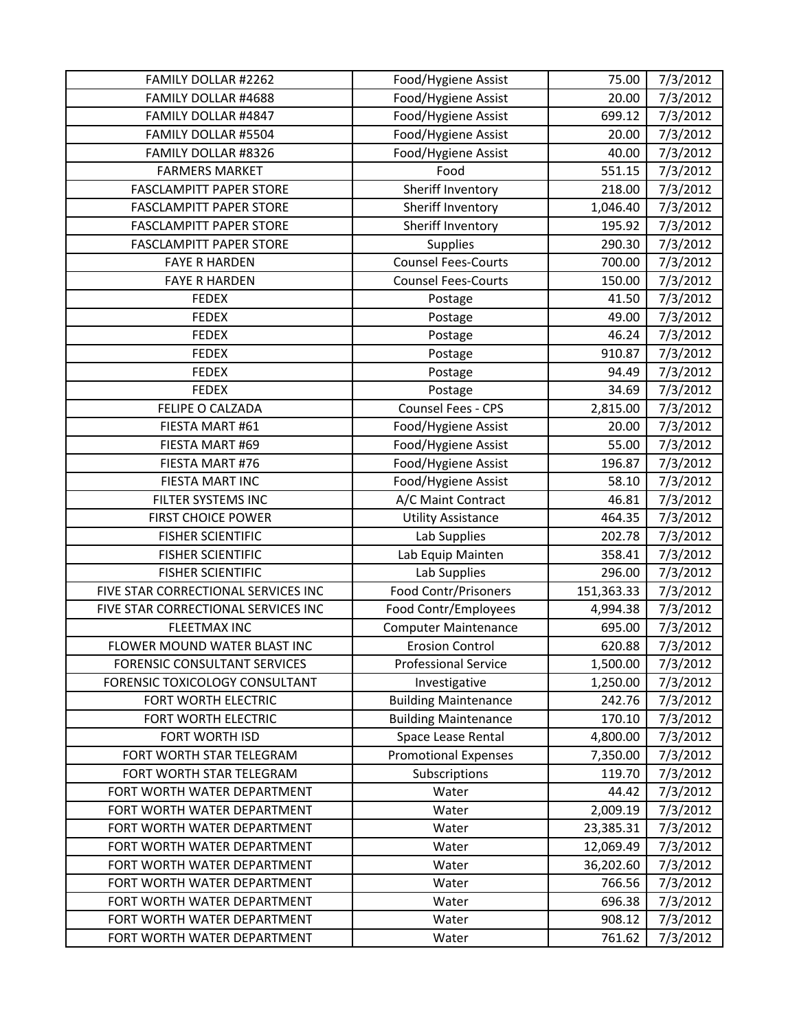| | | | |
|---|---|---|---|
| FAMILY DOLLAR #2262 | Food/Hygiene Assist | 75.00 | 7/3/2012 |
| FAMILY DOLLAR #4688 | Food/Hygiene Assist | 20.00 | 7/3/2012 |
| FAMILY DOLLAR #4847 | Food/Hygiene Assist | 699.12 | 7/3/2012 |
| FAMILY DOLLAR #5504 | Food/Hygiene Assist | 20.00 | 7/3/2012 |
| FAMILY DOLLAR #8326 | Food/Hygiene Assist | 40.00 | 7/3/2012 |
| FARMERS MARKET | Food | 551.15 | 7/3/2012 |
| FASCLAMPITT PAPER STORE | Sheriff Inventory | 218.00 | 7/3/2012 |
| FASCLAMPITT PAPER STORE | Sheriff Inventory | 1,046.40 | 7/3/2012 |
| FASCLAMPITT PAPER STORE | Sheriff Inventory | 195.92 | 7/3/2012 |
| FASCLAMPITT PAPER STORE | Supplies | 290.30 | 7/3/2012 |
| FAYE R HARDEN | Counsel Fees-Courts | 700.00 | 7/3/2012 |
| FAYE R HARDEN | Counsel Fees-Courts | 150.00 | 7/3/2012 |
| FEDEX | Postage | 41.50 | 7/3/2012 |
| FEDEX | Postage | 49.00 | 7/3/2012 |
| FEDEX | Postage | 46.24 | 7/3/2012 |
| FEDEX | Postage | 910.87 | 7/3/2012 |
| FEDEX | Postage | 94.49 | 7/3/2012 |
| FEDEX | Postage | 34.69 | 7/3/2012 |
| FELIPE O CALZADA | Counsel Fees - CPS | 2,815.00 | 7/3/2012 |
| FIESTA MART #61 | Food/Hygiene Assist | 20.00 | 7/3/2012 |
| FIESTA MART #69 | Food/Hygiene Assist | 55.00 | 7/3/2012 |
| FIESTA MART #76 | Food/Hygiene Assist | 196.87 | 7/3/2012 |
| FIESTA MART INC | Food/Hygiene Assist | 58.10 | 7/3/2012 |
| FILTER SYSTEMS INC | A/C Maint Contract | 46.81 | 7/3/2012 |
| FIRST CHOICE POWER | Utility Assistance | 464.35 | 7/3/2012 |
| FISHER SCIENTIFIC | Lab Supplies | 202.78 | 7/3/2012 |
| FISHER SCIENTIFIC | Lab Equip Mainten | 358.41 | 7/3/2012 |
| FISHER SCIENTIFIC | Lab Supplies | 296.00 | 7/3/2012 |
| FIVE STAR CORRECTIONAL SERVICES INC | Food Contr/Prisoners | 151,363.33 | 7/3/2012 |
| FIVE STAR CORRECTIONAL SERVICES INC | Food Contr/Employees | 4,994.38 | 7/3/2012 |
| FLEETMAX INC | Computer Maintenance | 695.00 | 7/3/2012 |
| FLOWER MOUND WATER BLAST INC | Erosion Control | 620.88 | 7/3/2012 |
| FORENSIC CONSULTANT SERVICES | Professional Service | 1,500.00 | 7/3/2012 |
| FORENSIC TOXICOLOGY CONSULTANT | Investigative | 1,250.00 | 7/3/2012 |
| FORT WORTH ELECTRIC | Building Maintenance | 242.76 | 7/3/2012 |
| FORT WORTH ELECTRIC | Building Maintenance | 170.10 | 7/3/2012 |
| FORT WORTH ISD | Space Lease Rental | 4,800.00 | 7/3/2012 |
| FORT WORTH STAR TELEGRAM | Promotional Expenses | 7,350.00 | 7/3/2012 |
| FORT WORTH STAR TELEGRAM | Subscriptions | 119.70 | 7/3/2012 |
| FORT WORTH WATER DEPARTMENT | Water | 44.42 | 7/3/2012 |
| FORT WORTH WATER DEPARTMENT | Water | 2,009.19 | 7/3/2012 |
| FORT WORTH WATER DEPARTMENT | Water | 23,385.31 | 7/3/2012 |
| FORT WORTH WATER DEPARTMENT | Water | 12,069.49 | 7/3/2012 |
| FORT WORTH WATER DEPARTMENT | Water | 36,202.60 | 7/3/2012 |
| FORT WORTH WATER DEPARTMENT | Water | 766.56 | 7/3/2012 |
| FORT WORTH WATER DEPARTMENT | Water | 696.38 | 7/3/2012 |
| FORT WORTH WATER DEPARTMENT | Water | 908.12 | 7/3/2012 |
| FORT WORTH WATER DEPARTMENT | Water | 761.62 | 7/3/2012 |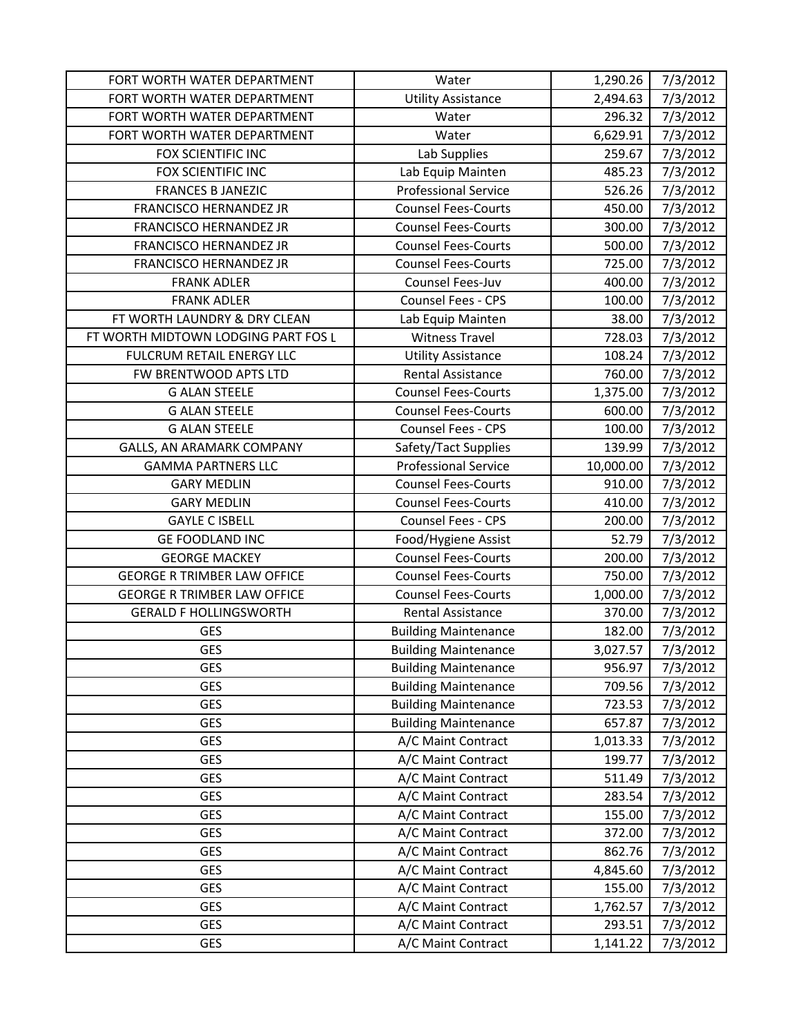| FORT WORTH WATER DEPARTMENT | Water | 1,290.26 | 7/3/2012 |
|---|---|---|---|
| FORT WORTH WATER DEPARTMENT | Utility Assistance | 2,494.63 | 7/3/2012 |
| FORT WORTH WATER DEPARTMENT | Water | 296.32 | 7/3/2012 |
| FORT WORTH WATER DEPARTMENT | Water | 6,629.91 | 7/3/2012 |
| FOX SCIENTIFIC INC | Lab Supplies | 259.67 | 7/3/2012 |
| FOX SCIENTIFIC INC | Lab Equip Mainten | 485.23 | 7/3/2012 |
| FRANCES B JANEZIC | Professional Service | 526.26 | 7/3/2012 |
| FRANCISCO HERNANDEZ JR | Counsel Fees-Courts | 450.00 | 7/3/2012 |
| FRANCISCO HERNANDEZ JR | Counsel Fees-Courts | 300.00 | 7/3/2012 |
| FRANCISCO HERNANDEZ JR | Counsel Fees-Courts | 500.00 | 7/3/2012 |
| FRANCISCO HERNANDEZ JR | Counsel Fees-Courts | 725.00 | 7/3/2012 |
| FRANK ADLER | Counsel Fees-Juv | 400.00 | 7/3/2012 |
| FRANK ADLER | Counsel Fees - CPS | 100.00 | 7/3/2012 |
| FT WORTH LAUNDRY & DRY CLEAN | Lab Equip Mainten | 38.00 | 7/3/2012 |
| FT WORTH MIDTOWN LODGING PART FOS L | Witness Travel | 728.03 | 7/3/2012 |
| FULCRUM RETAIL ENERGY LLC | Utility Assistance | 108.24 | 7/3/2012 |
| FW BRENTWOOD APTS LTD | Rental Assistance | 760.00 | 7/3/2012 |
| G ALAN STEELE | Counsel Fees-Courts | 1,375.00 | 7/3/2012 |
| G ALAN STEELE | Counsel Fees-Courts | 600.00 | 7/3/2012 |
| G ALAN STEELE | Counsel Fees - CPS | 100.00 | 7/3/2012 |
| GALLS, AN ARAMARK COMPANY | Safety/Tact Supplies | 139.99 | 7/3/2012 |
| GAMMA PARTNERS LLC | Professional Service | 10,000.00 | 7/3/2012 |
| GARY MEDLIN | Counsel Fees-Courts | 910.00 | 7/3/2012 |
| GARY MEDLIN | Counsel Fees-Courts | 410.00 | 7/3/2012 |
| GAYLE C ISBELL | Counsel Fees - CPS | 200.00 | 7/3/2012 |
| GE FOODLAND INC | Food/Hygiene Assist | 52.79 | 7/3/2012 |
| GEORGE MACKEY | Counsel Fees-Courts | 200.00 | 7/3/2012 |
| GEORGE R TRIMBER LAW OFFICE | Counsel Fees-Courts | 750.00 | 7/3/2012 |
| GEORGE R TRIMBER LAW OFFICE | Counsel Fees-Courts | 1,000.00 | 7/3/2012 |
| GERALD F HOLLINGSWORTH | Rental Assistance | 370.00 | 7/3/2012 |
| GES | Building Maintenance | 182.00 | 7/3/2012 |
| GES | Building Maintenance | 3,027.57 | 7/3/2012 |
| GES | Building Maintenance | 956.97 | 7/3/2012 |
| GES | Building Maintenance | 709.56 | 7/3/2012 |
| GES | Building Maintenance | 723.53 | 7/3/2012 |
| GES | Building Maintenance | 657.87 | 7/3/2012 |
| GES | A/C Maint Contract | 1,013.33 | 7/3/2012 |
| GES | A/C Maint Contract | 199.77 | 7/3/2012 |
| GES | A/C Maint Contract | 511.49 | 7/3/2012 |
| GES | A/C Maint Contract | 283.54 | 7/3/2012 |
| GES | A/C Maint Contract | 155.00 | 7/3/2012 |
| GES | A/C Maint Contract | 372.00 | 7/3/2012 |
| GES | A/C Maint Contract | 862.76 | 7/3/2012 |
| GES | A/C Maint Contract | 4,845.60 | 7/3/2012 |
| GES | A/C Maint Contract | 155.00 | 7/3/2012 |
| GES | A/C Maint Contract | 1,762.57 | 7/3/2012 |
| GES | A/C Maint Contract | 293.51 | 7/3/2012 |
| GES | A/C Maint Contract | 1,141.22 | 7/3/2012 |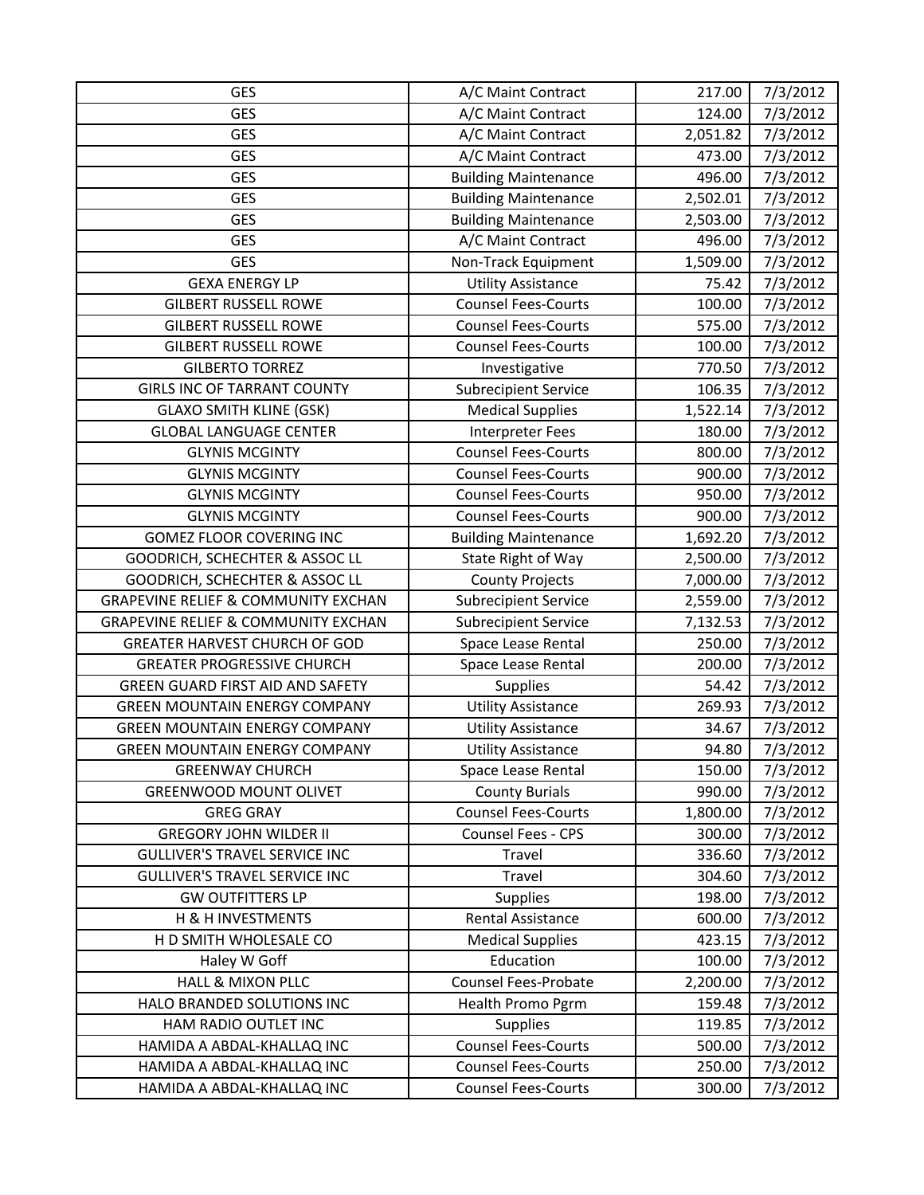| GES | A/C Maint Contract | 217.00 | 7/3/2012 |
|---|---|---|---|
| GES | A/C Maint Contract | 124.00 | 7/3/2012 |
| GES | A/C Maint Contract | 2,051.82 | 7/3/2012 |
| GES | A/C Maint Contract | 473.00 | 7/3/2012 |
| GES | Building Maintenance | 496.00 | 7/3/2012 |
| GES | Building Maintenance | 2,502.01 | 7/3/2012 |
| GES | Building Maintenance | 2,503.00 | 7/3/2012 |
| GES | A/C Maint Contract | 496.00 | 7/3/2012 |
| GES | Non-Track Equipment | 1,509.00 | 7/3/2012 |
| GEXA ENERGY LP | Utility Assistance | 75.42 | 7/3/2012 |
| GILBERT RUSSELL ROWE | Counsel Fees-Courts | 100.00 | 7/3/2012 |
| GILBERT RUSSELL ROWE | Counsel Fees-Courts | 575.00 | 7/3/2012 |
| GILBERT RUSSELL ROWE | Counsel Fees-Courts | 100.00 | 7/3/2012 |
| GILBERTO TORREZ | Investigative | 770.50 | 7/3/2012 |
| GIRLS INC OF TARRANT COUNTY | Subrecipient Service | 106.35 | 7/3/2012 |
| GLAXO SMITH KLINE (GSK) | Medical Supplies | 1,522.14 | 7/3/2012 |
| GLOBAL LANGUAGE CENTER | Interpreter Fees | 180.00 | 7/3/2012 |
| GLYNIS MCGINTY | Counsel Fees-Courts | 800.00 | 7/3/2012 |
| GLYNIS MCGINTY | Counsel Fees-Courts | 900.00 | 7/3/2012 |
| GLYNIS MCGINTY | Counsel Fees-Courts | 950.00 | 7/3/2012 |
| GLYNIS MCGINTY | Counsel Fees-Courts | 900.00 | 7/3/2012 |
| GOMEZ FLOOR COVERING INC | Building Maintenance | 1,692.20 | 7/3/2012 |
| GOODRICH, SCHECHTER & ASSOC LL | State Right of Way | 2,500.00 | 7/3/2012 |
| GOODRICH, SCHECHTER & ASSOC LL | County Projects | 7,000.00 | 7/3/2012 |
| GRAPEVINE RELIEF & COMMUNITY EXCHAN | Subrecipient Service | 2,559.00 | 7/3/2012 |
| GRAPEVINE RELIEF & COMMUNITY EXCHAN | Subrecipient Service | 7,132.53 | 7/3/2012 |
| GREATER HARVEST CHURCH OF GOD | Space Lease Rental | 250.00 | 7/3/2012 |
| GREATER PROGRESSIVE CHURCH | Space Lease Rental | 200.00 | 7/3/2012 |
| GREEN GUARD FIRST AID AND SAFETY | Supplies | 54.42 | 7/3/2012 |
| GREEN MOUNTAIN ENERGY COMPANY | Utility Assistance | 269.93 | 7/3/2012 |
| GREEN MOUNTAIN ENERGY COMPANY | Utility Assistance | 34.67 | 7/3/2012 |
| GREEN MOUNTAIN ENERGY COMPANY | Utility Assistance | 94.80 | 7/3/2012 |
| GREENWAY CHURCH | Space Lease Rental | 150.00 | 7/3/2012 |
| GREENWOOD MOUNT OLIVET | County Burials | 990.00 | 7/3/2012 |
| GREG GRAY | Counsel Fees-Courts | 1,800.00 | 7/3/2012 |
| GREGORY JOHN WILDER II | Counsel Fees - CPS | 300.00 | 7/3/2012 |
| GULLIVER'S TRAVEL SERVICE INC | Travel | 336.60 | 7/3/2012 |
| GULLIVER'S TRAVEL SERVICE INC | Travel | 304.60 | 7/3/2012 |
| GW OUTFITTERS LP | Supplies | 198.00 | 7/3/2012 |
| H & H INVESTMENTS | Rental Assistance | 600.00 | 7/3/2012 |
| H D SMITH WHOLESALE CO | Medical Supplies | 423.15 | 7/3/2012 |
| Haley W Goff | Education | 100.00 | 7/3/2012 |
| HALL & MIXON PLLC | Counsel Fees-Probate | 2,200.00 | 7/3/2012 |
| HALO BRANDED SOLUTIONS INC | Health Promo Pgrm | 159.48 | 7/3/2012 |
| HAM RADIO OUTLET INC | Supplies | 119.85 | 7/3/2012 |
| HAMIDA A ABDAL-KHALLAQ INC | Counsel Fees-Courts | 500.00 | 7/3/2012 |
| HAMIDA A ABDAL-KHALLAQ INC | Counsel Fees-Courts | 250.00 | 7/3/2012 |
| HAMIDA A ABDAL-KHALLAQ INC | Counsel Fees-Courts | 300.00 | 7/3/2012 |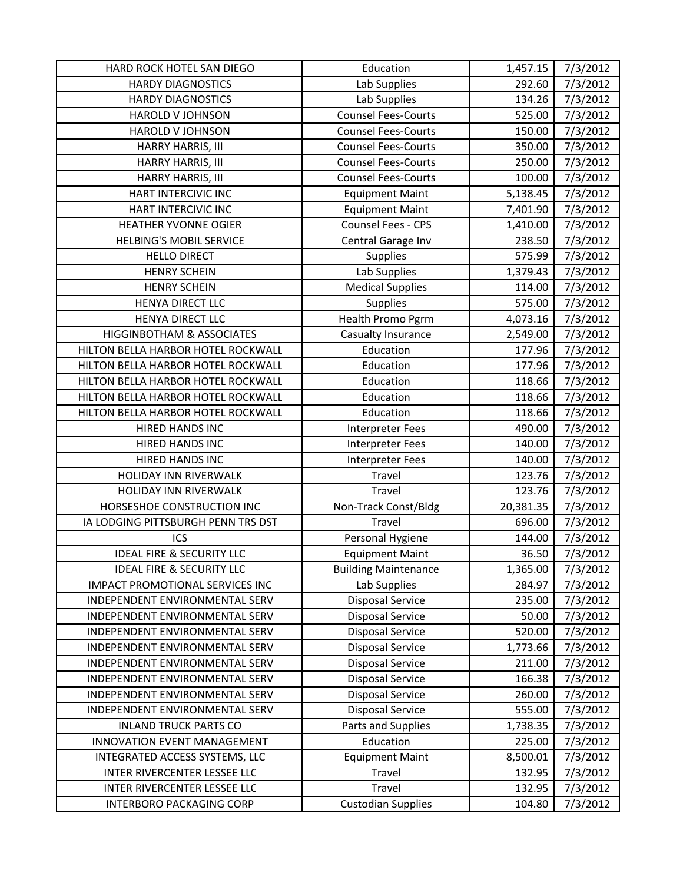| HARD ROCK HOTEL SAN DIEGO | Education | 1,457.15 | 7/3/2012 |
|---|---|---|---|
| HARDY DIAGNOSTICS | Lab Supplies | 292.60 | 7/3/2012 |
| HARDY DIAGNOSTICS | Lab Supplies | 134.26 | 7/3/2012 |
| HAROLD V JOHNSON | Counsel Fees-Courts | 525.00 | 7/3/2012 |
| HAROLD V JOHNSON | Counsel Fees-Courts | 150.00 | 7/3/2012 |
| HARRY HARRIS, III | Counsel Fees-Courts | 350.00 | 7/3/2012 |
| HARRY HARRIS, III | Counsel Fees-Courts | 250.00 | 7/3/2012 |
| HARRY HARRIS, III | Counsel Fees-Courts | 100.00 | 7/3/2012 |
| HART INTERCIVIC INC | Equipment Maint | 5,138.45 | 7/3/2012 |
| HART INTERCIVIC INC | Equipment Maint | 7,401.90 | 7/3/2012 |
| HEATHER YVONNE OGIER | Counsel Fees - CPS | 1,410.00 | 7/3/2012 |
| HELBING'S MOBIL SERVICE | Central Garage Inv | 238.50 | 7/3/2012 |
| HELLO DIRECT | Supplies | 575.99 | 7/3/2012 |
| HENRY SCHEIN | Lab Supplies | 1,379.43 | 7/3/2012 |
| HENRY SCHEIN | Medical Supplies | 114.00 | 7/3/2012 |
| HENYA DIRECT LLC | Supplies | 575.00 | 7/3/2012 |
| HENYA DIRECT LLC | Health Promo Pgrm | 4,073.16 | 7/3/2012 |
| HIGGINBOTHAM & ASSOCIATES | Casualty Insurance | 2,549.00 | 7/3/2012 |
| HILTON BELLA HARBOR HOTEL ROCKWALL | Education | 177.96 | 7/3/2012 |
| HILTON BELLA HARBOR HOTEL ROCKWALL | Education | 177.96 | 7/3/2012 |
| HILTON BELLA HARBOR HOTEL ROCKWALL | Education | 118.66 | 7/3/2012 |
| HILTON BELLA HARBOR HOTEL ROCKWALL | Education | 118.66 | 7/3/2012 |
| HILTON BELLA HARBOR HOTEL ROCKWALL | Education | 118.66 | 7/3/2012 |
| HIRED HANDS INC | Interpreter Fees | 490.00 | 7/3/2012 |
| HIRED HANDS INC | Interpreter Fees | 140.00 | 7/3/2012 |
| HIRED HANDS INC | Interpreter Fees | 140.00 | 7/3/2012 |
| HOLIDAY INN RIVERWALK | Travel | 123.76 | 7/3/2012 |
| HOLIDAY INN RIVERWALK | Travel | 123.76 | 7/3/2012 |
| HORSESHOE CONSTRUCTION INC | Non-Track Const/Bldg | 20,381.35 | 7/3/2012 |
| IA LODGING PITTSBURGH PENN TRS DST | Travel | 696.00 | 7/3/2012 |
| ICS | Personal Hygiene | 144.00 | 7/3/2012 |
| IDEAL FIRE & SECURITY LLC | Equipment Maint | 36.50 | 7/3/2012 |
| IDEAL FIRE & SECURITY LLC | Building Maintenance | 1,365.00 | 7/3/2012 |
| IMPACT PROMOTIONAL SERVICES INC | Lab Supplies | 284.97 | 7/3/2012 |
| INDEPENDENT ENVIRONMENTAL SERV | Disposal Service | 235.00 | 7/3/2012 |
| INDEPENDENT ENVIRONMENTAL SERV | Disposal Service | 50.00 | 7/3/2012 |
| INDEPENDENT ENVIRONMENTAL SERV | Disposal Service | 520.00 | 7/3/2012 |
| INDEPENDENT ENVIRONMENTAL SERV | Disposal Service | 1,773.66 | 7/3/2012 |
| INDEPENDENT ENVIRONMENTAL SERV | Disposal Service | 211.00 | 7/3/2012 |
| INDEPENDENT ENVIRONMENTAL SERV | Disposal Service | 166.38 | 7/3/2012 |
| INDEPENDENT ENVIRONMENTAL SERV | Disposal Service | 260.00 | 7/3/2012 |
| INDEPENDENT ENVIRONMENTAL SERV | Disposal Service | 555.00 | 7/3/2012 |
| INLAND TRUCK PARTS CO | Parts and Supplies | 1,738.35 | 7/3/2012 |
| INNOVATION EVENT MANAGEMENT | Education | 225.00 | 7/3/2012 |
| INTEGRATED ACCESS SYSTEMS, LLC | Equipment Maint | 8,500.01 | 7/3/2012 |
| INTER RIVERCENTER LESSEE LLC | Travel | 132.95 | 7/3/2012 |
| INTER RIVERCENTER LESSEE LLC | Travel | 132.95 | 7/3/2012 |
| INTERBORO PACKAGING CORP | Custodian Supplies | 104.80 | 7/3/2012 |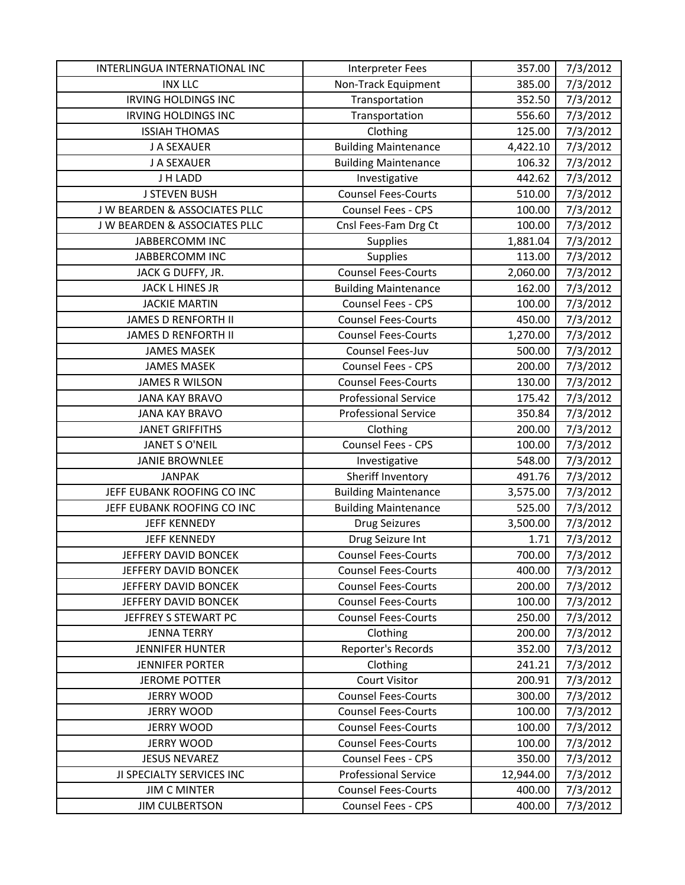| INTERLINGUA INTERNATIONAL INC | Interpreter Fees | 357.00 | 7/3/2012 |
|---|---|---|---|
| INX LLC | Non-Track Equipment | 385.00 | 7/3/2012 |
| IRVING HOLDINGS INC | Transportation | 352.50 | 7/3/2012 |
| IRVING HOLDINGS INC | Transportation | 556.60 | 7/3/2012 |
| ISSIAH THOMAS | Clothing | 125.00 | 7/3/2012 |
| J A SEXAUER | Building Maintenance | 4,422.10 | 7/3/2012 |
| J A SEXAUER | Building Maintenance | 106.32 | 7/3/2012 |
| J H LADD | Investigative | 442.62 | 7/3/2012 |
| J STEVEN BUSH | Counsel Fees-Courts | 510.00 | 7/3/2012 |
| J W BEARDEN & ASSOCIATES PLLC | Counsel Fees - CPS | 100.00 | 7/3/2012 |
| J W BEARDEN & ASSOCIATES PLLC | Cnsl Fees-Fam Drg Ct | 100.00 | 7/3/2012 |
| JABBERCOMM INC | Supplies | 1,881.04 | 7/3/2012 |
| JABBERCOMM INC | Supplies | 113.00 | 7/3/2012 |
| JACK G DUFFY, JR. | Counsel Fees-Courts | 2,060.00 | 7/3/2012 |
| JACK L HINES JR | Building Maintenance | 162.00 | 7/3/2012 |
| JACKIE MARTIN | Counsel Fees - CPS | 100.00 | 7/3/2012 |
| JAMES D RENFORTH II | Counsel Fees-Courts | 450.00 | 7/3/2012 |
| JAMES D RENFORTH II | Counsel Fees-Courts | 1,270.00 | 7/3/2012 |
| JAMES MASEK | Counsel Fees-Juv | 500.00 | 7/3/2012 |
| JAMES MASEK | Counsel Fees - CPS | 200.00 | 7/3/2012 |
| JAMES R WILSON | Counsel Fees-Courts | 130.00 | 7/3/2012 |
| JANA KAY BRAVO | Professional Service | 175.42 | 7/3/2012 |
| JANA KAY BRAVO | Professional Service | 350.84 | 7/3/2012 |
| JANET GRIFFITHS | Clothing | 200.00 | 7/3/2012 |
| JANET S O'NEIL | Counsel Fees - CPS | 100.00 | 7/3/2012 |
| JANIE BROWNLEE | Investigative | 548.00 | 7/3/2012 |
| JANPAK | Sheriff Inventory | 491.76 | 7/3/2012 |
| JEFF EUBANK ROOFING CO INC | Building Maintenance | 3,575.00 | 7/3/2012 |
| JEFF EUBANK ROOFING CO INC | Building Maintenance | 525.00 | 7/3/2012 |
| JEFF KENNEDY | Drug Seizures | 3,500.00 | 7/3/2012 |
| JEFF KENNEDY | Drug Seizure Int | 1.71 | 7/3/2012 |
| JEFFERY DAVID BONCEK | Counsel Fees-Courts | 700.00 | 7/3/2012 |
| JEFFERY DAVID BONCEK | Counsel Fees-Courts | 400.00 | 7/3/2012 |
| JEFFERY DAVID BONCEK | Counsel Fees-Courts | 200.00 | 7/3/2012 |
| JEFFERY DAVID BONCEK | Counsel Fees-Courts | 100.00 | 7/3/2012 |
| JEFFREY S STEWART PC | Counsel Fees-Courts | 250.00 | 7/3/2012 |
| JENNA TERRY | Clothing | 200.00 | 7/3/2012 |
| JENNIFER HUNTER | Reporter's Records | 352.00 | 7/3/2012 |
| JENNIFER PORTER | Clothing | 241.21 | 7/3/2012 |
| JEROME POTTER | Court Visitor | 200.91 | 7/3/2012 |
| JERRY WOOD | Counsel Fees-Courts | 300.00 | 7/3/2012 |
| JERRY WOOD | Counsel Fees-Courts | 100.00 | 7/3/2012 |
| JERRY WOOD | Counsel Fees-Courts | 100.00 | 7/3/2012 |
| JERRY WOOD | Counsel Fees-Courts | 100.00 | 7/3/2012 |
| JESUS NEVAREZ | Counsel Fees - CPS | 350.00 | 7/3/2012 |
| JI SPECIALTY SERVICES INC | Professional Service | 12,944.00 | 7/3/2012 |
| JIM C MINTER | Counsel Fees-Courts | 400.00 | 7/3/2012 |
| JIM CULBERTSON | Counsel Fees - CPS | 400.00 | 7/3/2012 |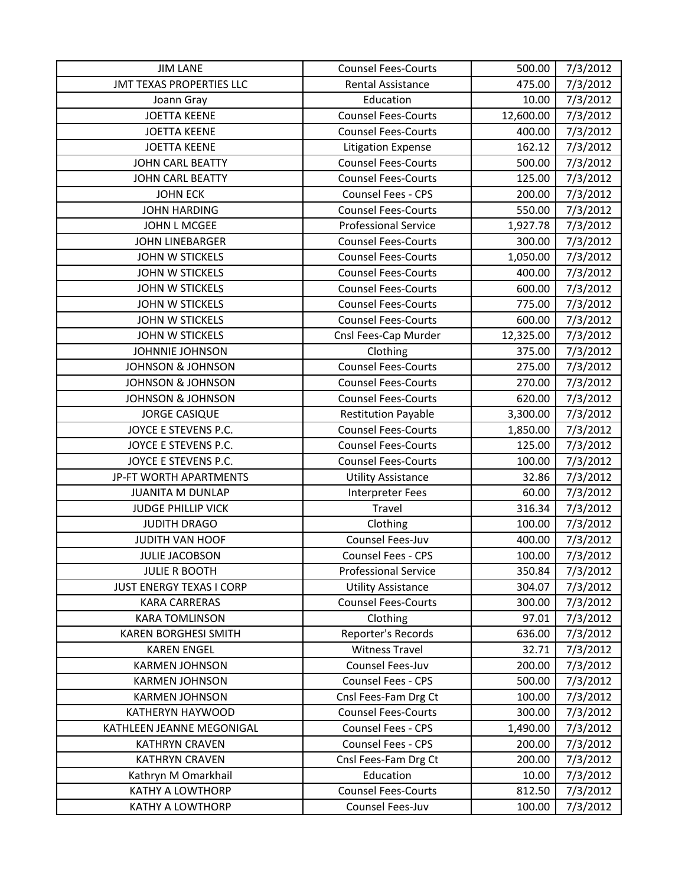| JIM LANE | Counsel Fees-Courts | 500.00 | 7/3/2012 |
|---|---|---|---|
| JMT TEXAS PROPERTIES LLC | Rental Assistance | 475.00 | 7/3/2012 |
| Joann Gray | Education | 10.00 | 7/3/2012 |
| JOETTA KEENE | Counsel Fees-Courts | 12,600.00 | 7/3/2012 |
| JOETTA KEENE | Counsel Fees-Courts | 400.00 | 7/3/2012 |
| JOETTA KEENE | Litigation Expense | 162.12 | 7/3/2012 |
| JOHN CARL BEATTY | Counsel Fees-Courts | 500.00 | 7/3/2012 |
| JOHN CARL BEATTY | Counsel Fees-Courts | 125.00 | 7/3/2012 |
| JOHN ECK | Counsel Fees - CPS | 200.00 | 7/3/2012 |
| JOHN HARDING | Counsel Fees-Courts | 550.00 | 7/3/2012 |
| JOHN L MCGEE | Professional Service | 1,927.78 | 7/3/2012 |
| JOHN LINEBARGER | Counsel Fees-Courts | 300.00 | 7/3/2012 |
| JOHN W STICKELS | Counsel Fees-Courts | 1,050.00 | 7/3/2012 |
| JOHN W STICKELS | Counsel Fees-Courts | 400.00 | 7/3/2012 |
| JOHN W STICKELS | Counsel Fees-Courts | 600.00 | 7/3/2012 |
| JOHN W STICKELS | Counsel Fees-Courts | 775.00 | 7/3/2012 |
| JOHN W STICKELS | Counsel Fees-Courts | 600.00 | 7/3/2012 |
| JOHN W STICKELS | Cnsl Fees-Cap Murder | 12,325.00 | 7/3/2012 |
| JOHNNIE JOHNSON | Clothing | 375.00 | 7/3/2012 |
| JOHNSON & JOHNSON | Counsel Fees-Courts | 275.00 | 7/3/2012 |
| JOHNSON & JOHNSON | Counsel Fees-Courts | 270.00 | 7/3/2012 |
| JOHNSON & JOHNSON | Counsel Fees-Courts | 620.00 | 7/3/2012 |
| JORGE CASIQUE | Restitution Payable | 3,300.00 | 7/3/2012 |
| JOYCE E STEVENS P.C. | Counsel Fees-Courts | 1,850.00 | 7/3/2012 |
| JOYCE E STEVENS P.C. | Counsel Fees-Courts | 125.00 | 7/3/2012 |
| JOYCE E STEVENS P.C. | Counsel Fees-Courts | 100.00 | 7/3/2012 |
| JP-FT WORTH APARTMENTS | Utility Assistance | 32.86 | 7/3/2012 |
| JUANITA M DUNLAP | Interpreter Fees | 60.00 | 7/3/2012 |
| JUDGE PHILLIP VICK | Travel | 316.34 | 7/3/2012 |
| JUDITH DRAGO | Clothing | 100.00 | 7/3/2012 |
| JUDITH VAN HOOF | Counsel Fees-Juv | 400.00 | 7/3/2012 |
| JULIE JACOBSON | Counsel Fees - CPS | 100.00 | 7/3/2012 |
| JULIE R BOOTH | Professional Service | 350.84 | 7/3/2012 |
| JUST ENERGY TEXAS I CORP | Utility Assistance | 304.07 | 7/3/2012 |
| KARA CARRERAS | Counsel Fees-Courts | 300.00 | 7/3/2012 |
| KARA TOMLINSON | Clothing | 97.01 | 7/3/2012 |
| KAREN BORGHESI SMITH | Reporter's Records | 636.00 | 7/3/2012 |
| KAREN ENGEL | Witness Travel | 32.71 | 7/3/2012 |
| KARMEN JOHNSON | Counsel Fees-Juv | 200.00 | 7/3/2012 |
| KARMEN JOHNSON | Counsel Fees - CPS | 500.00 | 7/3/2012 |
| KARMEN JOHNSON | Cnsl Fees-Fam Drg Ct | 100.00 | 7/3/2012 |
| KATHERYN HAYWOOD | Counsel Fees-Courts | 300.00 | 7/3/2012 |
| KATHLEEN JEANNE MEGONIGAL | Counsel Fees - CPS | 1,490.00 | 7/3/2012 |
| KATHRYN CRAVEN | Counsel Fees - CPS | 200.00 | 7/3/2012 |
| KATHRYN CRAVEN | Cnsl Fees-Fam Drg Ct | 200.00 | 7/3/2012 |
| Kathryn M Omarkhail | Education | 10.00 | 7/3/2012 |
| KATHY A LOWTHORP | Counsel Fees-Courts | 812.50 | 7/3/2012 |
| KATHY A LOWTHORP | Counsel Fees-Juv | 100.00 | 7/3/2012 |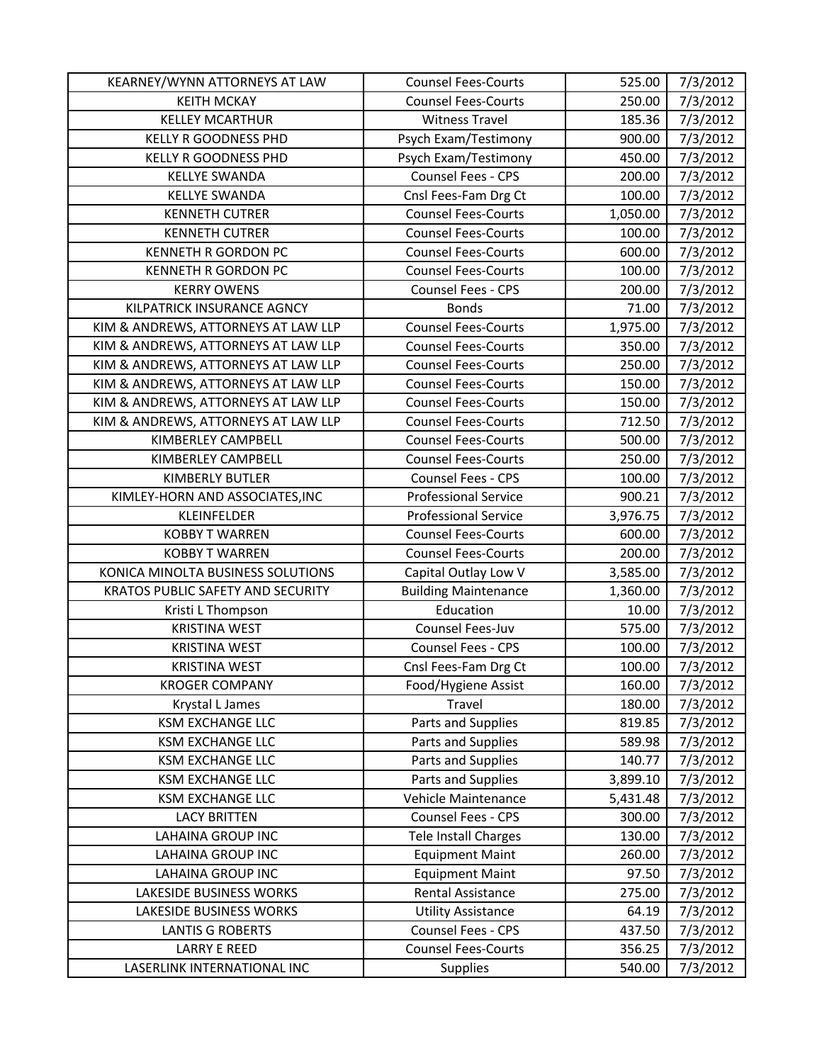| KEARNEY/WYNN ATTORNEYS AT LAW | Counsel Fees-Courts | 525.00 | 7/3/2012 |
|---|---|---|---|
| KEITH MCKAY | Counsel Fees-Courts | 250.00 | 7/3/2012 |
| KELLEY MCARTHUR | Witness Travel | 185.36 | 7/3/2012 |
| KELLY R GOODNESS PHD | Psych Exam/Testimony | 900.00 | 7/3/2012 |
| KELLY R GOODNESS PHD | Psych Exam/Testimony | 450.00 | 7/3/2012 |
| KELLYE SWANDA | Counsel Fees - CPS | 200.00 | 7/3/2012 |
| KELLYE SWANDA | Cnsl Fees-Fam Drg Ct | 100.00 | 7/3/2012 |
| KENNETH CUTRER | Counsel Fees-Courts | 1,050.00 | 7/3/2012 |
| KENNETH CUTRER | Counsel Fees-Courts | 100.00 | 7/3/2012 |
| KENNETH R GORDON PC | Counsel Fees-Courts | 600.00 | 7/3/2012 |
| KENNETH R GORDON PC | Counsel Fees-Courts | 100.00 | 7/3/2012 |
| KERRY OWENS | Counsel Fees - CPS | 200.00 | 7/3/2012 |
| KILPATRICK INSURANCE AGNCY | Bonds | 71.00 | 7/3/2012 |
| KIM & ANDREWS, ATTORNEYS AT LAW LLP | Counsel Fees-Courts | 1,975.00 | 7/3/2012 |
| KIM & ANDREWS, ATTORNEYS AT LAW LLP | Counsel Fees-Courts | 350.00 | 7/3/2012 |
| KIM & ANDREWS, ATTORNEYS AT LAW LLP | Counsel Fees-Courts | 250.00 | 7/3/2012 |
| KIM & ANDREWS, ATTORNEYS AT LAW LLP | Counsel Fees-Courts | 150.00 | 7/3/2012 |
| KIM & ANDREWS, ATTORNEYS AT LAW LLP | Counsel Fees-Courts | 150.00 | 7/3/2012 |
| KIM & ANDREWS, ATTORNEYS AT LAW LLP | Counsel Fees-Courts | 712.50 | 7/3/2012 |
| KIMBERLEY CAMPBELL | Counsel Fees-Courts | 500.00 | 7/3/2012 |
| KIMBERLEY CAMPBELL | Counsel Fees-Courts | 250.00 | 7/3/2012 |
| KIMBERLY BUTLER | Counsel Fees - CPS | 100.00 | 7/3/2012 |
| KIMLEY-HORN AND ASSOCIATES,INC | Professional Service | 900.21 | 7/3/2012 |
| KLEINFELDER | Professional Service | 3,976.75 | 7/3/2012 |
| KOBBY T WARREN | Counsel Fees-Courts | 600.00 | 7/3/2012 |
| KOBBY T WARREN | Counsel Fees-Courts | 200.00 | 7/3/2012 |
| KONICA MINOLTA BUSINESS SOLUTIONS | Capital Outlay Low V | 3,585.00 | 7/3/2012 |
| KRATOS PUBLIC SAFETY AND SECURITY | Building Maintenance | 1,360.00 | 7/3/2012 |
| Kristi L Thompson | Education | 10.00 | 7/3/2012 |
| KRISTINA WEST | Counsel Fees-Juv | 575.00 | 7/3/2012 |
| KRISTINA WEST | Counsel Fees - CPS | 100.00 | 7/3/2012 |
| KRISTINA WEST | Cnsl Fees-Fam Drg Ct | 100.00 | 7/3/2012 |
| KROGER COMPANY | Food/Hygiene Assist | 160.00 | 7/3/2012 |
| Krystal L James | Travel | 180.00 | 7/3/2012 |
| KSM EXCHANGE LLC | Parts and Supplies | 819.85 | 7/3/2012 |
| KSM EXCHANGE LLC | Parts and Supplies | 589.98 | 7/3/2012 |
| KSM EXCHANGE LLC | Parts and Supplies | 140.77 | 7/3/2012 |
| KSM EXCHANGE LLC | Parts and Supplies | 3,899.10 | 7/3/2012 |
| KSM EXCHANGE LLC | Vehicle Maintenance | 5,431.48 | 7/3/2012 |
| LACY BRITTEN | Counsel Fees - CPS | 300.00 | 7/3/2012 |
| LAHAINA GROUP INC | Tele Install Charges | 130.00 | 7/3/2012 |
| LAHAINA GROUP INC | Equipment Maint | 260.00 | 7/3/2012 |
| LAHAINA GROUP INC | Equipment Maint | 97.50 | 7/3/2012 |
| LAKESIDE BUSINESS WORKS | Rental Assistance | 275.00 | 7/3/2012 |
| LAKESIDE BUSINESS WORKS | Utility Assistance | 64.19 | 7/3/2012 |
| LANTIS G ROBERTS | Counsel Fees - CPS | 437.50 | 7/3/2012 |
| LARRY E REED | Counsel Fees-Courts | 356.25 | 7/3/2012 |
| LASERLINK INTERNATIONAL INC | Supplies | 540.00 | 7/3/2012 |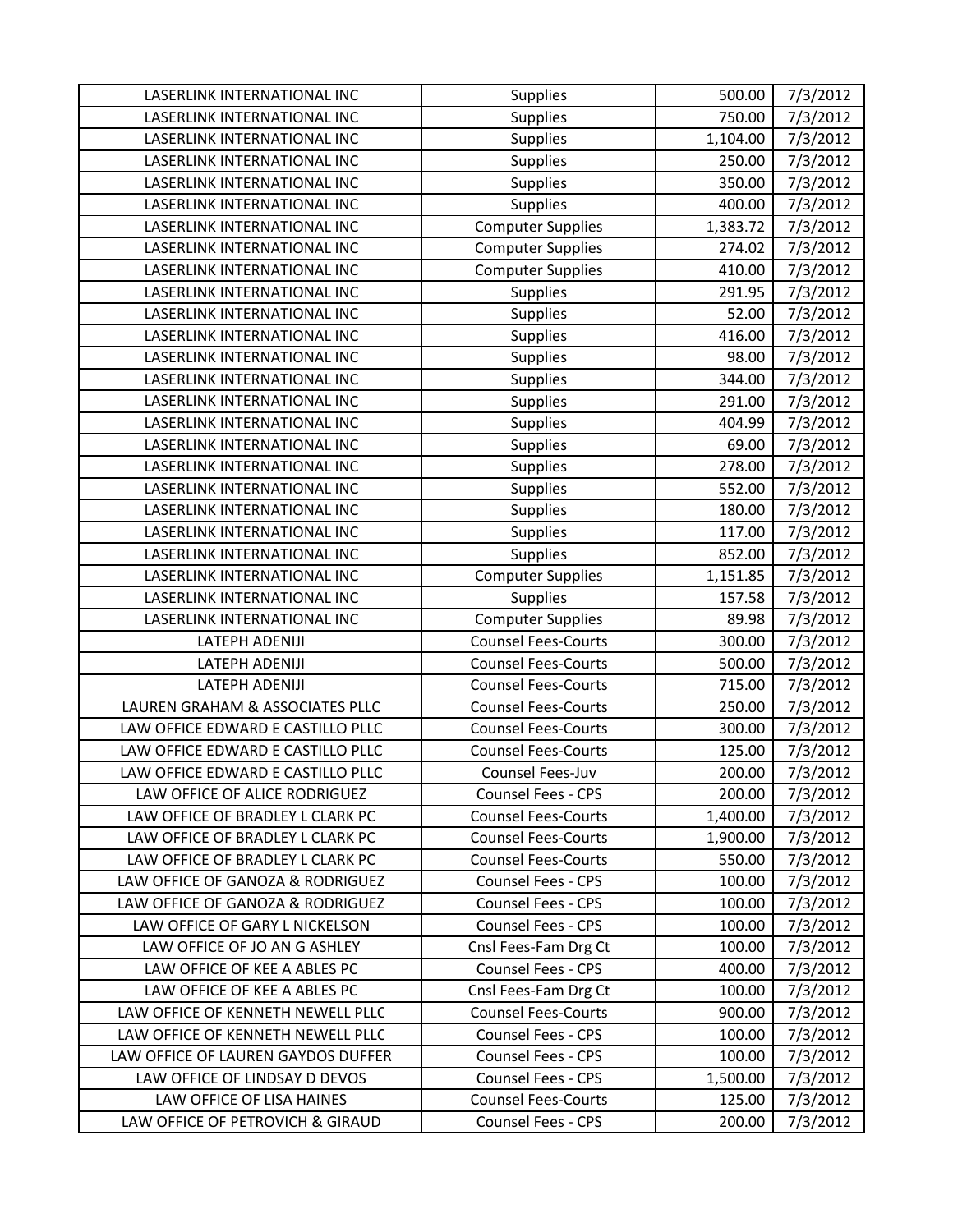| | | | |
|---|---|---|---|
| LASERLINK INTERNATIONAL INC | Supplies | 500.00 | 7/3/2012 |
| LASERLINK INTERNATIONAL INC | Supplies | 750.00 | 7/3/2012 |
| LASERLINK INTERNATIONAL INC | Supplies | 1,104.00 | 7/3/2012 |
| LASERLINK INTERNATIONAL INC | Supplies | 250.00 | 7/3/2012 |
| LASERLINK INTERNATIONAL INC | Supplies | 350.00 | 7/3/2012 |
| LASERLINK INTERNATIONAL INC | Supplies | 400.00 | 7/3/2012 |
| LASERLINK INTERNATIONAL INC | Computer Supplies | 1,383.72 | 7/3/2012 |
| LASERLINK INTERNATIONAL INC | Computer Supplies | 274.02 | 7/3/2012 |
| LASERLINK INTERNATIONAL INC | Computer Supplies | 410.00 | 7/3/2012 |
| LASERLINK INTERNATIONAL INC | Supplies | 291.95 | 7/3/2012 |
| LASERLINK INTERNATIONAL INC | Supplies | 52.00 | 7/3/2012 |
| LASERLINK INTERNATIONAL INC | Supplies | 416.00 | 7/3/2012 |
| LASERLINK INTERNATIONAL INC | Supplies | 98.00 | 7/3/2012 |
| LASERLINK INTERNATIONAL INC | Supplies | 344.00 | 7/3/2012 |
| LASERLINK INTERNATIONAL INC | Supplies | 291.00 | 7/3/2012 |
| LASERLINK INTERNATIONAL INC | Supplies | 404.99 | 7/3/2012 |
| LASERLINK INTERNATIONAL INC | Supplies | 69.00 | 7/3/2012 |
| LASERLINK INTERNATIONAL INC | Supplies | 278.00 | 7/3/2012 |
| LASERLINK INTERNATIONAL INC | Supplies | 552.00 | 7/3/2012 |
| LASERLINK INTERNATIONAL INC | Supplies | 180.00 | 7/3/2012 |
| LASERLINK INTERNATIONAL INC | Supplies | 117.00 | 7/3/2012 |
| LASERLINK INTERNATIONAL INC | Supplies | 852.00 | 7/3/2012 |
| LASERLINK INTERNATIONAL INC | Computer Supplies | 1,151.85 | 7/3/2012 |
| LASERLINK INTERNATIONAL INC | Supplies | 157.58 | 7/3/2012 |
| LASERLINK INTERNATIONAL INC | Computer Supplies | 89.98 | 7/3/2012 |
| LATEPH ADENIJI | Counsel Fees-Courts | 300.00 | 7/3/2012 |
| LATEPH ADENIJI | Counsel Fees-Courts | 500.00 | 7/3/2012 |
| LATEPH ADENIJI | Counsel Fees-Courts | 715.00 | 7/3/2012 |
| LAUREN GRAHAM & ASSOCIATES PLLC | Counsel Fees-Courts | 250.00 | 7/3/2012 |
| LAW OFFICE EDWARD E CASTILLO PLLC | Counsel Fees-Courts | 300.00 | 7/3/2012 |
| LAW OFFICE EDWARD E CASTILLO PLLC | Counsel Fees-Courts | 125.00 | 7/3/2012 |
| LAW OFFICE EDWARD E CASTILLO PLLC | Counsel Fees-Juv | 200.00 | 7/3/2012 |
| LAW OFFICE OF ALICE RODRIGUEZ | Counsel Fees - CPS | 200.00 | 7/3/2012 |
| LAW OFFICE OF BRADLEY L CLARK PC | Counsel Fees-Courts | 1,400.00 | 7/3/2012 |
| LAW OFFICE OF BRADLEY L CLARK PC | Counsel Fees-Courts | 1,900.00 | 7/3/2012 |
| LAW OFFICE OF BRADLEY L CLARK PC | Counsel Fees-Courts | 550.00 | 7/3/2012 |
| LAW OFFICE OF GANOZA & RODRIGUEZ | Counsel Fees - CPS | 100.00 | 7/3/2012 |
| LAW OFFICE OF GANOZA & RODRIGUEZ | Counsel Fees - CPS | 100.00 | 7/3/2012 |
| LAW OFFICE OF GARY L NICKELSON | Counsel Fees - CPS | 100.00 | 7/3/2012 |
| LAW OFFICE OF JO AN G ASHLEY | Cnsl Fees-Fam Drg Ct | 100.00 | 7/3/2012 |
| LAW OFFICE OF KEE A ABLES PC | Counsel Fees - CPS | 400.00 | 7/3/2012 |
| LAW OFFICE OF KEE A ABLES PC | Cnsl Fees-Fam Drg Ct | 100.00 | 7/3/2012 |
| LAW OFFICE OF KENNETH NEWELL PLLC | Counsel Fees-Courts | 900.00 | 7/3/2012 |
| LAW OFFICE OF KENNETH NEWELL PLLC | Counsel Fees - CPS | 100.00 | 7/3/2012 |
| LAW OFFICE OF LAUREN GAYDOS DUFFER | Counsel Fees - CPS | 100.00 | 7/3/2012 |
| LAW OFFICE OF LINDSAY D DEVOS | Counsel Fees - CPS | 1,500.00 | 7/3/2012 |
| LAW OFFICE OF LISA HAINES | Counsel Fees-Courts | 125.00 | 7/3/2012 |
| LAW OFFICE OF PETROVICH & GIRAUD | Counsel Fees - CPS | 200.00 | 7/3/2012 |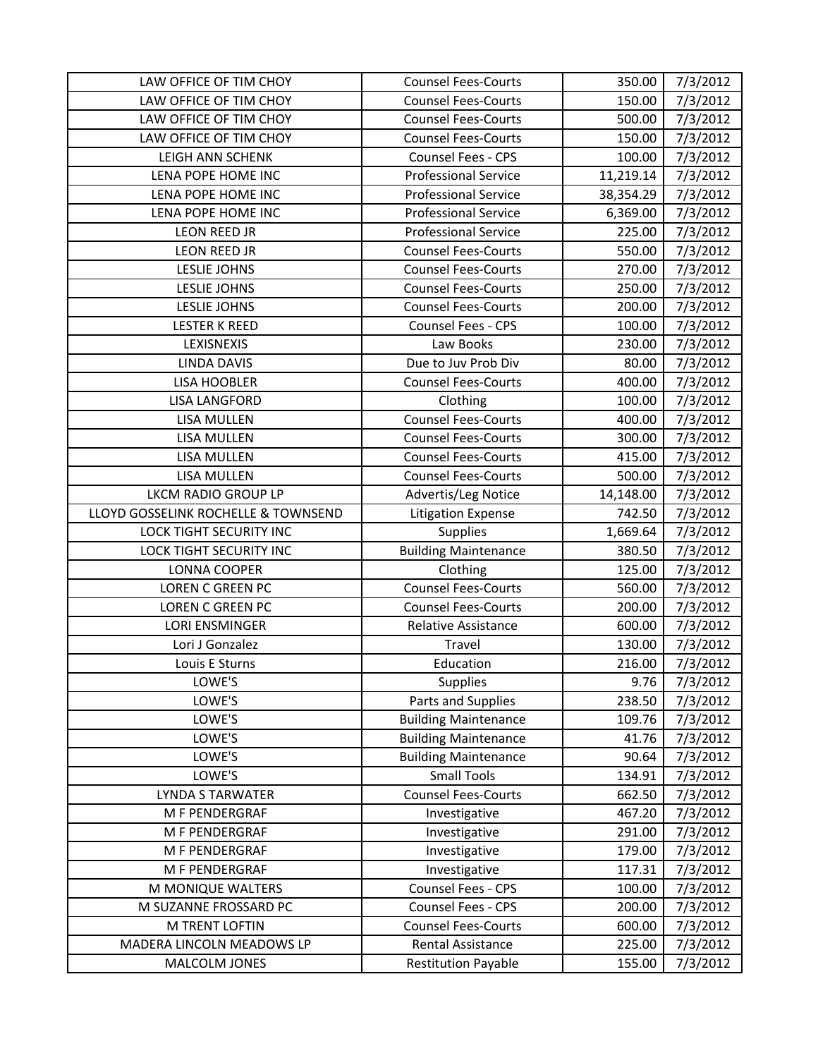| | | | |
|---|---|---|---|
| LAW OFFICE OF TIM CHOY | Counsel Fees-Courts | 350.00 | 7/3/2012 |
| LAW OFFICE OF TIM CHOY | Counsel Fees-Courts | 150.00 | 7/3/2012 |
| LAW OFFICE OF TIM CHOY | Counsel Fees-Courts | 500.00 | 7/3/2012 |
| LAW OFFICE OF TIM CHOY | Counsel Fees-Courts | 150.00 | 7/3/2012 |
| LEIGH ANN SCHENK | Counsel Fees - CPS | 100.00 | 7/3/2012 |
| LENA POPE HOME INC | Professional Service | 11,219.14 | 7/3/2012 |
| LENA POPE HOME INC | Professional Service | 38,354.29 | 7/3/2012 |
| LENA POPE HOME INC | Professional Service | 6,369.00 | 7/3/2012 |
| LEON REED JR | Professional Service | 225.00 | 7/3/2012 |
| LEON REED JR | Counsel Fees-Courts | 550.00 | 7/3/2012 |
| LESLIE JOHNS | Counsel Fees-Courts | 270.00 | 7/3/2012 |
| LESLIE JOHNS | Counsel Fees-Courts | 250.00 | 7/3/2012 |
| LESLIE JOHNS | Counsel Fees-Courts | 200.00 | 7/3/2012 |
| LESTER K REED | Counsel Fees - CPS | 100.00 | 7/3/2012 |
| LEXISNEXIS | Law Books | 230.00 | 7/3/2012 |
| LINDA DAVIS | Due to Juv Prob Div | 80.00 | 7/3/2012 |
| LISA HOOBLER | Counsel Fees-Courts | 400.00 | 7/3/2012 |
| LISA LANGFORD | Clothing | 100.00 | 7/3/2012 |
| LISA MULLEN | Counsel Fees-Courts | 400.00 | 7/3/2012 |
| LISA MULLEN | Counsel Fees-Courts | 300.00 | 7/3/2012 |
| LISA MULLEN | Counsel Fees-Courts | 415.00 | 7/3/2012 |
| LISA MULLEN | Counsel Fees-Courts | 500.00 | 7/3/2012 |
| LKCM RADIO GROUP LP | Advertis/Leg Notice | 14,148.00 | 7/3/2012 |
| LLOYD GOSSELINK ROCHELLE & TOWNSEND | Litigation Expense | 742.50 | 7/3/2012 |
| LOCK TIGHT SECURITY INC | Supplies | 1,669.64 | 7/3/2012 |
| LOCK TIGHT SECURITY INC | Building Maintenance | 380.50 | 7/3/2012 |
| LONNA COOPER | Clothing | 125.00 | 7/3/2012 |
| LOREN C GREEN PC | Counsel Fees-Courts | 560.00 | 7/3/2012 |
| LOREN C GREEN PC | Counsel Fees-Courts | 200.00 | 7/3/2012 |
| LORI ENSMINGER | Relative Assistance | 600.00 | 7/3/2012 |
| Lori J Gonzalez | Travel | 130.00 | 7/3/2012 |
| Louis E Sturns | Education | 216.00 | 7/3/2012 |
| LOWE'S | Supplies | 9.76 | 7/3/2012 |
| LOWE'S | Parts and Supplies | 238.50 | 7/3/2012 |
| LOWE'S | Building Maintenance | 109.76 | 7/3/2012 |
| LOWE'S | Building Maintenance | 41.76 | 7/3/2012 |
| LOWE'S | Building Maintenance | 90.64 | 7/3/2012 |
| LOWE'S | Small Tools | 134.91 | 7/3/2012 |
| LYNDA S TARWATER | Counsel Fees-Courts | 662.50 | 7/3/2012 |
| M F PENDERGRAF | Investigative | 467.20 | 7/3/2012 |
| M F PENDERGRAF | Investigative | 291.00 | 7/3/2012 |
| M F PENDERGRAF | Investigative | 179.00 | 7/3/2012 |
| M F PENDERGRAF | Investigative | 117.31 | 7/3/2012 |
| M MONIQUE WALTERS | Counsel Fees - CPS | 100.00 | 7/3/2012 |
| M SUZANNE FROSSARD PC | Counsel Fees - CPS | 200.00 | 7/3/2012 |
| M TRENT LOFTIN | Counsel Fees-Courts | 600.00 | 7/3/2012 |
| MADERA LINCOLN MEADOWS LP | Rental Assistance | 225.00 | 7/3/2012 |
| MALCOLM JONES | Restitution Payable | 155.00 | 7/3/2012 |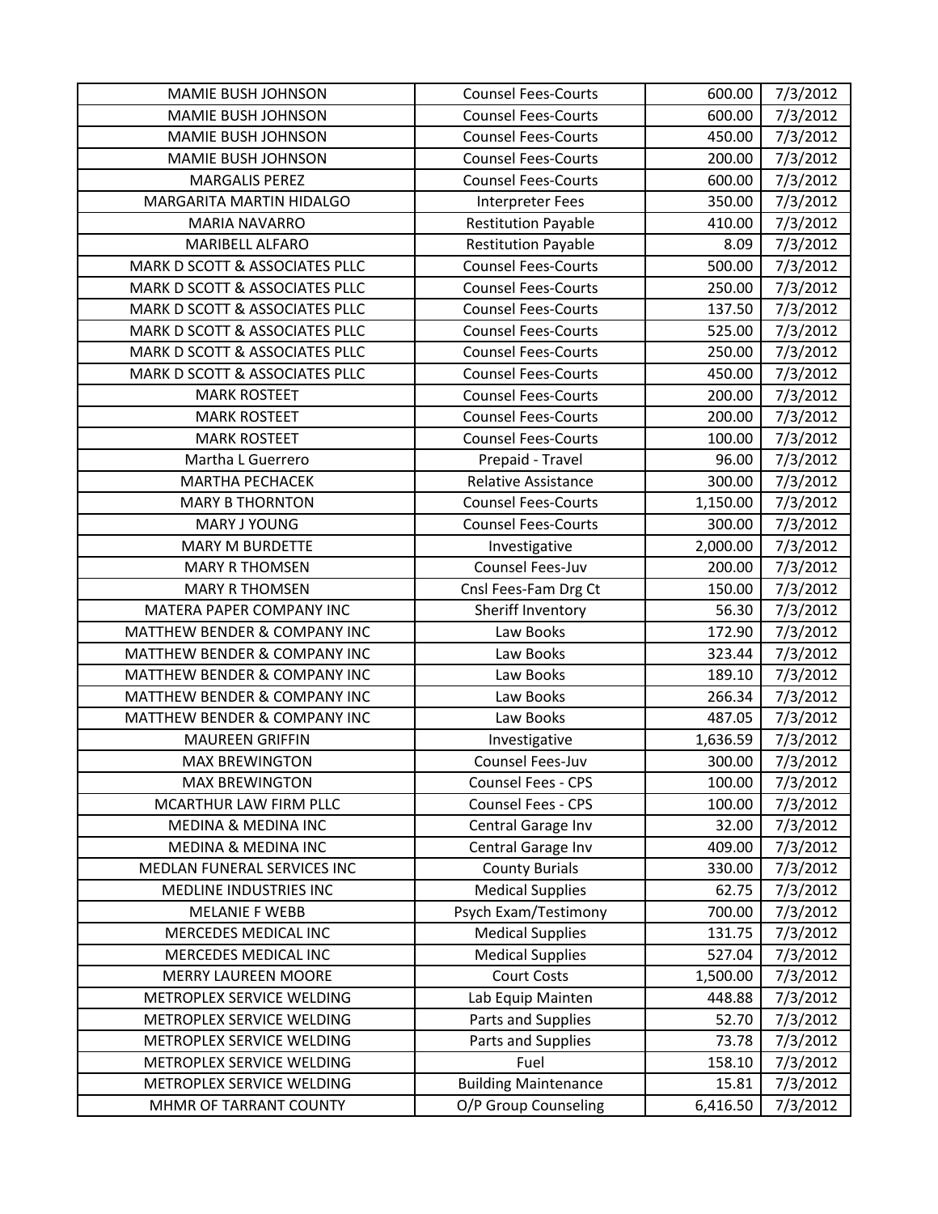| | | | |
|---|---|---|---|
| MAMIE BUSH JOHNSON | Counsel Fees-Courts | 600.00 | 7/3/2012 |
| MAMIE BUSH JOHNSON | Counsel Fees-Courts | 600.00 | 7/3/2012 |
| MAMIE BUSH JOHNSON | Counsel Fees-Courts | 450.00 | 7/3/2012 |
| MAMIE BUSH JOHNSON | Counsel Fees-Courts | 200.00 | 7/3/2012 |
| MARGALIS PEREZ | Counsel Fees-Courts | 600.00 | 7/3/2012 |
| MARGARITA MARTIN HIDALGO | Interpreter Fees | 350.00 | 7/3/2012 |
| MARIA NAVARRO | Restitution Payable | 410.00 | 7/3/2012 |
| MARIBELL ALFARO | Restitution Payable | 8.09 | 7/3/2012 |
| MARK D SCOTT & ASSOCIATES PLLC | Counsel Fees-Courts | 500.00 | 7/3/2012 |
| MARK D SCOTT & ASSOCIATES PLLC | Counsel Fees-Courts | 250.00 | 7/3/2012 |
| MARK D SCOTT & ASSOCIATES PLLC | Counsel Fees-Courts | 137.50 | 7/3/2012 |
| MARK D SCOTT & ASSOCIATES PLLC | Counsel Fees-Courts | 525.00 | 7/3/2012 |
| MARK D SCOTT & ASSOCIATES PLLC | Counsel Fees-Courts | 250.00 | 7/3/2012 |
| MARK D SCOTT & ASSOCIATES PLLC | Counsel Fees-Courts | 450.00 | 7/3/2012 |
| MARK ROSTEET | Counsel Fees-Courts | 200.00 | 7/3/2012 |
| MARK ROSTEET | Counsel Fees-Courts | 200.00 | 7/3/2012 |
| MARK ROSTEET | Counsel Fees-Courts | 100.00 | 7/3/2012 |
| Martha L Guerrero | Prepaid - Travel | 96.00 | 7/3/2012 |
| MARTHA PECHACEK | Relative Assistance | 300.00 | 7/3/2012 |
| MARY B THORNTON | Counsel Fees-Courts | 1,150.00 | 7/3/2012 |
| MARY J YOUNG | Counsel Fees-Courts | 300.00 | 7/3/2012 |
| MARY M BURDETTE | Investigative | 2,000.00 | 7/3/2012 |
| MARY R THOMSEN | Counsel Fees-Juv | 200.00 | 7/3/2012 |
| MARY R THOMSEN | Cnsl Fees-Fam Drg Ct | 150.00 | 7/3/2012 |
| MATERA PAPER COMPANY INC | Sheriff Inventory | 56.30 | 7/3/2012 |
| MATTHEW BENDER & COMPANY INC | Law Books | 172.90 | 7/3/2012 |
| MATTHEW BENDER & COMPANY INC | Law Books | 323.44 | 7/3/2012 |
| MATTHEW BENDER & COMPANY INC | Law Books | 189.10 | 7/3/2012 |
| MATTHEW BENDER & COMPANY INC | Law Books | 266.34 | 7/3/2012 |
| MATTHEW BENDER & COMPANY INC | Law Books | 487.05 | 7/3/2012 |
| MAUREEN GRIFFIN | Investigative | 1,636.59 | 7/3/2012 |
| MAX BREWINGTON | Counsel Fees-Juv | 300.00 | 7/3/2012 |
| MAX BREWINGTON | Counsel Fees - CPS | 100.00 | 7/3/2012 |
| MCARTHUR LAW FIRM PLLC | Counsel Fees - CPS | 100.00 | 7/3/2012 |
| MEDINA & MEDINA INC | Central Garage Inv | 32.00 | 7/3/2012 |
| MEDINA & MEDINA INC | Central Garage Inv | 409.00 | 7/3/2012 |
| MEDLAN FUNERAL SERVICES INC | County Burials | 330.00 | 7/3/2012 |
| MEDLINE INDUSTRIES INC | Medical Supplies | 62.75 | 7/3/2012 |
| MELANIE F WEBB | Psych Exam/Testimony | 700.00 | 7/3/2012 |
| MERCEDES MEDICAL INC | Medical Supplies | 131.75 | 7/3/2012 |
| MERCEDES MEDICAL INC | Medical Supplies | 527.04 | 7/3/2012 |
| MERRY LAUREEN MOORE | Court Costs | 1,500.00 | 7/3/2012 |
| METROPLEX SERVICE WELDING | Lab Equip Mainten | 448.88 | 7/3/2012 |
| METROPLEX SERVICE WELDING | Parts and Supplies | 52.70 | 7/3/2012 |
| METROPLEX SERVICE WELDING | Parts and Supplies | 73.78 | 7/3/2012 |
| METROPLEX SERVICE WELDING | Fuel | 158.10 | 7/3/2012 |
| METROPLEX SERVICE WELDING | Building Maintenance | 15.81 | 7/3/2012 |
| MHMR OF TARRANT COUNTY | O/P Group Counseling | 6,416.50 | 7/3/2012 |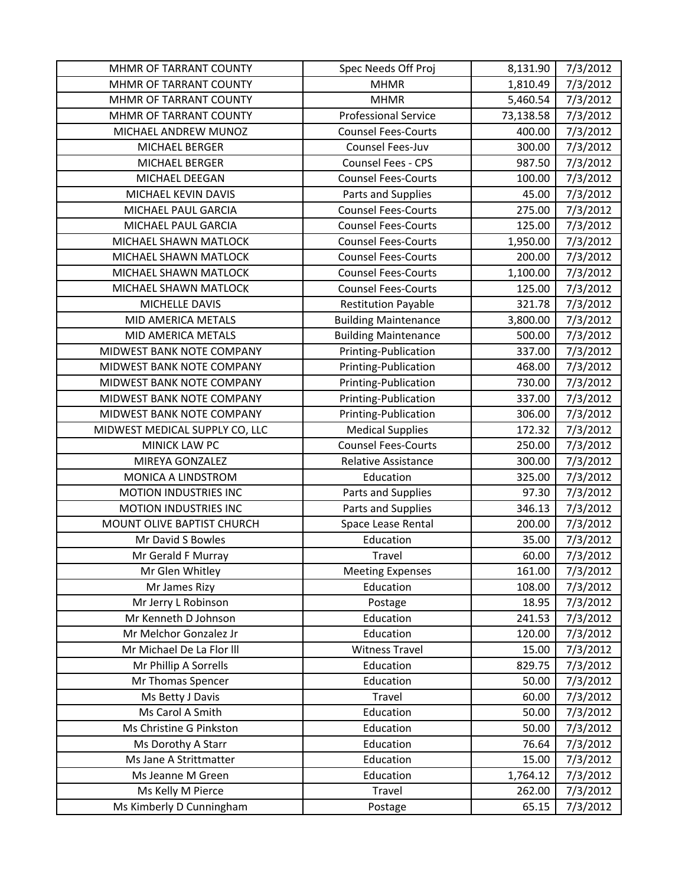| | | | |
|---|---|---|---|
| MHMR OF TARRANT COUNTY | Spec Needs Off Proj | 8,131.90 | 7/3/2012 |
| MHMR OF TARRANT COUNTY | MHMR | 1,810.49 | 7/3/2012 |
| MHMR OF TARRANT COUNTY | MHMR | 5,460.54 | 7/3/2012 |
| MHMR OF TARRANT COUNTY | Professional Service | 73,138.58 | 7/3/2012 |
| MICHAEL ANDREW MUNOZ | Counsel Fees-Courts | 400.00 | 7/3/2012 |
| MICHAEL BERGER | Counsel Fees-Juv | 300.00 | 7/3/2012 |
| MICHAEL BERGER | Counsel Fees - CPS | 987.50 | 7/3/2012 |
| MICHAEL DEEGAN | Counsel Fees-Courts | 100.00 | 7/3/2012 |
| MICHAEL KEVIN DAVIS | Parts and Supplies | 45.00 | 7/3/2012 |
| MICHAEL PAUL GARCIA | Counsel Fees-Courts | 275.00 | 7/3/2012 |
| MICHAEL PAUL GARCIA | Counsel Fees-Courts | 125.00 | 7/3/2012 |
| MICHAEL SHAWN MATLOCK | Counsel Fees-Courts | 1,950.00 | 7/3/2012 |
| MICHAEL SHAWN MATLOCK | Counsel Fees-Courts | 200.00 | 7/3/2012 |
| MICHAEL SHAWN MATLOCK | Counsel Fees-Courts | 1,100.00 | 7/3/2012 |
| MICHAEL SHAWN MATLOCK | Counsel Fees-Courts | 125.00 | 7/3/2012 |
| MICHELLE DAVIS | Restitution Payable | 321.78 | 7/3/2012 |
| MID AMERICA METALS | Building Maintenance | 3,800.00 | 7/3/2012 |
| MID AMERICA METALS | Building Maintenance | 500.00 | 7/3/2012 |
| MIDWEST BANK NOTE COMPANY | Printing-Publication | 337.00 | 7/3/2012 |
| MIDWEST BANK NOTE COMPANY | Printing-Publication | 468.00 | 7/3/2012 |
| MIDWEST BANK NOTE COMPANY | Printing-Publication | 730.00 | 7/3/2012 |
| MIDWEST BANK NOTE COMPANY | Printing-Publication | 337.00 | 7/3/2012 |
| MIDWEST BANK NOTE COMPANY | Printing-Publication | 306.00 | 7/3/2012 |
| MIDWEST MEDICAL SUPPLY CO, LLC | Medical Supplies | 172.32 | 7/3/2012 |
| MINICK LAW PC | Counsel Fees-Courts | 250.00 | 7/3/2012 |
| MIREYA GONZALEZ | Relative Assistance | 300.00 | 7/3/2012 |
| MONICA A LINDSTROM | Education | 325.00 | 7/3/2012 |
| MOTION INDUSTRIES INC | Parts and Supplies | 97.30 | 7/3/2012 |
| MOTION INDUSTRIES INC | Parts and Supplies | 346.13 | 7/3/2012 |
| MOUNT OLIVE BAPTIST CHURCH | Space Lease Rental | 200.00 | 7/3/2012 |
| Mr David S Bowles | Education | 35.00 | 7/3/2012 |
| Mr Gerald F Murray | Travel | 60.00 | 7/3/2012 |
| Mr Glen Whitley | Meeting Expenses | 161.00 | 7/3/2012 |
| Mr James Rizy | Education | 108.00 | 7/3/2012 |
| Mr Jerry L Robinson | Postage | 18.95 | 7/3/2012 |
| Mr Kenneth D Johnson | Education | 241.53 | 7/3/2012 |
| Mr Melchor Gonzalez Jr | Education | 120.00 | 7/3/2012 |
| Mr Michael De La Flor lll | Witness Travel | 15.00 | 7/3/2012 |
| Mr Phillip A Sorrells | Education | 829.75 | 7/3/2012 |
| Mr Thomas Spencer | Education | 50.00 | 7/3/2012 |
| Ms Betty J Davis | Travel | 60.00 | 7/3/2012 |
| Ms Carol A Smith | Education | 50.00 | 7/3/2012 |
| Ms Christine G Pinkston | Education | 50.00 | 7/3/2012 |
| Ms Dorothy A Starr | Education | 76.64 | 7/3/2012 |
| Ms Jane A Strittmatter | Education | 15.00 | 7/3/2012 |
| Ms Jeanne M Green | Education | 1,764.12 | 7/3/2012 |
| Ms Kelly M Pierce | Travel | 262.00 | 7/3/2012 |
| Ms Kimberly D Cunningham | Postage | 65.15 | 7/3/2012 |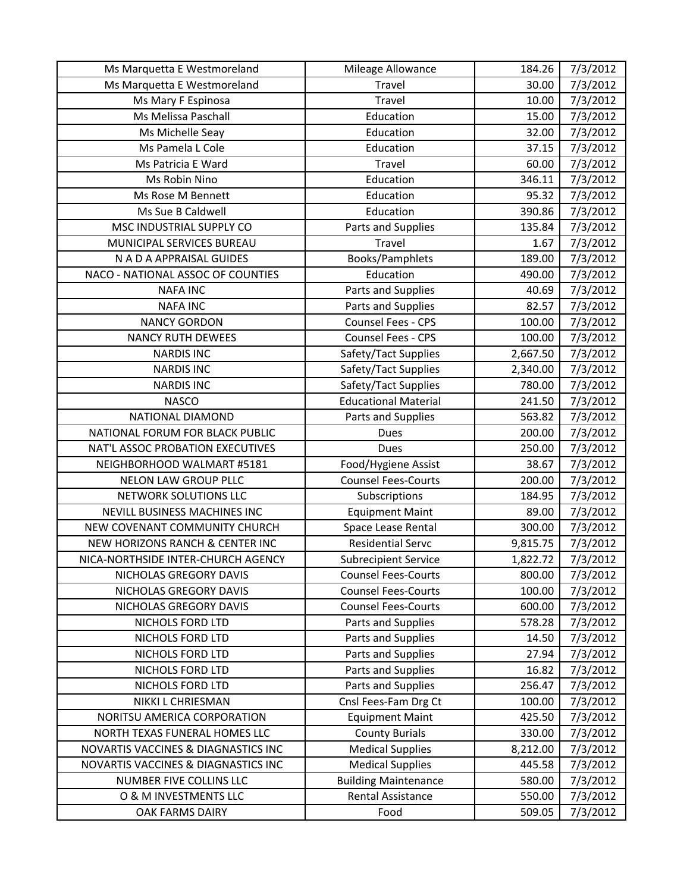| | | | |
|---|---|---|---|
| Ms Marquetta E Westmoreland | Mileage Allowance | 184.26 | 7/3/2012 |
| Ms Marquetta E Westmoreland | Travel | 30.00 | 7/3/2012 |
| Ms Mary F Espinosa | Travel | 10.00 | 7/3/2012 |
| Ms Melissa Paschall | Education | 15.00 | 7/3/2012 |
| Ms Michelle Seay | Education | 32.00 | 7/3/2012 |
| Ms Pamela L Cole | Education | 37.15 | 7/3/2012 |
| Ms Patricia E Ward | Travel | 60.00 | 7/3/2012 |
| Ms Robin Nino | Education | 346.11 | 7/3/2012 |
| Ms Rose M Bennett | Education | 95.32 | 7/3/2012 |
| Ms Sue B Caldwell | Education | 390.86 | 7/3/2012 |
| MSC INDUSTRIAL SUPPLY CO | Parts and Supplies | 135.84 | 7/3/2012 |
| MUNICIPAL SERVICES BUREAU | Travel | 1.67 | 7/3/2012 |
| N A D A APPRAISAL GUIDES | Books/Pamphlets | 189.00 | 7/3/2012 |
| NACO - NATIONAL ASSOC OF COUNTIES | Education | 490.00 | 7/3/2012 |
| NAFA INC | Parts and Supplies | 40.69 | 7/3/2012 |
| NAFA INC | Parts and Supplies | 82.57 | 7/3/2012 |
| NANCY GORDON | Counsel Fees - CPS | 100.00 | 7/3/2012 |
| NANCY RUTH DEWEES | Counsel Fees - CPS | 100.00 | 7/3/2012 |
| NARDIS INC | Safety/Tact Supplies | 2,667.50 | 7/3/2012 |
| NARDIS INC | Safety/Tact Supplies | 2,340.00 | 7/3/2012 |
| NARDIS INC | Safety/Tact Supplies | 780.00 | 7/3/2012 |
| NASCO | Educational Material | 241.50 | 7/3/2012 |
| NATIONAL DIAMOND | Parts and Supplies | 563.82 | 7/3/2012 |
| NATIONAL FORUM FOR BLACK PUBLIC | Dues | 200.00 | 7/3/2012 |
| NAT'L ASSOC PROBATION EXECUTIVES | Dues | 250.00 | 7/3/2012 |
| NEIGHBORHOOD WALMART #5181 | Food/Hygiene Assist | 38.67 | 7/3/2012 |
| NELON LAW GROUP PLLC | Counsel Fees-Courts | 200.00 | 7/3/2012 |
| NETWORK SOLUTIONS LLC | Subscriptions | 184.95 | 7/3/2012 |
| NEVILL BUSINESS MACHINES INC | Equipment Maint | 89.00 | 7/3/2012 |
| NEW COVENANT COMMUNITY CHURCH | Space Lease Rental | 300.00 | 7/3/2012 |
| NEW HORIZONS RANCH & CENTER INC | Residential Servc | 9,815.75 | 7/3/2012 |
| NICA-NORTHSIDE INTER-CHURCH AGENCY | Subrecipient Service | 1,822.72 | 7/3/2012 |
| NICHOLAS GREGORY DAVIS | Counsel Fees-Courts | 800.00 | 7/3/2012 |
| NICHOLAS GREGORY DAVIS | Counsel Fees-Courts | 100.00 | 7/3/2012 |
| NICHOLAS GREGORY DAVIS | Counsel Fees-Courts | 600.00 | 7/3/2012 |
| NICHOLS FORD LTD | Parts and Supplies | 578.28 | 7/3/2012 |
| NICHOLS FORD LTD | Parts and Supplies | 14.50 | 7/3/2012 |
| NICHOLS FORD LTD | Parts and Supplies | 27.94 | 7/3/2012 |
| NICHOLS FORD LTD | Parts and Supplies | 16.82 | 7/3/2012 |
| NICHOLS FORD LTD | Parts and Supplies | 256.47 | 7/3/2012 |
| NIKKI L CHRIESMAN | Cnsl Fees-Fam Drg Ct | 100.00 | 7/3/2012 |
| NORITSU AMERICA CORPORATION | Equipment Maint | 425.50 | 7/3/2012 |
| NORTH TEXAS FUNERAL HOMES LLC | County Burials | 330.00 | 7/3/2012 |
| NOVARTIS VACCINES & DIAGNASTICS INC | Medical Supplies | 8,212.00 | 7/3/2012 |
| NOVARTIS VACCINES & DIAGNASTICS INC | Medical Supplies | 445.58 | 7/3/2012 |
| NUMBER FIVE COLLINS LLC | Building Maintenance | 580.00 | 7/3/2012 |
| O & M INVESTMENTS LLC | Rental Assistance | 550.00 | 7/3/2012 |
| OAK FARMS DAIRY | Food | 509.05 | 7/3/2012 |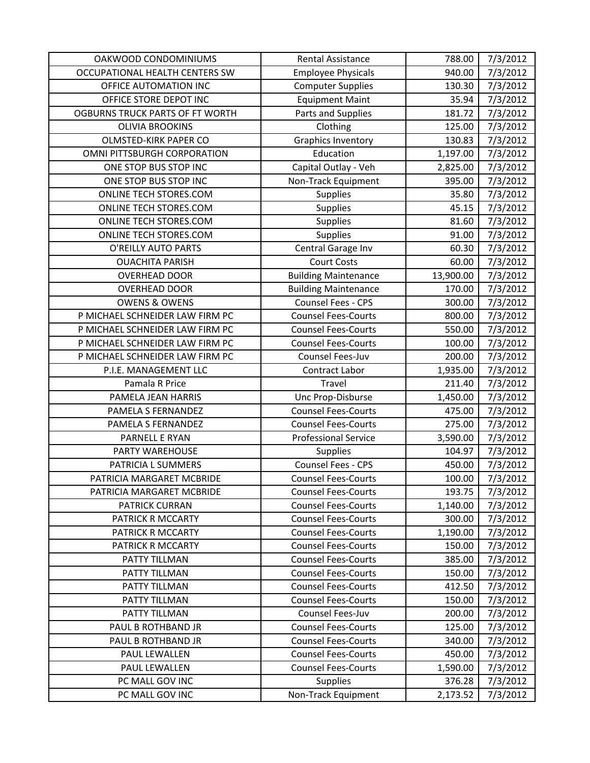| | | | |
|---|---|---|---|
| OAKWOOD CONDOMINIUMS | Rental Assistance | 788.00 | 7/3/2012 |
| OCCUPATIONAL HEALTH CENTERS SW | Employee Physicals | 940.00 | 7/3/2012 |
| OFFICE AUTOMATION INC | Computer Supplies | 130.30 | 7/3/2012 |
| OFFICE STORE DEPOT INC | Equipment Maint | 35.94 | 7/3/2012 |
| OGBURNS TRUCK PARTS OF FT WORTH | Parts and Supplies | 181.72 | 7/3/2012 |
| OLIVIA BROOKINS | Clothing | 125.00 | 7/3/2012 |
| OLMSTED-KIRK PAPER CO | Graphics Inventory | 130.83 | 7/3/2012 |
| OMNI PITTSBURGH CORPORATION | Education | 1,197.00 | 7/3/2012 |
| ONE STOP BUS STOP INC | Capital Outlay - Veh | 2,825.00 | 7/3/2012 |
| ONE STOP BUS STOP INC | Non-Track Equipment | 395.00 | 7/3/2012 |
| ONLINE TECH STORES.COM | Supplies | 35.80 | 7/3/2012 |
| ONLINE TECH STORES.COM | Supplies | 45.15 | 7/3/2012 |
| ONLINE TECH STORES.COM | Supplies | 81.60 | 7/3/2012 |
| ONLINE TECH STORES.COM | Supplies | 91.00 | 7/3/2012 |
| O'REILLY AUTO PARTS | Central Garage Inv | 60.30 | 7/3/2012 |
| OUACHITA PARISH | Court Costs | 60.00 | 7/3/2012 |
| OVERHEAD DOOR | Building Maintenance | 13,900.00 | 7/3/2012 |
| OVERHEAD DOOR | Building Maintenance | 170.00 | 7/3/2012 |
| OWENS & OWENS | Counsel Fees - CPS | 300.00 | 7/3/2012 |
| P MICHAEL SCHNEIDER LAW FIRM PC | Counsel Fees-Courts | 800.00 | 7/3/2012 |
| P MICHAEL SCHNEIDER LAW FIRM PC | Counsel Fees-Courts | 550.00 | 7/3/2012 |
| P MICHAEL SCHNEIDER LAW FIRM PC | Counsel Fees-Courts | 100.00 | 7/3/2012 |
| P MICHAEL SCHNEIDER LAW FIRM PC | Counsel Fees-Juv | 200.00 | 7/3/2012 |
| P.I.E. MANAGEMENT LLC | Contract Labor | 1,935.00 | 7/3/2012 |
| Pamala R Price | Travel | 211.40 | 7/3/2012 |
| PAMELA JEAN HARRIS | Unc Prop-Disburse | 1,450.00 | 7/3/2012 |
| PAMELA S FERNANDEZ | Counsel Fees-Courts | 475.00 | 7/3/2012 |
| PAMELA S FERNANDEZ | Counsel Fees-Courts | 275.00 | 7/3/2012 |
| PARNELL E RYAN | Professional Service | 3,590.00 | 7/3/2012 |
| PARTY WAREHOUSE | Supplies | 104.97 | 7/3/2012 |
| PATRICIA L SUMMERS | Counsel Fees - CPS | 450.00 | 7/3/2012 |
| PATRICIA MARGARET MCBRIDE | Counsel Fees-Courts | 100.00 | 7/3/2012 |
| PATRICIA MARGARET MCBRIDE | Counsel Fees-Courts | 193.75 | 7/3/2012 |
| PATRICK CURRAN | Counsel Fees-Courts | 1,140.00 | 7/3/2012 |
| PATRICK R MCCARTY | Counsel Fees-Courts | 300.00 | 7/3/2012 |
| PATRICK R MCCARTY | Counsel Fees-Courts | 1,190.00 | 7/3/2012 |
| PATRICK R MCCARTY | Counsel Fees-Courts | 150.00 | 7/3/2012 |
| PATTY TILLMAN | Counsel Fees-Courts | 385.00 | 7/3/2012 |
| PATTY TILLMAN | Counsel Fees-Courts | 150.00 | 7/3/2012 |
| PATTY TILLMAN | Counsel Fees-Courts | 412.50 | 7/3/2012 |
| PATTY TILLMAN | Counsel Fees-Courts | 150.00 | 7/3/2012 |
| PATTY TILLMAN | Counsel Fees-Juv | 200.00 | 7/3/2012 |
| PAUL B ROTHBAND JR | Counsel Fees-Courts | 125.00 | 7/3/2012 |
| PAUL B ROTHBAND JR | Counsel Fees-Courts | 340.00 | 7/3/2012 |
| PAUL LEWALLEN | Counsel Fees-Courts | 450.00 | 7/3/2012 |
| PAUL LEWALLEN | Counsel Fees-Courts | 1,590.00 | 7/3/2012 |
| PC MALL GOV INC | Supplies | 376.28 | 7/3/2012 |
| PC MALL GOV INC | Non-Track Equipment | 2,173.52 | 7/3/2012 |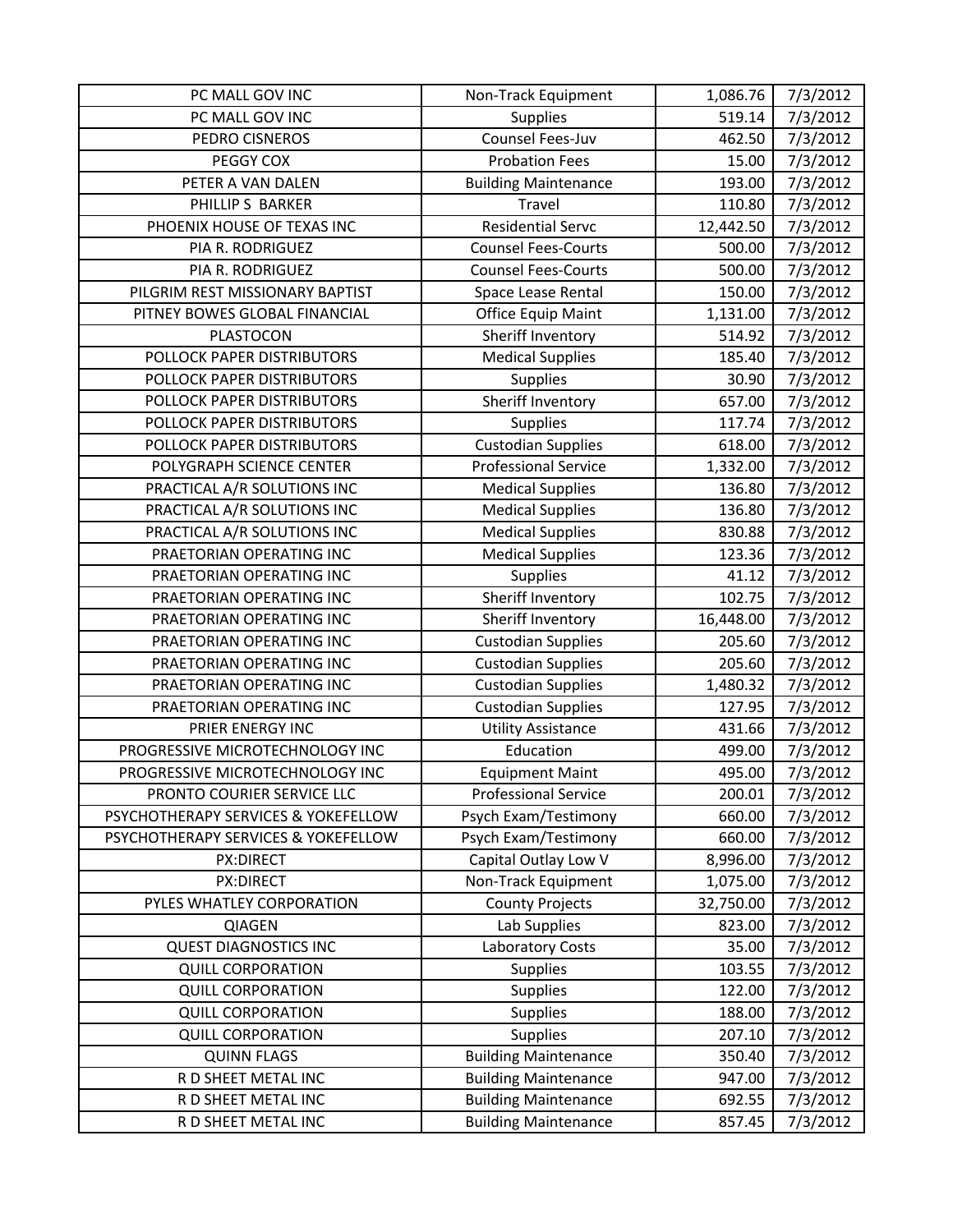| PC MALL GOV INC | Non-Track Equipment | 1,086.76 | 7/3/2012 |
|---|---|---|---|
| PC MALL GOV INC | Supplies | 519.14 | 7/3/2012 |
| PEDRO CISNEROS | Counsel Fees-Juv | 462.50 | 7/3/2012 |
| PEGGY COX | Probation Fees | 15.00 | 7/3/2012 |
| PETER A VAN DALEN | Building Maintenance | 193.00 | 7/3/2012 |
| PHILLIP S BARKER | Travel | 110.80 | 7/3/2012 |
| PHOENIX HOUSE OF TEXAS INC | Residential Servc | 12,442.50 | 7/3/2012 |
| PIA R. RODRIGUEZ | Counsel Fees-Courts | 500.00 | 7/3/2012 |
| PIA R. RODRIGUEZ | Counsel Fees-Courts | 500.00 | 7/3/2012 |
| PILGRIM REST MISSIONARY BAPTIST | Space Lease Rental | 150.00 | 7/3/2012 |
| PITNEY BOWES GLOBAL FINANCIAL | Office Equip Maint | 1,131.00 | 7/3/2012 |
| PLASTOCON | Sheriff Inventory | 514.92 | 7/3/2012 |
| POLLOCK PAPER DISTRIBUTORS | Medical Supplies | 185.40 | 7/3/2012 |
| POLLOCK PAPER DISTRIBUTORS | Supplies | 30.90 | 7/3/2012 |
| POLLOCK PAPER DISTRIBUTORS | Sheriff Inventory | 657.00 | 7/3/2012 |
| POLLOCK PAPER DISTRIBUTORS | Supplies | 117.74 | 7/3/2012 |
| POLLOCK PAPER DISTRIBUTORS | Custodian Supplies | 618.00 | 7/3/2012 |
| POLYGRAPH SCIENCE CENTER | Professional Service | 1,332.00 | 7/3/2012 |
| PRACTICAL A/R SOLUTIONS INC | Medical Supplies | 136.80 | 7/3/2012 |
| PRACTICAL A/R SOLUTIONS INC | Medical Supplies | 136.80 | 7/3/2012 |
| PRACTICAL A/R SOLUTIONS INC | Medical Supplies | 830.88 | 7/3/2012 |
| PRAETORIAN OPERATING INC | Medical Supplies | 123.36 | 7/3/2012 |
| PRAETORIAN OPERATING INC | Supplies | 41.12 | 7/3/2012 |
| PRAETORIAN OPERATING INC | Sheriff Inventory | 102.75 | 7/3/2012 |
| PRAETORIAN OPERATING INC | Sheriff Inventory | 16,448.00 | 7/3/2012 |
| PRAETORIAN OPERATING INC | Custodian Supplies | 205.60 | 7/3/2012 |
| PRAETORIAN OPERATING INC | Custodian Supplies | 205.60 | 7/3/2012 |
| PRAETORIAN OPERATING INC | Custodian Supplies | 1,480.32 | 7/3/2012 |
| PRAETORIAN OPERATING INC | Custodian Supplies | 127.95 | 7/3/2012 |
| PRIER ENERGY INC | Utility Assistance | 431.66 | 7/3/2012 |
| PROGRESSIVE MICROTECHNOLOGY INC | Education | 499.00 | 7/3/2012 |
| PROGRESSIVE MICROTECHNOLOGY INC | Equipment Maint | 495.00 | 7/3/2012 |
| PRONTO COURIER SERVICE LLC | Professional Service | 200.01 | 7/3/2012 |
| PSYCHOTHERAPY SERVICES & YOKEFELLOW | Psych Exam/Testimony | 660.00 | 7/3/2012 |
| PSYCHOTHERAPY SERVICES & YOKEFELLOW | Psych Exam/Testimony | 660.00 | 7/3/2012 |
| PX:DIRECT | Capital Outlay Low V | 8,996.00 | 7/3/2012 |
| PX:DIRECT | Non-Track Equipment | 1,075.00 | 7/3/2012 |
| PYLES WHATLEY CORPORATION | County Projects | 32,750.00 | 7/3/2012 |
| QIAGEN | Lab Supplies | 823.00 | 7/3/2012 |
| QUEST DIAGNOSTICS INC | Laboratory Costs | 35.00 | 7/3/2012 |
| QUILL CORPORATION | Supplies | 103.55 | 7/3/2012 |
| QUILL CORPORATION | Supplies | 122.00 | 7/3/2012 |
| QUILL CORPORATION | Supplies | 188.00 | 7/3/2012 |
| QUILL CORPORATION | Supplies | 207.10 | 7/3/2012 |
| QUINN FLAGS | Building Maintenance | 350.40 | 7/3/2012 |
| R D SHEET METAL INC | Building Maintenance | 947.00 | 7/3/2012 |
| R D SHEET METAL INC | Building Maintenance | 692.55 | 7/3/2012 |
| R D SHEET METAL INC | Building Maintenance | 857.45 | 7/3/2012 |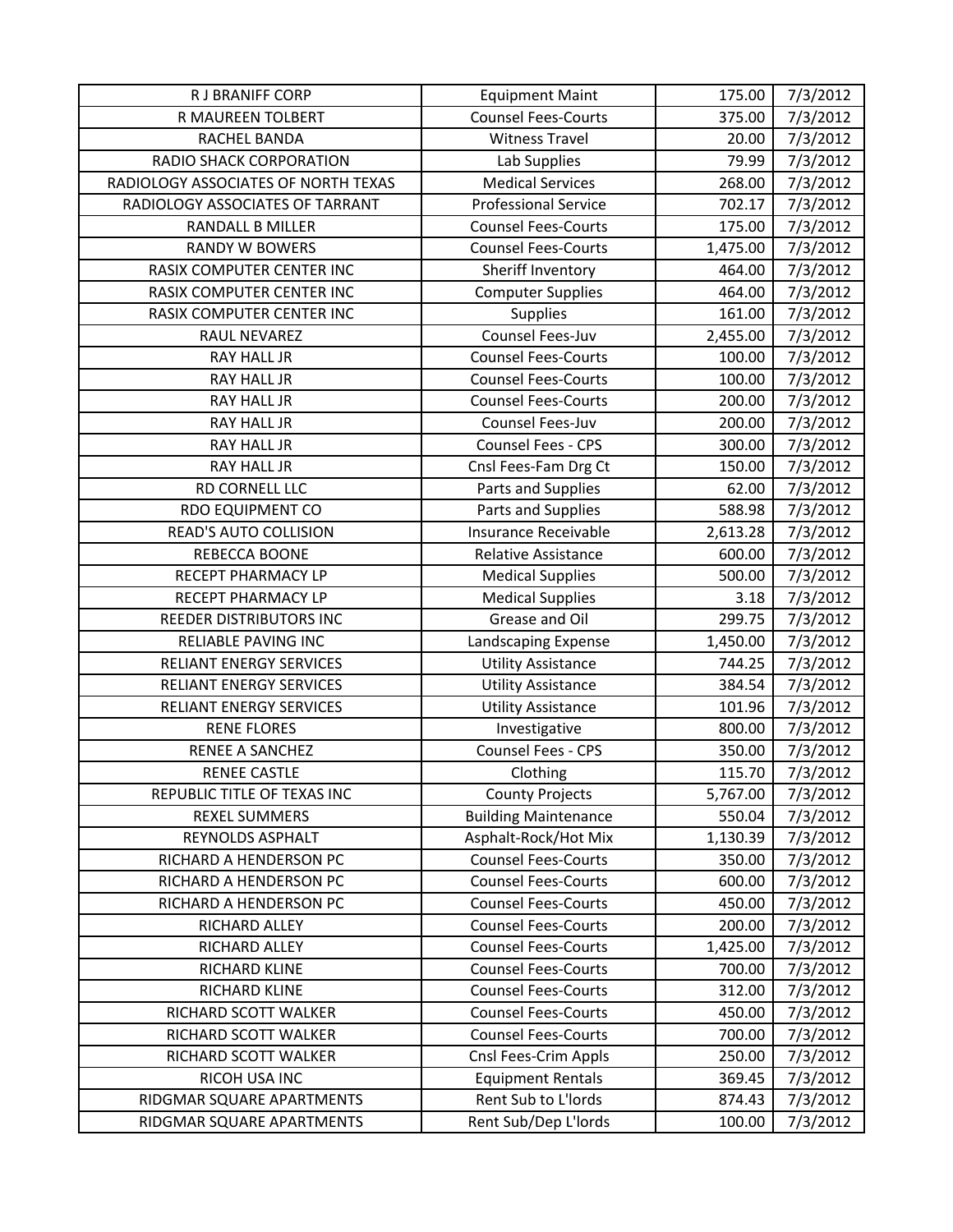| R J BRANIFF CORP | Equipment Maint | 175.00 | 7/3/2012 |
|---|---|---|---|
| R MAUREEN TOLBERT | Counsel Fees-Courts | 375.00 | 7/3/2012 |
| RACHEL BANDA | Witness Travel | 20.00 | 7/3/2012 |
| RADIO SHACK CORPORATION | Lab Supplies | 79.99 | 7/3/2012 |
| RADIOLOGY ASSOCIATES OF NORTH TEXAS | Medical Services | 268.00 | 7/3/2012 |
| RADIOLOGY ASSOCIATES OF TARRANT | Professional Service | 702.17 | 7/3/2012 |
| RANDALL B MILLER | Counsel Fees-Courts | 175.00 | 7/3/2012 |
| RANDY W BOWERS | Counsel Fees-Courts | 1,475.00 | 7/3/2012 |
| RASIX COMPUTER CENTER INC | Sheriff Inventory | 464.00 | 7/3/2012 |
| RASIX COMPUTER CENTER INC | Computer Supplies | 464.00 | 7/3/2012 |
| RASIX COMPUTER CENTER INC | Supplies | 161.00 | 7/3/2012 |
| RAUL NEVAREZ | Counsel Fees-Juv | 2,455.00 | 7/3/2012 |
| RAY HALL JR | Counsel Fees-Courts | 100.00 | 7/3/2012 |
| RAY HALL JR | Counsel Fees-Courts | 100.00 | 7/3/2012 |
| RAY HALL JR | Counsel Fees-Courts | 200.00 | 7/3/2012 |
| RAY HALL JR | Counsel Fees-Juv | 200.00 | 7/3/2012 |
| RAY HALL JR | Counsel Fees - CPS | 300.00 | 7/3/2012 |
| RAY HALL JR | Cnsl Fees-Fam Drg Ct | 150.00 | 7/3/2012 |
| RD CORNELL LLC | Parts and Supplies | 62.00 | 7/3/2012 |
| RDO EQUIPMENT CO | Parts and Supplies | 588.98 | 7/3/2012 |
| READ'S AUTO COLLISION | Insurance Receivable | 2,613.28 | 7/3/2012 |
| REBECCA BOONE | Relative Assistance | 600.00 | 7/3/2012 |
| RECEPT PHARMACY LP | Medical Supplies | 500.00 | 7/3/2012 |
| RECEPT PHARMACY LP | Medical Supplies | 3.18 | 7/3/2012 |
| REEDER DISTRIBUTORS INC | Grease and Oil | 299.75 | 7/3/2012 |
| RELIABLE PAVING INC | Landscaping Expense | 1,450.00 | 7/3/2012 |
| RELIANT ENERGY SERVICES | Utility Assistance | 744.25 | 7/3/2012 |
| RELIANT ENERGY SERVICES | Utility Assistance | 384.54 | 7/3/2012 |
| RELIANT ENERGY SERVICES | Utility Assistance | 101.96 | 7/3/2012 |
| RENE FLORES | Investigative | 800.00 | 7/3/2012 |
| RENEE A SANCHEZ | Counsel Fees - CPS | 350.00 | 7/3/2012 |
| RENEE CASTLE | Clothing | 115.70 | 7/3/2012 |
| REPUBLIC TITLE OF TEXAS INC | County Projects | 5,767.00 | 7/3/2012 |
| REXEL SUMMERS | Building Maintenance | 550.04 | 7/3/2012 |
| REYNOLDS ASPHALT | Asphalt-Rock/Hot Mix | 1,130.39 | 7/3/2012 |
| RICHARD A HENDERSON PC | Counsel Fees-Courts | 350.00 | 7/3/2012 |
| RICHARD A HENDERSON PC | Counsel Fees-Courts | 600.00 | 7/3/2012 |
| RICHARD A HENDERSON PC | Counsel Fees-Courts | 450.00 | 7/3/2012 |
| RICHARD ALLEY | Counsel Fees-Courts | 200.00 | 7/3/2012 |
| RICHARD ALLEY | Counsel Fees-Courts | 1,425.00 | 7/3/2012 |
| RICHARD KLINE | Counsel Fees-Courts | 700.00 | 7/3/2012 |
| RICHARD KLINE | Counsel Fees-Courts | 312.00 | 7/3/2012 |
| RICHARD SCOTT WALKER | Counsel Fees-Courts | 450.00 | 7/3/2012 |
| RICHARD SCOTT WALKER | Counsel Fees-Courts | 700.00 | 7/3/2012 |
| RICHARD SCOTT WALKER | Cnsl Fees-Crim Appls | 250.00 | 7/3/2012 |
| RICOH USA INC | Equipment Rentals | 369.45 | 7/3/2012 |
| RIDGMAR SQUARE APARTMENTS | Rent Sub to L'lords | 874.43 | 7/3/2012 |
| RIDGMAR SQUARE APARTMENTS | Rent Sub/Dep L'lords | 100.00 | 7/3/2012 |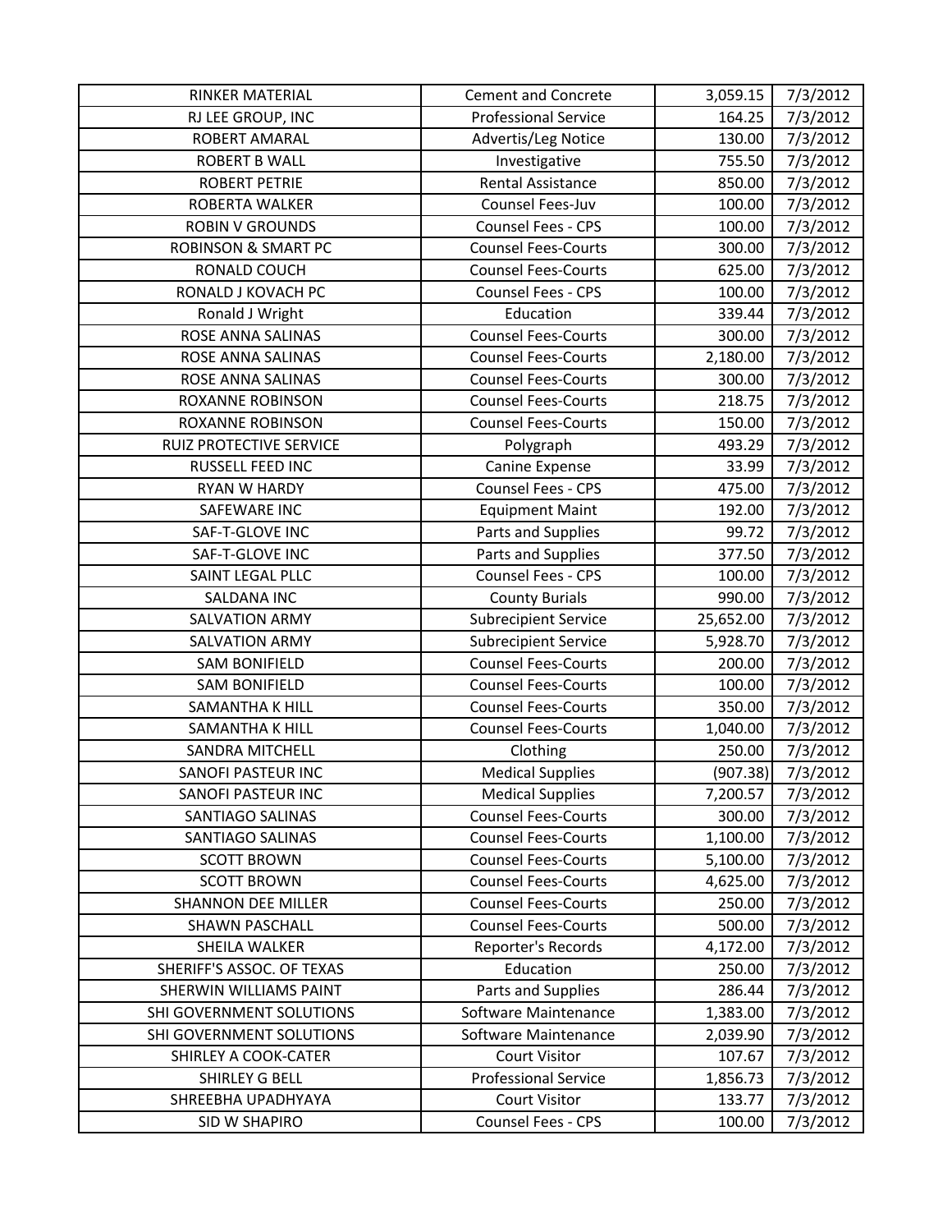| RINKER MATERIAL | Cement and Concrete | 3,059.15 | 7/3/2012 |
|---|---|---|---|
| RJ LEE GROUP, INC | Professional Service | 164.25 | 7/3/2012 |
| ROBERT AMARAL | Advertis/Leg Notice | 130.00 | 7/3/2012 |
| ROBERT B WALL | Investigative | 755.50 | 7/3/2012 |
| ROBERT PETRIE | Rental Assistance | 850.00 | 7/3/2012 |
| ROBERTA WALKER | Counsel Fees-Juv | 100.00 | 7/3/2012 |
| ROBIN V GROUNDS | Counsel Fees - CPS | 100.00 | 7/3/2012 |
| ROBINSON & SMART PC | Counsel Fees-Courts | 300.00 | 7/3/2012 |
| RONALD COUCH | Counsel Fees-Courts | 625.00 | 7/3/2012 |
| RONALD J KOVACH PC | Counsel Fees - CPS | 100.00 | 7/3/2012 |
| Ronald J Wright | Education | 339.44 | 7/3/2012 |
| ROSE ANNA SALINAS | Counsel Fees-Courts | 300.00 | 7/3/2012 |
| ROSE ANNA SALINAS | Counsel Fees-Courts | 2,180.00 | 7/3/2012 |
| ROSE ANNA SALINAS | Counsel Fees-Courts | 300.00 | 7/3/2012 |
| ROXANNE ROBINSON | Counsel Fees-Courts | 218.75 | 7/3/2012 |
| ROXANNE ROBINSON | Counsel Fees-Courts | 150.00 | 7/3/2012 |
| RUIZ PROTECTIVE SERVICE | Polygraph | 493.29 | 7/3/2012 |
| RUSSELL FEED INC | Canine Expense | 33.99 | 7/3/2012 |
| RYAN W HARDY | Counsel Fees - CPS | 475.00 | 7/3/2012 |
| SAFEWARE INC | Equipment Maint | 192.00 | 7/3/2012 |
| SAF-T-GLOVE INC | Parts and Supplies | 99.72 | 7/3/2012 |
| SAF-T-GLOVE INC | Parts and Supplies | 377.50 | 7/3/2012 |
| SAINT LEGAL PLLC | Counsel Fees - CPS | 100.00 | 7/3/2012 |
| SALDANA INC | County Burials | 990.00 | 7/3/2012 |
| SALVATION ARMY | Subrecipient Service | 25,652.00 | 7/3/2012 |
| SALVATION ARMY | Subrecipient Service | 5,928.70 | 7/3/2012 |
| SAM BONIFIELD | Counsel Fees-Courts | 200.00 | 7/3/2012 |
| SAM BONIFIELD | Counsel Fees-Courts | 100.00 | 7/3/2012 |
| SAMANTHA K HILL | Counsel Fees-Courts | 350.00 | 7/3/2012 |
| SAMANTHA K HILL | Counsel Fees-Courts | 1,040.00 | 7/3/2012 |
| SANDRA MITCHELL | Clothing | 250.00 | 7/3/2012 |
| SANOFI PASTEUR INC | Medical Supplies | (907.38) | 7/3/2012 |
| SANOFI PASTEUR INC | Medical Supplies | 7,200.57 | 7/3/2012 |
| SANTIAGO SALINAS | Counsel Fees-Courts | 300.00 | 7/3/2012 |
| SANTIAGO SALINAS | Counsel Fees-Courts | 1,100.00 | 7/3/2012 |
| SCOTT BROWN | Counsel Fees-Courts | 5,100.00 | 7/3/2012 |
| SCOTT BROWN | Counsel Fees-Courts | 4,625.00 | 7/3/2012 |
| SHANNON DEE MILLER | Counsel Fees-Courts | 250.00 | 7/3/2012 |
| SHAWN PASCHALL | Counsel Fees-Courts | 500.00 | 7/3/2012 |
| SHEILA WALKER | Reporter's Records | 4,172.00 | 7/3/2012 |
| SHERIFF'S ASSOC. OF TEXAS | Education | 250.00 | 7/3/2012 |
| SHERWIN WILLIAMS PAINT | Parts and Supplies | 286.44 | 7/3/2012 |
| SHI GOVERNMENT SOLUTIONS | Software Maintenance | 1,383.00 | 7/3/2012 |
| SHI GOVERNMENT SOLUTIONS | Software Maintenance | 2,039.90 | 7/3/2012 |
| SHIRLEY A COOK-CATER | Court Visitor | 107.67 | 7/3/2012 |
| SHIRLEY G BELL | Professional Service | 1,856.73 | 7/3/2012 |
| SHREEBHA UPADHYAYA | Court Visitor | 133.77 | 7/3/2012 |
| SID W SHAPIRO | Counsel Fees - CPS | 100.00 | 7/3/2012 |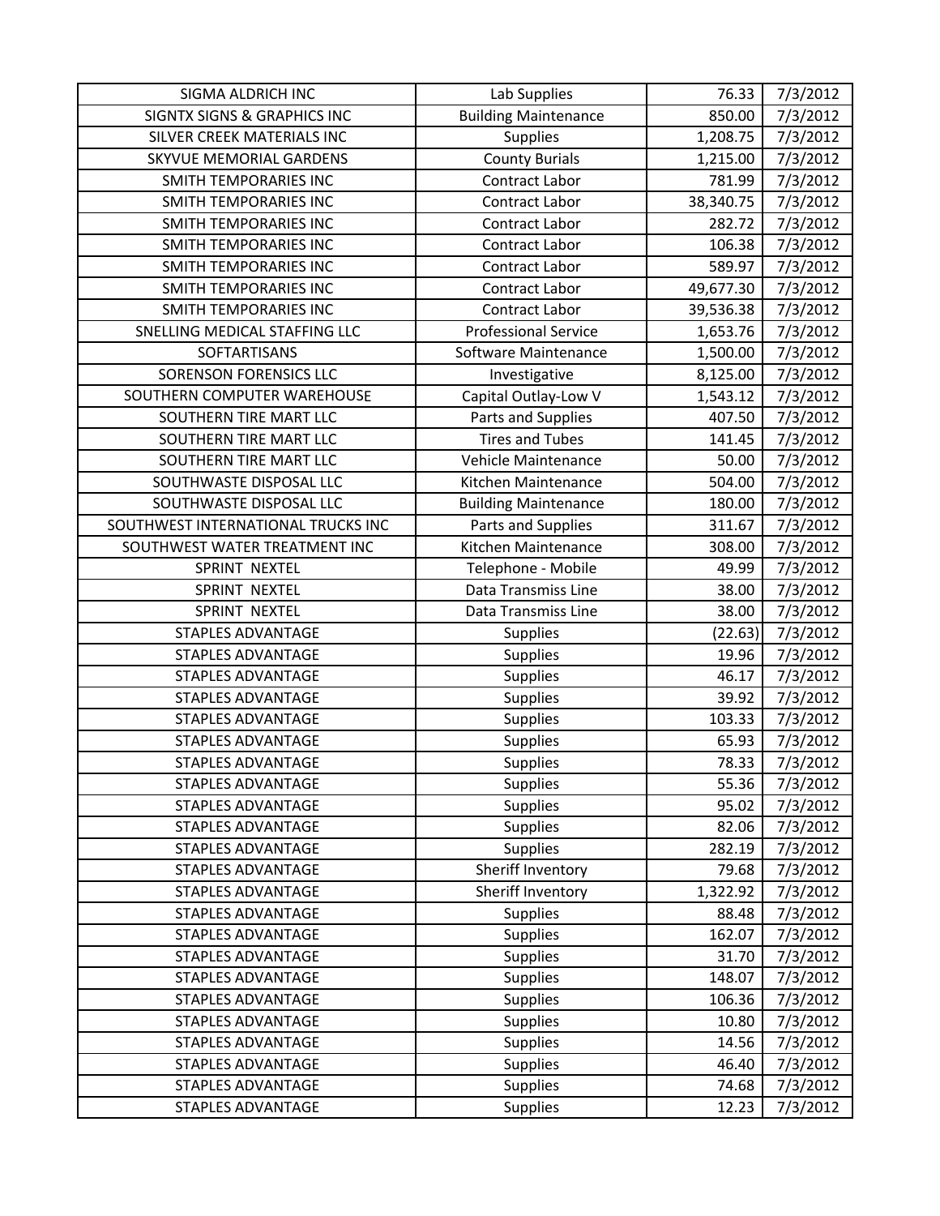| SIGMA ALDRICH INC | Lab Supplies | 76.33 | 7/3/2012 |
|---|---|---|---|
| SIGNTX SIGNS & GRAPHICS INC | Building Maintenance | 850.00 | 7/3/2012 |
| SILVER CREEK MATERIALS INC | Supplies | 1,208.75 | 7/3/2012 |
| SKYVUE MEMORIAL GARDENS | County Burials | 1,215.00 | 7/3/2012 |
| SMITH TEMPORARIES INC | Contract Labor | 781.99 | 7/3/2012 |
| SMITH TEMPORARIES INC | Contract Labor | 38,340.75 | 7/3/2012 |
| SMITH TEMPORARIES INC | Contract Labor | 282.72 | 7/3/2012 |
| SMITH TEMPORARIES INC | Contract Labor | 106.38 | 7/3/2012 |
| SMITH TEMPORARIES INC | Contract Labor | 589.97 | 7/3/2012 |
| SMITH TEMPORARIES INC | Contract Labor | 49,677.30 | 7/3/2012 |
| SMITH TEMPORARIES INC | Contract Labor | 39,536.38 | 7/3/2012 |
| SNELLING MEDICAL STAFFING LLC | Professional Service | 1,653.76 | 7/3/2012 |
| SOFTARTISANS | Software Maintenance | 1,500.00 | 7/3/2012 |
| SORENSON FORENSICS LLC | Investigative | 8,125.00 | 7/3/2012 |
| SOUTHERN COMPUTER WAREHOUSE | Capital Outlay-Low V | 1,543.12 | 7/3/2012 |
| SOUTHERN TIRE MART LLC | Parts and Supplies | 407.50 | 7/3/2012 |
| SOUTHERN TIRE MART LLC | Tires and Tubes | 141.45 | 7/3/2012 |
| SOUTHERN TIRE MART LLC | Vehicle Maintenance | 50.00 | 7/3/2012 |
| SOUTHWASTE DISPOSAL LLC | Kitchen Maintenance | 504.00 | 7/3/2012 |
| SOUTHWASTE DISPOSAL LLC | Building Maintenance | 180.00 | 7/3/2012 |
| SOUTHWEST INTERNATIONAL TRUCKS INC | Parts and Supplies | 311.67 | 7/3/2012 |
| SOUTHWEST WATER TREATMENT INC | Kitchen Maintenance | 308.00 | 7/3/2012 |
| SPRINT NEXTEL | Telephone - Mobile | 49.99 | 7/3/2012 |
| SPRINT NEXTEL | Data Transmiss Line | 38.00 | 7/3/2012 |
| SPRINT NEXTEL | Data Transmiss Line | 38.00 | 7/3/2012 |
| STAPLES ADVANTAGE | Supplies | (22.63) | 7/3/2012 |
| STAPLES ADVANTAGE | Supplies | 19.96 | 7/3/2012 |
| STAPLES ADVANTAGE | Supplies | 46.17 | 7/3/2012 |
| STAPLES ADVANTAGE | Supplies | 39.92 | 7/3/2012 |
| STAPLES ADVANTAGE | Supplies | 103.33 | 7/3/2012 |
| STAPLES ADVANTAGE | Supplies | 65.93 | 7/3/2012 |
| STAPLES ADVANTAGE | Supplies | 78.33 | 7/3/2012 |
| STAPLES ADVANTAGE | Supplies | 55.36 | 7/3/2012 |
| STAPLES ADVANTAGE | Supplies | 95.02 | 7/3/2012 |
| STAPLES ADVANTAGE | Supplies | 82.06 | 7/3/2012 |
| STAPLES ADVANTAGE | Supplies | 282.19 | 7/3/2012 |
| STAPLES ADVANTAGE | Sheriff Inventory | 79.68 | 7/3/2012 |
| STAPLES ADVANTAGE | Sheriff Inventory | 1,322.92 | 7/3/2012 |
| STAPLES ADVANTAGE | Supplies | 88.48 | 7/3/2012 |
| STAPLES ADVANTAGE | Supplies | 162.07 | 7/3/2012 |
| STAPLES ADVANTAGE | Supplies | 31.70 | 7/3/2012 |
| STAPLES ADVANTAGE | Supplies | 148.07 | 7/3/2012 |
| STAPLES ADVANTAGE | Supplies | 106.36 | 7/3/2012 |
| STAPLES ADVANTAGE | Supplies | 10.80 | 7/3/2012 |
| STAPLES ADVANTAGE | Supplies | 14.56 | 7/3/2012 |
| STAPLES ADVANTAGE | Supplies | 46.40 | 7/3/2012 |
| STAPLES ADVANTAGE | Supplies | 74.68 | 7/3/2012 |
| STAPLES ADVANTAGE | Supplies | 12.23 | 7/3/2012 |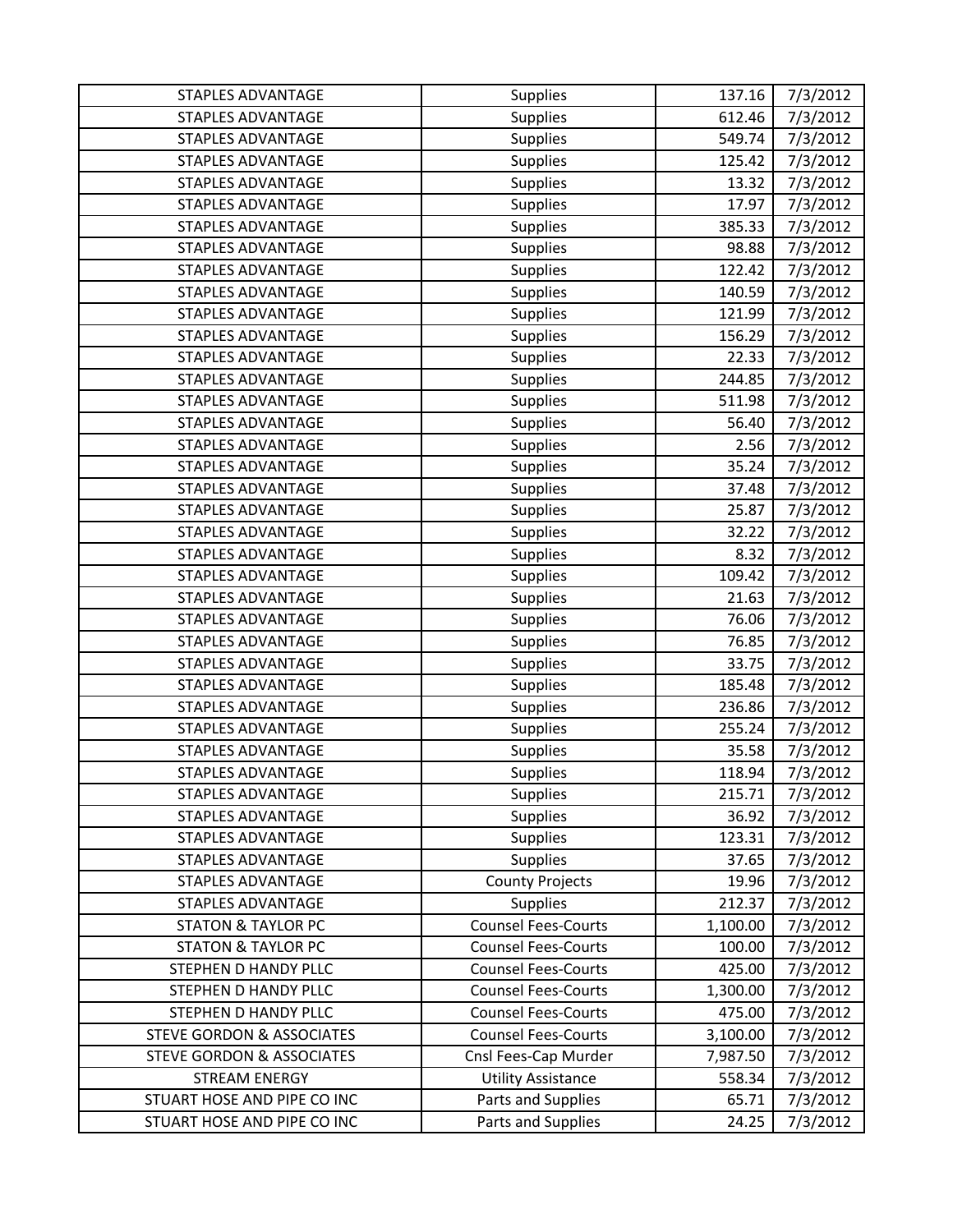| STAPLES ADVANTAGE | Supplies | 137.16 | 7/3/2012 |
|---|---|---|---|
| STAPLES ADVANTAGE | Supplies | 612.46 | 7/3/2012 |
| STAPLES ADVANTAGE | Supplies | 549.74 | 7/3/2012 |
| STAPLES ADVANTAGE | Supplies | 125.42 | 7/3/2012 |
| STAPLES ADVANTAGE | Supplies | 13.32 | 7/3/2012 |
| STAPLES ADVANTAGE | Supplies | 17.97 | 7/3/2012 |
| STAPLES ADVANTAGE | Supplies | 385.33 | 7/3/2012 |
| STAPLES ADVANTAGE | Supplies | 98.88 | 7/3/2012 |
| STAPLES ADVANTAGE | Supplies | 122.42 | 7/3/2012 |
| STAPLES ADVANTAGE | Supplies | 140.59 | 7/3/2012 |
| STAPLES ADVANTAGE | Supplies | 121.99 | 7/3/2012 |
| STAPLES ADVANTAGE | Supplies | 156.29 | 7/3/2012 |
| STAPLES ADVANTAGE | Supplies | 22.33 | 7/3/2012 |
| STAPLES ADVANTAGE | Supplies | 244.85 | 7/3/2012 |
| STAPLES ADVANTAGE | Supplies | 511.98 | 7/3/2012 |
| STAPLES ADVANTAGE | Supplies | 56.40 | 7/3/2012 |
| STAPLES ADVANTAGE | Supplies | 2.56 | 7/3/2012 |
| STAPLES ADVANTAGE | Supplies | 35.24 | 7/3/2012 |
| STAPLES ADVANTAGE | Supplies | 37.48 | 7/3/2012 |
| STAPLES ADVANTAGE | Supplies | 25.87 | 7/3/2012 |
| STAPLES ADVANTAGE | Supplies | 32.22 | 7/3/2012 |
| STAPLES ADVANTAGE | Supplies | 8.32 | 7/3/2012 |
| STAPLES ADVANTAGE | Supplies | 109.42 | 7/3/2012 |
| STAPLES ADVANTAGE | Supplies | 21.63 | 7/3/2012 |
| STAPLES ADVANTAGE | Supplies | 76.06 | 7/3/2012 |
| STAPLES ADVANTAGE | Supplies | 76.85 | 7/3/2012 |
| STAPLES ADVANTAGE | Supplies | 33.75 | 7/3/2012 |
| STAPLES ADVANTAGE | Supplies | 185.48 | 7/3/2012 |
| STAPLES ADVANTAGE | Supplies | 236.86 | 7/3/2012 |
| STAPLES ADVANTAGE | Supplies | 255.24 | 7/3/2012 |
| STAPLES ADVANTAGE | Supplies | 35.58 | 7/3/2012 |
| STAPLES ADVANTAGE | Supplies | 118.94 | 7/3/2012 |
| STAPLES ADVANTAGE | Supplies | 215.71 | 7/3/2012 |
| STAPLES ADVANTAGE | Supplies | 36.92 | 7/3/2012 |
| STAPLES ADVANTAGE | Supplies | 123.31 | 7/3/2012 |
| STAPLES ADVANTAGE | Supplies | 37.65 | 7/3/2012 |
| STAPLES ADVANTAGE | County Projects | 19.96 | 7/3/2012 |
| STAPLES ADVANTAGE | Supplies | 212.37 | 7/3/2012 |
| STATON & TAYLOR PC | Counsel Fees-Courts | 1,100.00 | 7/3/2012 |
| STATON & TAYLOR PC | Counsel Fees-Courts | 100.00 | 7/3/2012 |
| STEPHEN D HANDY PLLC | Counsel Fees-Courts | 425.00 | 7/3/2012 |
| STEPHEN D HANDY PLLC | Counsel Fees-Courts | 1,300.00 | 7/3/2012 |
| STEPHEN D HANDY PLLC | Counsel Fees-Courts | 475.00 | 7/3/2012 |
| STEVE GORDON & ASSOCIATES | Counsel Fees-Courts | 3,100.00 | 7/3/2012 |
| STEVE GORDON & ASSOCIATES | Cnsl Fees-Cap Murder | 7,987.50 | 7/3/2012 |
| STREAM ENERGY | Utility Assistance | 558.34 | 7/3/2012 |
| STUART HOSE AND PIPE CO INC | Parts and Supplies | 65.71 | 7/3/2012 |
| STUART HOSE AND PIPE CO INC | Parts and Supplies | 24.25 | 7/3/2012 |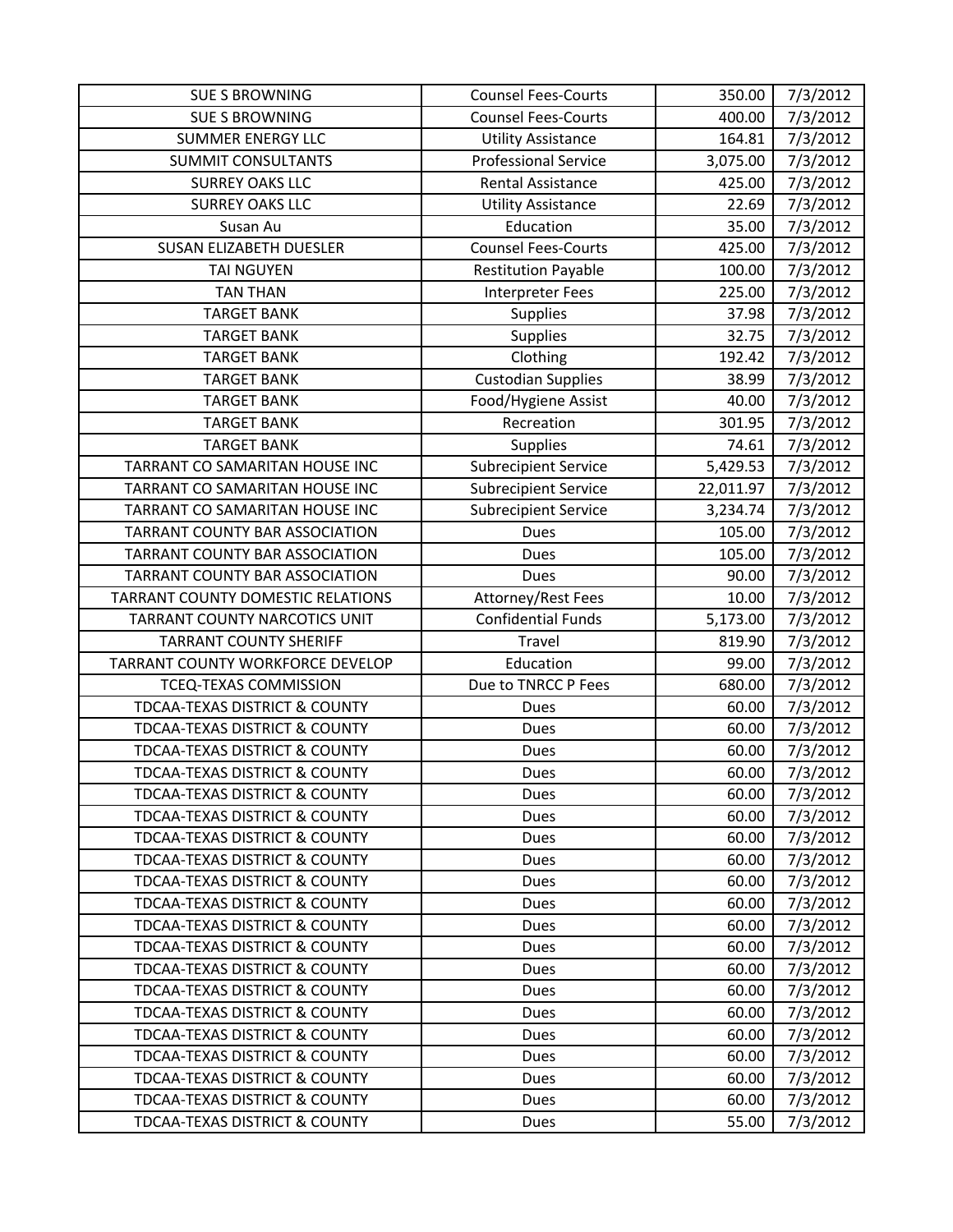| SUE S BROWNING | Counsel Fees-Courts | 350.00 | 7/3/2012 |
|---|---|---|---|
| SUE S BROWNING | Counsel Fees-Courts | 400.00 | 7/3/2012 |
| SUMMER ENERGY LLC | Utility Assistance | 164.81 | 7/3/2012 |
| SUMMIT CONSULTANTS | Professional Service | 3,075.00 | 7/3/2012 |
| SURREY OAKS LLC | Rental Assistance | 425.00 | 7/3/2012 |
| SURREY OAKS LLC | Utility Assistance | 22.69 | 7/3/2012 |
| Susan Au | Education | 35.00 | 7/3/2012 |
| SUSAN ELIZABETH DUESLER | Counsel Fees-Courts | 425.00 | 7/3/2012 |
| TAI NGUYEN | Restitution Payable | 100.00 | 7/3/2012 |
| TAN THAN | Interpreter Fees | 225.00 | 7/3/2012 |
| TARGET BANK | Supplies | 37.98 | 7/3/2012 |
| TARGET BANK | Supplies | 32.75 | 7/3/2012 |
| TARGET BANK | Clothing | 192.42 | 7/3/2012 |
| TARGET BANK | Custodian Supplies | 38.99 | 7/3/2012 |
| TARGET BANK | Food/Hygiene Assist | 40.00 | 7/3/2012 |
| TARGET BANK | Recreation | 301.95 | 7/3/2012 |
| TARGET BANK | Supplies | 74.61 | 7/3/2012 |
| TARRANT CO SAMARITAN HOUSE INC | Subrecipient Service | 5,429.53 | 7/3/2012 |
| TARRANT CO SAMARITAN HOUSE INC | Subrecipient Service | 22,011.97 | 7/3/2012 |
| TARRANT CO SAMARITAN HOUSE INC | Subrecipient Service | 3,234.74 | 7/3/2012 |
| TARRANT COUNTY BAR ASSOCIATION | Dues | 105.00 | 7/3/2012 |
| TARRANT COUNTY BAR ASSOCIATION | Dues | 105.00 | 7/3/2012 |
| TARRANT COUNTY BAR ASSOCIATION | Dues | 90.00 | 7/3/2012 |
| TARRANT COUNTY DOMESTIC RELATIONS | Attorney/Rest Fees | 10.00 | 7/3/2012 |
| TARRANT COUNTY NARCOTICS UNIT | Confidential Funds | 5,173.00 | 7/3/2012 |
| TARRANT COUNTY SHERIFF | Travel | 819.90 | 7/3/2012 |
| TARRANT COUNTY WORKFORCE DEVELOP | Education | 99.00 | 7/3/2012 |
| TCEQ-TEXAS COMMISSION | Due to TNRCC P Fees | 680.00 | 7/3/2012 |
| TDCAA-TEXAS DISTRICT & COUNTY | Dues | 60.00 | 7/3/2012 |
| TDCAA-TEXAS DISTRICT & COUNTY | Dues | 60.00 | 7/3/2012 |
| TDCAA-TEXAS DISTRICT & COUNTY | Dues | 60.00 | 7/3/2012 |
| TDCAA-TEXAS DISTRICT & COUNTY | Dues | 60.00 | 7/3/2012 |
| TDCAA-TEXAS DISTRICT & COUNTY | Dues | 60.00 | 7/3/2012 |
| TDCAA-TEXAS DISTRICT & COUNTY | Dues | 60.00 | 7/3/2012 |
| TDCAA-TEXAS DISTRICT & COUNTY | Dues | 60.00 | 7/3/2012 |
| TDCAA-TEXAS DISTRICT & COUNTY | Dues | 60.00 | 7/3/2012 |
| TDCAA-TEXAS DISTRICT & COUNTY | Dues | 60.00 | 7/3/2012 |
| TDCAA-TEXAS DISTRICT & COUNTY | Dues | 60.00 | 7/3/2012 |
| TDCAA-TEXAS DISTRICT & COUNTY | Dues | 60.00 | 7/3/2012 |
| TDCAA-TEXAS DISTRICT & COUNTY | Dues | 60.00 | 7/3/2012 |
| TDCAA-TEXAS DISTRICT & COUNTY | Dues | 60.00 | 7/3/2012 |
| TDCAA-TEXAS DISTRICT & COUNTY | Dues | 60.00 | 7/3/2012 |
| TDCAA-TEXAS DISTRICT & COUNTY | Dues | 60.00 | 7/3/2012 |
| TDCAA-TEXAS DISTRICT & COUNTY | Dues | 60.00 | 7/3/2012 |
| TDCAA-TEXAS DISTRICT & COUNTY | Dues | 60.00 | 7/3/2012 |
| TDCAA-TEXAS DISTRICT & COUNTY | Dues | 60.00 | 7/3/2012 |
| TDCAA-TEXAS DISTRICT & COUNTY | Dues | 60.00 | 7/3/2012 |
| TDCAA-TEXAS DISTRICT & COUNTY | Dues | 55.00 | 7/3/2012 |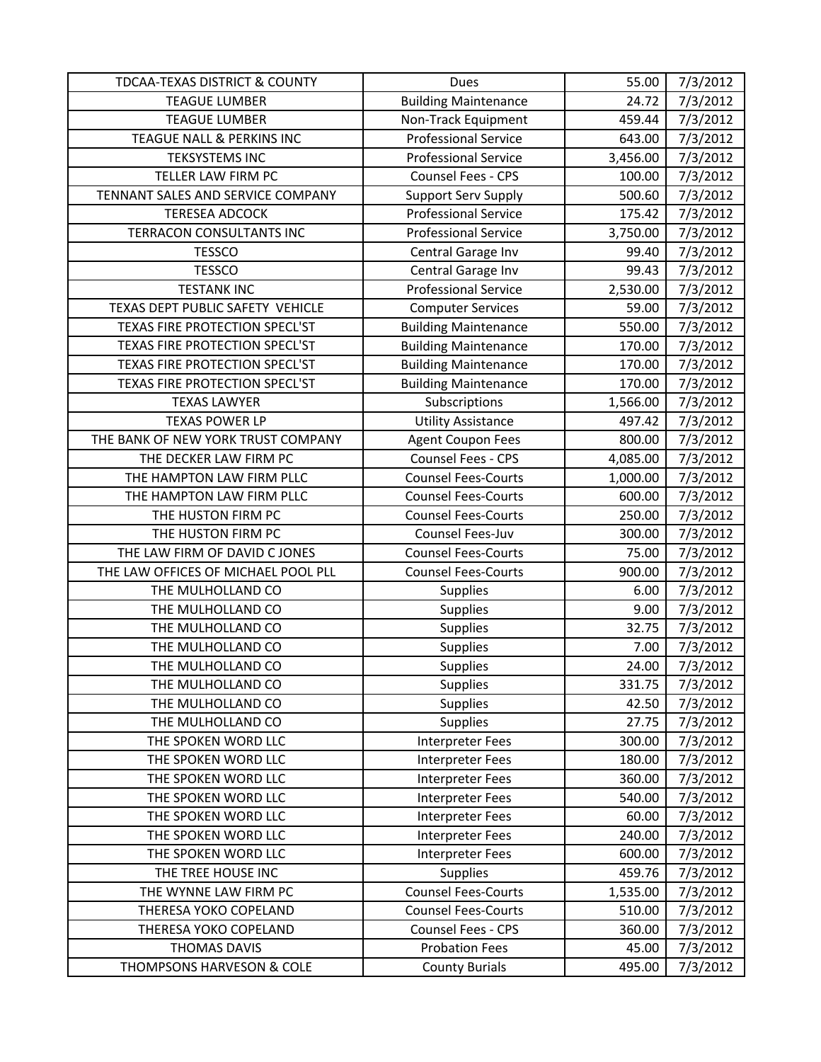| TDCAA-TEXAS DISTRICT & COUNTY | Dues | 55.00 | 7/3/2012 |
|---|---|---|---|
| TEAGUE LUMBER | Building Maintenance | 24.72 | 7/3/2012 |
| TEAGUE LUMBER | Non-Track Equipment | 459.44 | 7/3/2012 |
| TEAGUE NALL & PERKINS INC | Professional Service | 643.00 | 7/3/2012 |
| TEKSYSTEMS INC | Professional Service | 3,456.00 | 7/3/2012 |
| TELLER LAW FIRM PC | Counsel Fees - CPS | 100.00 | 7/3/2012 |
| TENNANT SALES AND SERVICE COMPANY | Support Serv Supply | 500.60 | 7/3/2012 |
| TERESEA ADCOCK | Professional Service | 175.42 | 7/3/2012 |
| TERRACON CONSULTANTS INC | Professional Service | 3,750.00 | 7/3/2012 |
| TESSCO | Central Garage Inv | 99.40 | 7/3/2012 |
| TESSCO | Central Garage Inv | 99.43 | 7/3/2012 |
| TESTANK INC | Professional Service | 2,530.00 | 7/3/2012 |
| TEXAS DEPT PUBLIC SAFETY VEHICLE | Computer Services | 59.00 | 7/3/2012 |
| TEXAS FIRE PROTECTION SPECL'ST | Building Maintenance | 550.00 | 7/3/2012 |
| TEXAS FIRE PROTECTION SPECL'ST | Building Maintenance | 170.00 | 7/3/2012 |
| TEXAS FIRE PROTECTION SPECL'ST | Building Maintenance | 170.00 | 7/3/2012 |
| TEXAS FIRE PROTECTION SPECL'ST | Building Maintenance | 170.00 | 7/3/2012 |
| TEXAS LAWYER | Subscriptions | 1,566.00 | 7/3/2012 |
| TEXAS POWER LP | Utility Assistance | 497.42 | 7/3/2012 |
| THE BANK OF NEW YORK TRUST COMPANY | Agent Coupon Fees | 800.00 | 7/3/2012 |
| THE DECKER LAW FIRM PC | Counsel Fees - CPS | 4,085.00 | 7/3/2012 |
| THE HAMPTON LAW FIRM PLLC | Counsel Fees-Courts | 1,000.00 | 7/3/2012 |
| THE HAMPTON LAW FIRM PLLC | Counsel Fees-Courts | 600.00 | 7/3/2012 |
| THE HUSTON FIRM PC | Counsel Fees-Courts | 250.00 | 7/3/2012 |
| THE HUSTON FIRM PC | Counsel Fees-Juv | 300.00 | 7/3/2012 |
| THE LAW FIRM OF DAVID C JONES | Counsel Fees-Courts | 75.00 | 7/3/2012 |
| THE LAW OFFICES OF MICHAEL POOL PLL | Counsel Fees-Courts | 900.00 | 7/3/2012 |
| THE MULHOLLAND CO | Supplies | 6.00 | 7/3/2012 |
| THE MULHOLLAND CO | Supplies | 9.00 | 7/3/2012 |
| THE MULHOLLAND CO | Supplies | 32.75 | 7/3/2012 |
| THE MULHOLLAND CO | Supplies | 7.00 | 7/3/2012 |
| THE MULHOLLAND CO | Supplies | 24.00 | 7/3/2012 |
| THE MULHOLLAND CO | Supplies | 331.75 | 7/3/2012 |
| THE MULHOLLAND CO | Supplies | 42.50 | 7/3/2012 |
| THE MULHOLLAND CO | Supplies | 27.75 | 7/3/2012 |
| THE SPOKEN WORD LLC | Interpreter Fees | 300.00 | 7/3/2012 |
| THE SPOKEN WORD LLC | Interpreter Fees | 180.00 | 7/3/2012 |
| THE SPOKEN WORD LLC | Interpreter Fees | 360.00 | 7/3/2012 |
| THE SPOKEN WORD LLC | Interpreter Fees | 540.00 | 7/3/2012 |
| THE SPOKEN WORD LLC | Interpreter Fees | 60.00 | 7/3/2012 |
| THE SPOKEN WORD LLC | Interpreter Fees | 240.00 | 7/3/2012 |
| THE SPOKEN WORD LLC | Interpreter Fees | 600.00 | 7/3/2012 |
| THE TREE HOUSE INC | Supplies | 459.76 | 7/3/2012 |
| THE WYNNE LAW FIRM PC | Counsel Fees-Courts | 1,535.00 | 7/3/2012 |
| THERESA YOKO COPELAND | Counsel Fees-Courts | 510.00 | 7/3/2012 |
| THERESA YOKO COPELAND | Counsel Fees - CPS | 360.00 | 7/3/2012 |
| THOMAS DAVIS | Probation Fees | 45.00 | 7/3/2012 |
| THOMPSONS HARVESON & COLE | County Burials | 495.00 | 7/3/2012 |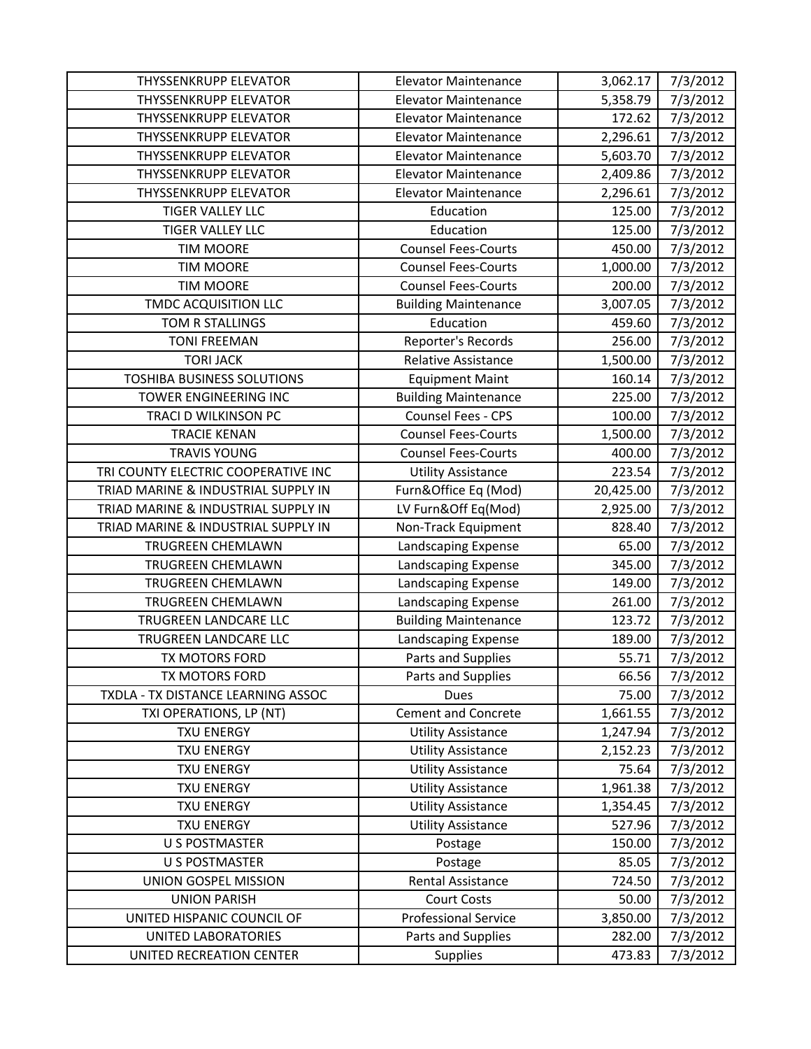| THYSSENKRUPP ELEVATOR | Elevator Maintenance | 3,062.17 | 7/3/2012 |
|---|---|---|---|
| THYSSENKRUPP ELEVATOR | Elevator Maintenance | 5,358.79 | 7/3/2012 |
| THYSSENKRUPP ELEVATOR | Elevator Maintenance | 172.62 | 7/3/2012 |
| THYSSENKRUPP ELEVATOR | Elevator Maintenance | 2,296.61 | 7/3/2012 |
| THYSSENKRUPP ELEVATOR | Elevator Maintenance | 5,603.70 | 7/3/2012 |
| THYSSENKRUPP ELEVATOR | Elevator Maintenance | 2,409.86 | 7/3/2012 |
| THYSSENKRUPP ELEVATOR | Elevator Maintenance | 2,296.61 | 7/3/2012 |
| TIGER VALLEY LLC | Education | 125.00 | 7/3/2012 |
| TIGER VALLEY LLC | Education | 125.00 | 7/3/2012 |
| TIM MOORE | Counsel Fees-Courts | 450.00 | 7/3/2012 |
| TIM MOORE | Counsel Fees-Courts | 1,000.00 | 7/3/2012 |
| TIM MOORE | Counsel Fees-Courts | 200.00 | 7/3/2012 |
| TMDC ACQUISITION LLC | Building Maintenance | 3,007.05 | 7/3/2012 |
| TOM R STALLINGS | Education | 459.60 | 7/3/2012 |
| TONI FREEMAN | Reporter's Records | 256.00 | 7/3/2012 |
| TORI JACK | Relative Assistance | 1,500.00 | 7/3/2012 |
| TOSHIBA BUSINESS SOLUTIONS | Equipment Maint | 160.14 | 7/3/2012 |
| TOWER ENGINEERING INC | Building Maintenance | 225.00 | 7/3/2012 |
| TRACI D WILKINSON PC | Counsel Fees - CPS | 100.00 | 7/3/2012 |
| TRACIE KENAN | Counsel Fees-Courts | 1,500.00 | 7/3/2012 |
| TRAVIS YOUNG | Counsel Fees-Courts | 400.00 | 7/3/2012 |
| TRI COUNTY ELECTRIC COOPERATIVE INC | Utility Assistance | 223.54 | 7/3/2012 |
| TRIAD MARINE & INDUSTRIAL SUPPLY IN | Furn&Office Eq (Mod) | 20,425.00 | 7/3/2012 |
| TRIAD MARINE & INDUSTRIAL SUPPLY IN | LV Furn&Off Eq(Mod) | 2,925.00 | 7/3/2012 |
| TRIAD MARINE & INDUSTRIAL SUPPLY IN | Non-Track Equipment | 828.40 | 7/3/2012 |
| TRUGREEN CHEMLAWN | Landscaping Expense | 65.00 | 7/3/2012 |
| TRUGREEN CHEMLAWN | Landscaping Expense | 345.00 | 7/3/2012 |
| TRUGREEN CHEMLAWN | Landscaping Expense | 149.00 | 7/3/2012 |
| TRUGREEN CHEMLAWN | Landscaping Expense | 261.00 | 7/3/2012 |
| TRUGREEN LANDCARE LLC | Building Maintenance | 123.72 | 7/3/2012 |
| TRUGREEN LANDCARE LLC | Landscaping Expense | 189.00 | 7/3/2012 |
| TX MOTORS FORD | Parts and Supplies | 55.71 | 7/3/2012 |
| TX MOTORS FORD | Parts and Supplies | 66.56 | 7/3/2012 |
| TXDLA - TX DISTANCE LEARNING ASSOC | Dues | 75.00 | 7/3/2012 |
| TXI OPERATIONS, LP (NT) | Cement and Concrete | 1,661.55 | 7/3/2012 |
| TXU ENERGY | Utility Assistance | 1,247.94 | 7/3/2012 |
| TXU ENERGY | Utility Assistance | 2,152.23 | 7/3/2012 |
| TXU ENERGY | Utility Assistance | 75.64 | 7/3/2012 |
| TXU ENERGY | Utility Assistance | 1,961.38 | 7/3/2012 |
| TXU ENERGY | Utility Assistance | 1,354.45 | 7/3/2012 |
| TXU ENERGY | Utility Assistance | 527.96 | 7/3/2012 |
| U S POSTMASTER | Postage | 150.00 | 7/3/2012 |
| U S POSTMASTER | Postage | 85.05 | 7/3/2012 |
| UNION GOSPEL MISSION | Rental Assistance | 724.50 | 7/3/2012 |
| UNION PARISH | Court Costs | 50.00 | 7/3/2012 |
| UNITED HISPANIC COUNCIL OF | Professional Service | 3,850.00 | 7/3/2012 |
| UNITED LABORATORIES | Parts and Supplies | 282.00 | 7/3/2012 |
| UNITED RECREATION CENTER | Supplies | 473.83 | 7/3/2012 |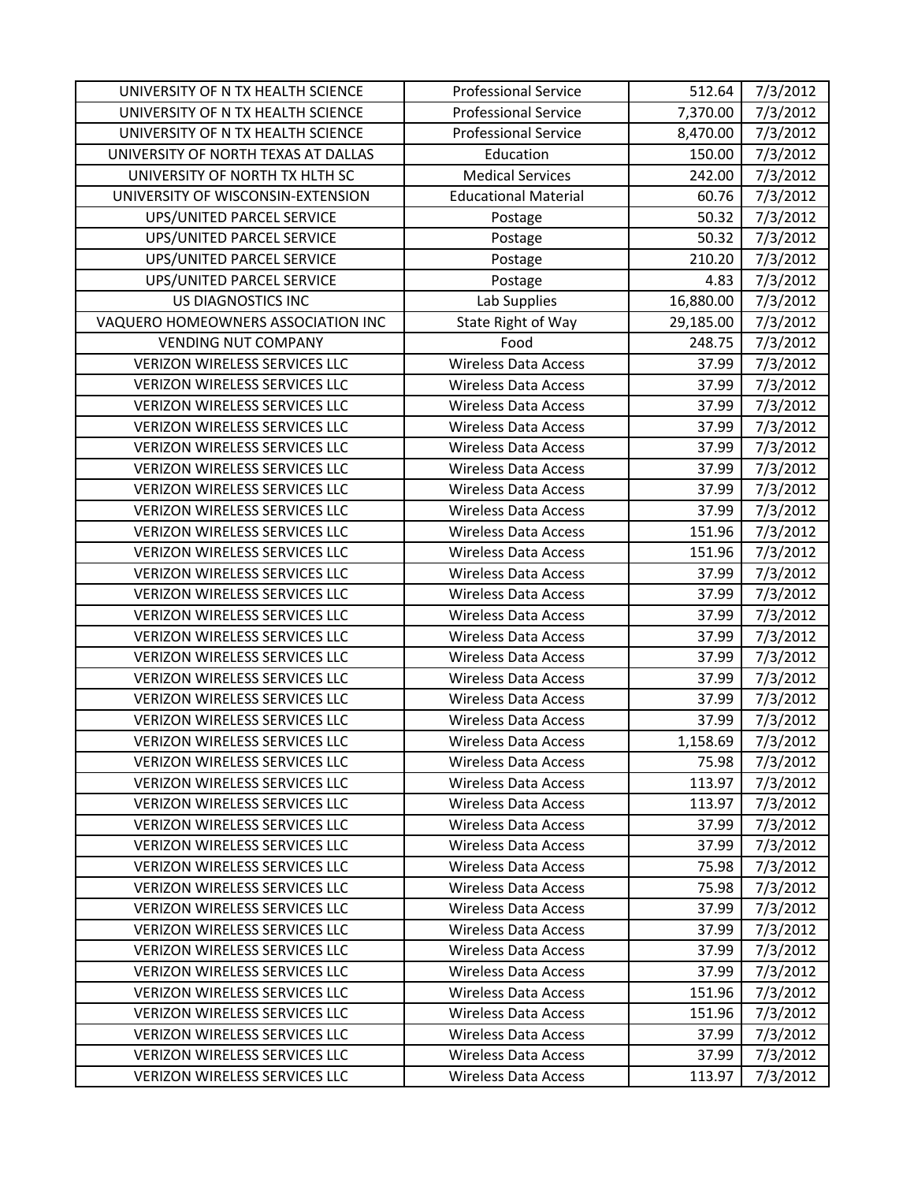| UNIVERSITY OF N TX HEALTH SCIENCE | Professional Service | 512.64 | 7/3/2012 |
|---|---|---|---|
| UNIVERSITY OF N TX HEALTH SCIENCE | Professional Service | 7,370.00 | 7/3/2012 |
| UNIVERSITY OF N TX HEALTH SCIENCE | Professional Service | 8,470.00 | 7/3/2012 |
| UNIVERSITY OF NORTH TEXAS AT DALLAS | Education | 150.00 | 7/3/2012 |
| UNIVERSITY OF NORTH TX HLTH SC | Medical Services | 242.00 | 7/3/2012 |
| UNIVERSITY OF WISCONSIN-EXTENSION | Educational Material | 60.76 | 7/3/2012 |
| UPS/UNITED PARCEL SERVICE | Postage | 50.32 | 7/3/2012 |
| UPS/UNITED PARCEL SERVICE | Postage | 50.32 | 7/3/2012 |
| UPS/UNITED PARCEL SERVICE | Postage | 210.20 | 7/3/2012 |
| UPS/UNITED PARCEL SERVICE | Postage | 4.83 | 7/3/2012 |
| US DIAGNOSTICS INC | Lab Supplies | 16,880.00 | 7/3/2012 |
| VAQUERO HOMEOWNERS ASSOCIATION INC | State Right of Way | 29,185.00 | 7/3/2012 |
| VENDING NUT COMPANY | Food | 248.75 | 7/3/2012 |
| VERIZON WIRELESS SERVICES LLC | Wireless Data Access | 37.99 | 7/3/2012 |
| VERIZON WIRELESS SERVICES LLC | Wireless Data Access | 37.99 | 7/3/2012 |
| VERIZON WIRELESS SERVICES LLC | Wireless Data Access | 37.99 | 7/3/2012 |
| VERIZON WIRELESS SERVICES LLC | Wireless Data Access | 37.99 | 7/3/2012 |
| VERIZON WIRELESS SERVICES LLC | Wireless Data Access | 37.99 | 7/3/2012 |
| VERIZON WIRELESS SERVICES LLC | Wireless Data Access | 37.99 | 7/3/2012 |
| VERIZON WIRELESS SERVICES LLC | Wireless Data Access | 37.99 | 7/3/2012 |
| VERIZON WIRELESS SERVICES LLC | Wireless Data Access | 37.99 | 7/3/2012 |
| VERIZON WIRELESS SERVICES LLC | Wireless Data Access | 151.96 | 7/3/2012 |
| VERIZON WIRELESS SERVICES LLC | Wireless Data Access | 151.96 | 7/3/2012 |
| VERIZON WIRELESS SERVICES LLC | Wireless Data Access | 37.99 | 7/3/2012 |
| VERIZON WIRELESS SERVICES LLC | Wireless Data Access | 37.99 | 7/3/2012 |
| VERIZON WIRELESS SERVICES LLC | Wireless Data Access | 37.99 | 7/3/2012 |
| VERIZON WIRELESS SERVICES LLC | Wireless Data Access | 37.99 | 7/3/2012 |
| VERIZON WIRELESS SERVICES LLC | Wireless Data Access | 37.99 | 7/3/2012 |
| VERIZON WIRELESS SERVICES LLC | Wireless Data Access | 37.99 | 7/3/2012 |
| VERIZON WIRELESS SERVICES LLC | Wireless Data Access | 37.99 | 7/3/2012 |
| VERIZON WIRELESS SERVICES LLC | Wireless Data Access | 37.99 | 7/3/2012 |
| VERIZON WIRELESS SERVICES LLC | Wireless Data Access | 1,158.69 | 7/3/2012 |
| VERIZON WIRELESS SERVICES LLC | Wireless Data Access | 75.98 | 7/3/2012 |
| VERIZON WIRELESS SERVICES LLC | Wireless Data Access | 113.97 | 7/3/2012 |
| VERIZON WIRELESS SERVICES LLC | Wireless Data Access | 113.97 | 7/3/2012 |
| VERIZON WIRELESS SERVICES LLC | Wireless Data Access | 37.99 | 7/3/2012 |
| VERIZON WIRELESS SERVICES LLC | Wireless Data Access | 37.99 | 7/3/2012 |
| VERIZON WIRELESS SERVICES LLC | Wireless Data Access | 75.98 | 7/3/2012 |
| VERIZON WIRELESS SERVICES LLC | Wireless Data Access | 75.98 | 7/3/2012 |
| VERIZON WIRELESS SERVICES LLC | Wireless Data Access | 37.99 | 7/3/2012 |
| VERIZON WIRELESS SERVICES LLC | Wireless Data Access | 37.99 | 7/3/2012 |
| VERIZON WIRELESS SERVICES LLC | Wireless Data Access | 37.99 | 7/3/2012 |
| VERIZON WIRELESS SERVICES LLC | Wireless Data Access | 37.99 | 7/3/2012 |
| VERIZON WIRELESS SERVICES LLC | Wireless Data Access | 151.96 | 7/3/2012 |
| VERIZON WIRELESS SERVICES LLC | Wireless Data Access | 151.96 | 7/3/2012 |
| VERIZON WIRELESS SERVICES LLC | Wireless Data Access | 37.99 | 7/3/2012 |
| VERIZON WIRELESS SERVICES LLC | Wireless Data Access | 37.99 | 7/3/2012 |
| VERIZON WIRELESS SERVICES LLC | Wireless Data Access | 113.97 | 7/3/2012 |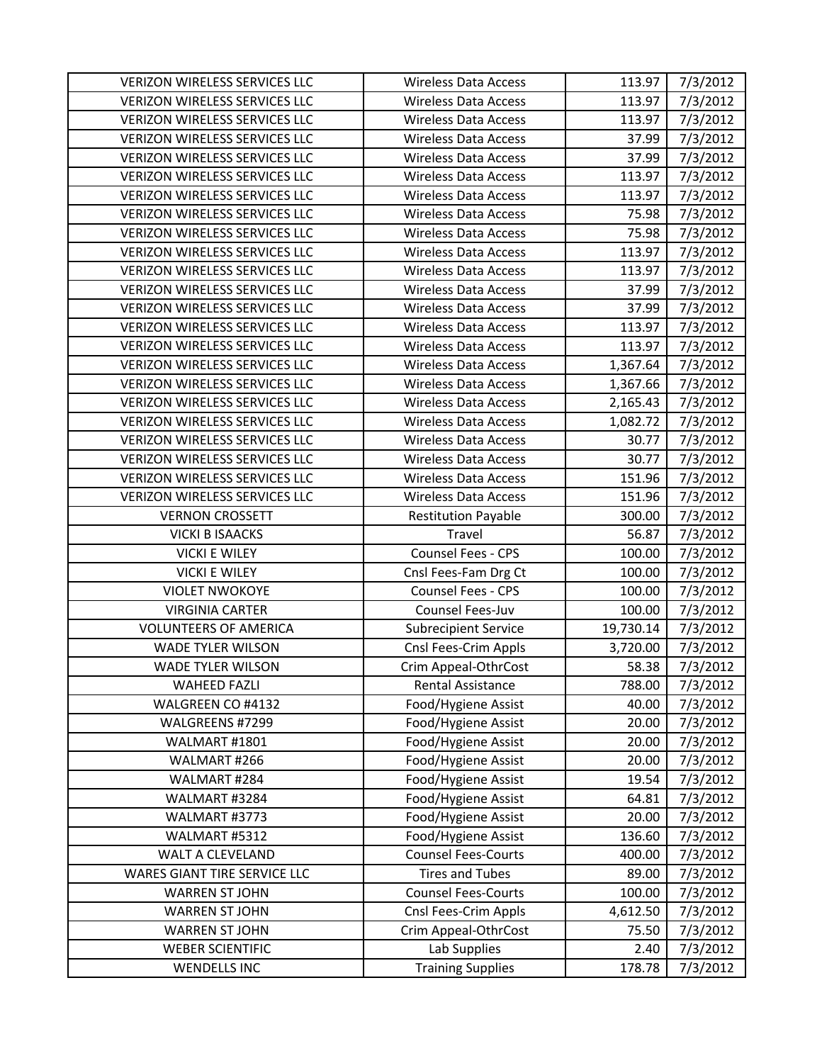| | | | |
|---|---|---|---|
| VERIZON WIRELESS SERVICES LLC | Wireless Data Access | 113.97 | 7/3/2012 |
| VERIZON WIRELESS SERVICES LLC | Wireless Data Access | 113.97 | 7/3/2012 |
| VERIZON WIRELESS SERVICES LLC | Wireless Data Access | 113.97 | 7/3/2012 |
| VERIZON WIRELESS SERVICES LLC | Wireless Data Access | 37.99 | 7/3/2012 |
| VERIZON WIRELESS SERVICES LLC | Wireless Data Access | 37.99 | 7/3/2012 |
| VERIZON WIRELESS SERVICES LLC | Wireless Data Access | 113.97 | 7/3/2012 |
| VERIZON WIRELESS SERVICES LLC | Wireless Data Access | 113.97 | 7/3/2012 |
| VERIZON WIRELESS SERVICES LLC | Wireless Data Access | 75.98 | 7/3/2012 |
| VERIZON WIRELESS SERVICES LLC | Wireless Data Access | 75.98 | 7/3/2012 |
| VERIZON WIRELESS SERVICES LLC | Wireless Data Access | 113.97 | 7/3/2012 |
| VERIZON WIRELESS SERVICES LLC | Wireless Data Access | 113.97 | 7/3/2012 |
| VERIZON WIRELESS SERVICES LLC | Wireless Data Access | 37.99 | 7/3/2012 |
| VERIZON WIRELESS SERVICES LLC | Wireless Data Access | 37.99 | 7/3/2012 |
| VERIZON WIRELESS SERVICES LLC | Wireless Data Access | 113.97 | 7/3/2012 |
| VERIZON WIRELESS SERVICES LLC | Wireless Data Access | 113.97 | 7/3/2012 |
| VERIZON WIRELESS SERVICES LLC | Wireless Data Access | 1,367.64 | 7/3/2012 |
| VERIZON WIRELESS SERVICES LLC | Wireless Data Access | 1,367.66 | 7/3/2012 |
| VERIZON WIRELESS SERVICES LLC | Wireless Data Access | 2,165.43 | 7/3/2012 |
| VERIZON WIRELESS SERVICES LLC | Wireless Data Access | 1,082.72 | 7/3/2012 |
| VERIZON WIRELESS SERVICES LLC | Wireless Data Access | 30.77 | 7/3/2012 |
| VERIZON WIRELESS SERVICES LLC | Wireless Data Access | 30.77 | 7/3/2012 |
| VERIZON WIRELESS SERVICES LLC | Wireless Data Access | 151.96 | 7/3/2012 |
| VERIZON WIRELESS SERVICES LLC | Wireless Data Access | 151.96 | 7/3/2012 |
| VERNON CROSSETT | Restitution Payable | 300.00 | 7/3/2012 |
| VICKI B ISAACKS | Travel | 56.87 | 7/3/2012 |
| VICKI E WILEY | Counsel Fees - CPS | 100.00 | 7/3/2012 |
| VICKI E WILEY | Cnsl Fees-Fam Drg Ct | 100.00 | 7/3/2012 |
| VIOLET NWOKOYE | Counsel Fees - CPS | 100.00 | 7/3/2012 |
| VIRGINIA CARTER | Counsel Fees-Juv | 100.00 | 7/3/2012 |
| VOLUNTEERS OF AMERICA | Subrecipient Service | 19,730.14 | 7/3/2012 |
| WADE TYLER WILSON | Cnsl Fees-Crim Appls | 3,720.00 | 7/3/2012 |
| WADE TYLER WILSON | Crim Appeal-OthrCost | 58.38 | 7/3/2012 |
| WAHEED FAZLI | Rental Assistance | 788.00 | 7/3/2012 |
| WALGREEN CO #4132 | Food/Hygiene Assist | 40.00 | 7/3/2012 |
| WALGREENS #7299 | Food/Hygiene Assist | 20.00 | 7/3/2012 |
| WALMART #1801 | Food/Hygiene Assist | 20.00 | 7/3/2012 |
| WALMART #266 | Food/Hygiene Assist | 20.00 | 7/3/2012 |
| WALMART #284 | Food/Hygiene Assist | 19.54 | 7/3/2012 |
| WALMART #3284 | Food/Hygiene Assist | 64.81 | 7/3/2012 |
| WALMART #3773 | Food/Hygiene Assist | 20.00 | 7/3/2012 |
| WALMART #5312 | Food/Hygiene Assist | 136.60 | 7/3/2012 |
| WALT A CLEVELAND | Counsel Fees-Courts | 400.00 | 7/3/2012 |
| WARES GIANT TIRE SERVICE LLC | Tires and Tubes | 89.00 | 7/3/2012 |
| WARREN ST JOHN | Counsel Fees-Courts | 100.00 | 7/3/2012 |
| WARREN ST JOHN | Cnsl Fees-Crim Appls | 4,612.50 | 7/3/2012 |
| WARREN ST JOHN | Crim Appeal-OthrCost | 75.50 | 7/3/2012 |
| WEBER SCIENTIFIC | Lab Supplies | 2.40 | 7/3/2012 |
| WENDELLS INC | Training Supplies | 178.78 | 7/3/2012 |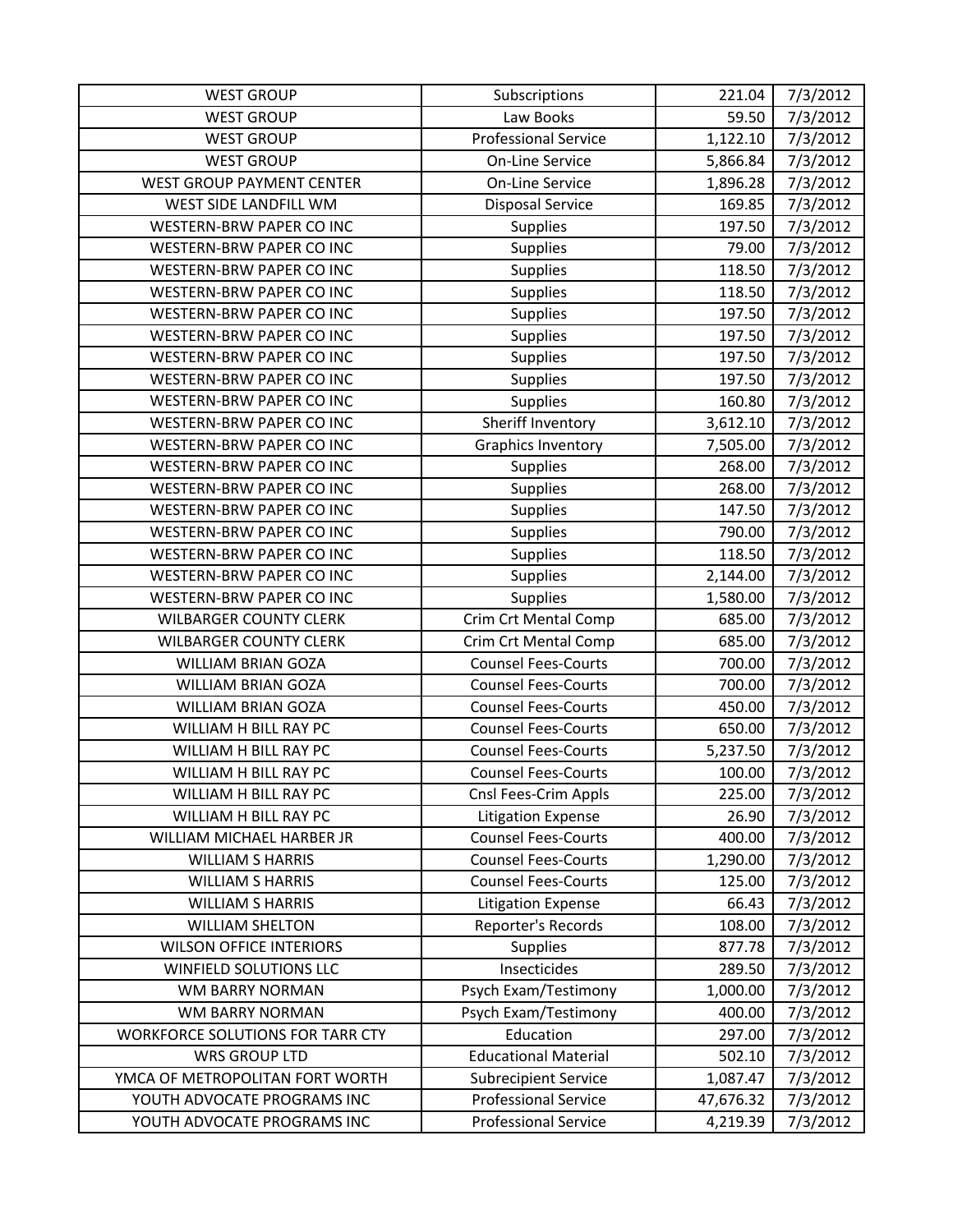| | | | |
|---|---|---|---|
| WEST GROUP | Subscriptions | 221.04 | 7/3/2012 |
| WEST GROUP | Law Books | 59.50 | 7/3/2012 |
| WEST GROUP | Professional Service | 1,122.10 | 7/3/2012 |
| WEST GROUP | On-Line Service | 5,866.84 | 7/3/2012 |
| WEST GROUP PAYMENT CENTER | On-Line Service | 1,896.28 | 7/3/2012 |
| WEST SIDE LANDFILL WM | Disposal Service | 169.85 | 7/3/2012 |
| WESTERN-BRW PAPER CO INC | Supplies | 197.50 | 7/3/2012 |
| WESTERN-BRW PAPER CO INC | Supplies | 79.00 | 7/3/2012 |
| WESTERN-BRW PAPER CO INC | Supplies | 118.50 | 7/3/2012 |
| WESTERN-BRW PAPER CO INC | Supplies | 118.50 | 7/3/2012 |
| WESTERN-BRW PAPER CO INC | Supplies | 197.50 | 7/3/2012 |
| WESTERN-BRW PAPER CO INC | Supplies | 197.50 | 7/3/2012 |
| WESTERN-BRW PAPER CO INC | Supplies | 197.50 | 7/3/2012 |
| WESTERN-BRW PAPER CO INC | Supplies | 197.50 | 7/3/2012 |
| WESTERN-BRW PAPER CO INC | Supplies | 160.80 | 7/3/2012 |
| WESTERN-BRW PAPER CO INC | Sheriff Inventory | 3,612.10 | 7/3/2012 |
| WESTERN-BRW PAPER CO INC | Graphics Inventory | 7,505.00 | 7/3/2012 |
| WESTERN-BRW PAPER CO INC | Supplies | 268.00 | 7/3/2012 |
| WESTERN-BRW PAPER CO INC | Supplies | 268.00 | 7/3/2012 |
| WESTERN-BRW PAPER CO INC | Supplies | 147.50 | 7/3/2012 |
| WESTERN-BRW PAPER CO INC | Supplies | 790.00 | 7/3/2012 |
| WESTERN-BRW PAPER CO INC | Supplies | 118.50 | 7/3/2012 |
| WESTERN-BRW PAPER CO INC | Supplies | 2,144.00 | 7/3/2012 |
| WESTERN-BRW PAPER CO INC | Supplies | 1,580.00 | 7/3/2012 |
| WILBARGER COUNTY CLERK | Crim Crt Mental Comp | 685.00 | 7/3/2012 |
| WILBARGER COUNTY CLERK | Crim Crt Mental Comp | 685.00 | 7/3/2012 |
| WILLIAM BRIAN GOZA | Counsel Fees-Courts | 700.00 | 7/3/2012 |
| WILLIAM BRIAN GOZA | Counsel Fees-Courts | 700.00 | 7/3/2012 |
| WILLIAM BRIAN GOZA | Counsel Fees-Courts | 450.00 | 7/3/2012 |
| WILLIAM H BILL RAY PC | Counsel Fees-Courts | 650.00 | 7/3/2012 |
| WILLIAM H BILL RAY PC | Counsel Fees-Courts | 5,237.50 | 7/3/2012 |
| WILLIAM H BILL RAY PC | Counsel Fees-Courts | 100.00 | 7/3/2012 |
| WILLIAM H BILL RAY PC | Cnsl Fees-Crim Appls | 225.00 | 7/3/2012 |
| WILLIAM H BILL RAY PC | Litigation Expense | 26.90 | 7/3/2012 |
| WILLIAM MICHAEL HARBER JR | Counsel Fees-Courts | 400.00 | 7/3/2012 |
| WILLIAM S HARRIS | Counsel Fees-Courts | 1,290.00 | 7/3/2012 |
| WILLIAM S HARRIS | Counsel Fees-Courts | 125.00 | 7/3/2012 |
| WILLIAM S HARRIS | Litigation Expense | 66.43 | 7/3/2012 |
| WILLIAM SHELTON | Reporter's Records | 108.00 | 7/3/2012 |
| WILSON OFFICE INTERIORS | Supplies | 877.78 | 7/3/2012 |
| WINFIELD SOLUTIONS LLC | Insecticides | 289.50 | 7/3/2012 |
| WM BARRY NORMAN | Psych Exam/Testimony | 1,000.00 | 7/3/2012 |
| WM BARRY NORMAN | Psych Exam/Testimony | 400.00 | 7/3/2012 |
| WORKFORCE SOLUTIONS FOR TARR CTY | Education | 297.00 | 7/3/2012 |
| WRS GROUP LTD | Educational Material | 502.10 | 7/3/2012 |
| YMCA OF METROPOLITAN FORT WORTH | Subrecipient Service | 1,087.47 | 7/3/2012 |
| YOUTH ADVOCATE PROGRAMS INC | Professional Service | 47,676.32 | 7/3/2012 |
| YOUTH ADVOCATE PROGRAMS INC | Professional Service | 4,219.39 | 7/3/2012 |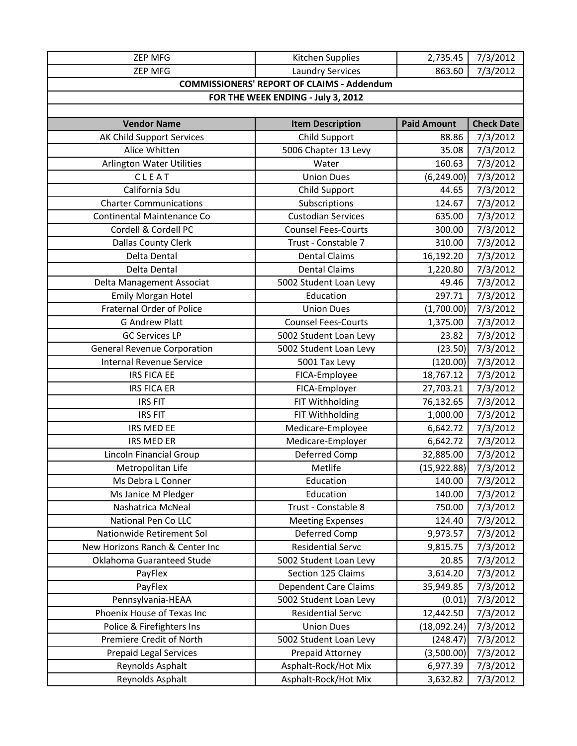| ZEP MFG | Kitchen Supplies | 2,735.45 | 7/3/2012 |
|---|---|---|---|
| ZEP MFG | Laundry Services | 863.60 | 7/3/2012 |

## COMMISSIONERS' REPORT OF CLAIMS - Addendum

## FOR THE WEEK ENDING - July 3, 2012

| Vendor Name | Item Description | Paid Amount | Check Date |
|---|---|---|---|
| AK Child Support Services | Child Support | 88.86 | 7/3/2012 |
| Alice Whitten | 5006 Chapter 13 Levy | 35.08 | 7/3/2012 |
| Arlington Water Utilities | Water | 160.63 | 7/3/2012 |
| C L E A T | Union Dues | (6,249.00) | 7/3/2012 |
| California Sdu | Child Support | 44.65 | 7/3/2012 |
| Charter Communications | Subscriptions | 124.67 | 7/3/2012 |
| Continental Maintenance Co | Custodian Services | 635.00 | 7/3/2012 |
| Cordell & Cordell PC | Counsel Fees-Courts | 300.00 | 7/3/2012 |
| Dallas County Clerk | Trust - Constable 7 | 310.00 | 7/3/2012 |
| Delta Dental | Dental Claims | 16,192.20 | 7/3/2012 |
| Delta Dental | Dental Claims | 1,220.80 | 7/3/2012 |
| Delta Management Associat | 5002 Student Loan Levy | 49.46 | 7/3/2012 |
| Emily Morgan Hotel | Education | 297.71 | 7/3/2012 |
| Fraternal Order of Police | Union Dues | (1,700.00) | 7/3/2012 |
| G Andrew Platt | Counsel Fees-Courts | 1,375.00 | 7/3/2012 |
| GC Services LP | 5002 Student Loan Levy | 23.82 | 7/3/2012 |
| General Revenue Corporation | 5002 Student Loan Levy | (23.50) | 7/3/2012 |
| Internal Revenue Service | 5001 Tax Levy | (120.00) | 7/3/2012 |
| IRS FICA EE | FICA-Employee | 18,767.12 | 7/3/2012 |
| IRS FICA ER | FICA-Employer | 27,703.21 | 7/3/2012 |
| IRS FIT | FIT Withholding | 76,132.65 | 7/3/2012 |
| IRS FIT | FIT Withholding | 1,000.00 | 7/3/2012 |
| IRS MED EE | Medicare-Employee | 6,642.72 | 7/3/2012 |
| IRS MED ER | Medicare-Employer | 6,642.72 | 7/3/2012 |
| Lincoln Financial Group | Deferred Comp | 32,885.00 | 7/3/2012 |
| Metropolitan Life | Metlife | (15,922.88) | 7/3/2012 |
| Ms Debra L Conner | Education | 140.00 | 7/3/2012 |
| Ms Janice M Pledger | Education | 140.00 | 7/3/2012 |
| Nashatrica McNeal | Trust - Constable 8 | 750.00 | 7/3/2012 |
| National Pen Co LLC | Meeting Expenses | 124.40 | 7/3/2012 |
| Nationwide Retirement Sol | Deferred Comp | 9,973.57 | 7/3/2012 |
| New Horizons Ranch & Center Inc | Residential Servc | 9,815.75 | 7/3/2012 |
| Oklahoma Guaranteed Stude | 5002 Student Loan Levy | 20.85 | 7/3/2012 |
| PayFlex | Section 125 Claims | 3,614.20 | 7/3/2012 |
| PayFlex | Dependent Care Claims | 35,949.85 | 7/3/2012 |
| Pennsylvania-HEAA | 5002 Student Loan Levy | (0.01) | 7/3/2012 |
| Phoenix House of Texas Inc | Residential Servc | 12,442.50 | 7/3/2012 |
| Police & Firefighters Ins | Union Dues | (18,092.24) | 7/3/2012 |
| Premiere Credit of North | 5002 Student Loan Levy | (248.47) | 7/3/2012 |
| Prepaid Legal Services | Prepaid Attorney | (3,500.00) | 7/3/2012 |
| Reynolds Asphalt | Asphalt-Rock/Hot Mix | 6,977.39 | 7/3/2012 |
| Reynolds Asphalt | Asphalt-Rock/Hot Mix | 3,632.82 | 7/3/2012 |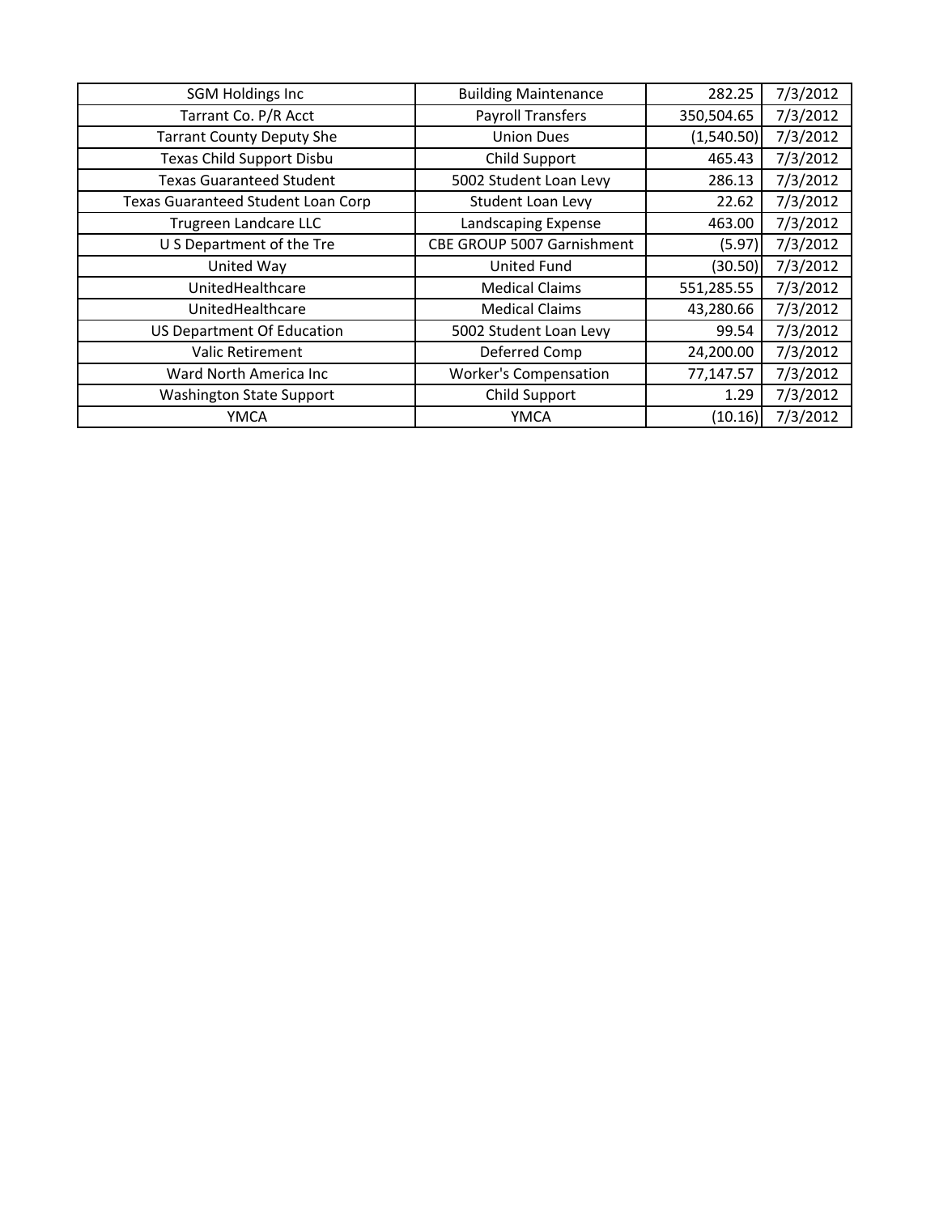| | | | |
|---|---|---|---|
| SGM Holdings Inc | Building Maintenance | 282.25 | 7/3/2012 |
| Tarrant Co. P/R Acct | Payroll Transfers | 350,504.65 | 7/3/2012 |
| Tarrant County Deputy She | Union Dues | (1,540.50) | 7/3/2012 |
| Texas Child Support Disbu | Child Support | 465.43 | 7/3/2012 |
| Texas Guaranteed Student | 5002 Student Loan Levy | 286.13 | 7/3/2012 |
| Texas Guaranteed Student Loan Corp | Student Loan Levy | 22.62 | 7/3/2012 |
| Trugreen Landcare LLC | Landscaping Expense | 463.00 | 7/3/2012 |
| U S Department of the Tre | CBE GROUP 5007 Garnishment | (5.97) | 7/3/2012 |
| United Way | United Fund | (30.50) | 7/3/2012 |
| UnitedHealthcare | Medical Claims | 551,285.55 | 7/3/2012 |
| UnitedHealthcare | Medical Claims | 43,280.66 | 7/3/2012 |
| US Department Of Education | 5002 Student Loan Levy | 99.54 | 7/3/2012 |
| Valic Retirement | Deferred Comp | 24,200.00 | 7/3/2012 |
| Ward North America Inc | Worker's Compensation | 77,147.57 | 7/3/2012 |
| Washington State Support | Child Support | 1.29 | 7/3/2012 |
| YMCA | YMCA | (10.16) | 7/3/2012 |